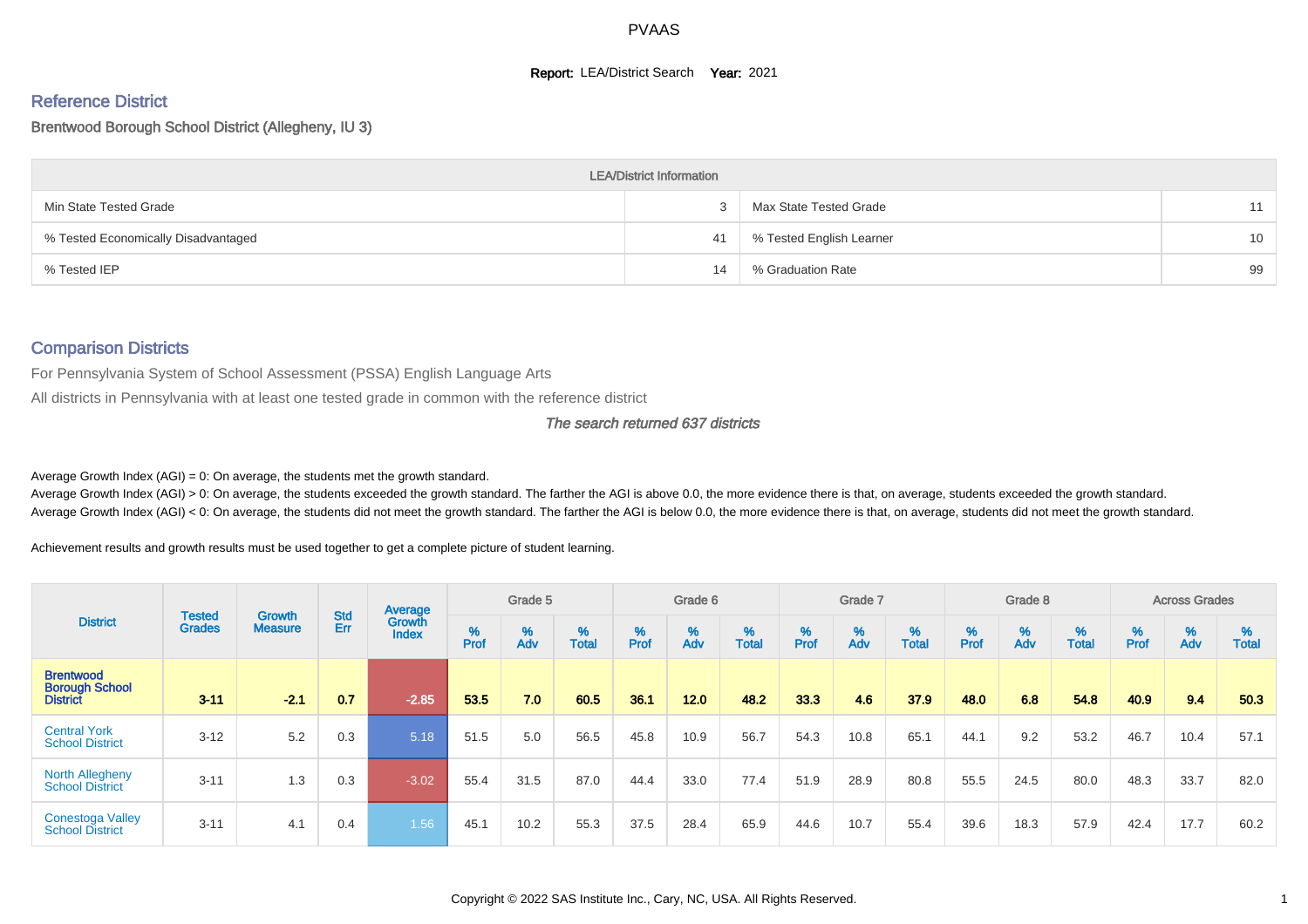PVAAS

**Report:** LEA/District Search **Year:** 2021

## Reference District

Brentwood Borough School District (Allegheny, IU 3)

| LEA/District Information | | | |
|---|---|---|---|
| Min State Tested Grade | 3 | Max State Tested Grade | 11 |
| % Tested Economically Disadvantaged | 41 | % Tested English Learner | 10 |
| % Tested IEP | 14 | % Graduation Rate | 99 |

## Comparison Districts

For Pennsylvania System of School Assessment (PSSA) English Language Arts

All districts in Pennsylvania with at least one tested grade in common with the reference district

*The search returned 637 districts*

Average Growth Index (AGI) = 0: On average, the students met the growth standard.

Average Growth Index (AGI) > 0: On average, the students exceeded the growth standard. The farther the AGI is above 0.0, the more evidence there is that, on average, students exceeded the growth standard.

Average Growth Index (AGI) < 0: On average, the students did not meet the growth standard. The farther the AGI is below 0.0, the more evidence there is that, on average, students did not meet the growth standard.

Achievement results and growth results must be used together to get a complete picture of student learning.

| District | Tested Grades | Growth Measure | Std Err | Average Growth Index | Grade 5 | | | Grade 6 | | | Grade 7 | | | Grade 8 | | | Across Grades | | |
|---|---|---|---|---|---|---|---|---|---|---|---|---|---|---|---|---|---|---|---|
| | | | | | % Prof | % Adv | % Total | % Prof | % Adv | % Total | % Prof | % Adv | % Total | % Prof | % Adv | % Total | % Prof | % Adv | % Total |
| **Brentwood Borough School District** | **3-11** | **-2.1** | **0.7** | **-2.85** | **53.5** | **7.0** | **60.5** | **36.1** | **12.0** | **48.2** | **33.3** | **4.6** | **37.9** | **48.0** | **6.8** | **54.8** | **40.9** | **9.4** | **50.3** |
| Central York School District | 3-12 | 5.2 | 0.3 | 5.18 | 51.5 | 5.0 | 56.5 | 45.8 | 10.9 | 56.7 | 54.3 | 10.8 | 65.1 | 44.1 | 9.2 | 53.2 | 46.7 | 10.4 | 57.1 |
| North Allegheny School District | 3-11 | 1.3 | 0.3 | -3.02 | 55.4 | 31.5 | 87.0 | 44.4 | 33.0 | 77.4 | 51.9 | 28.9 | 80.8 | 55.5 | 24.5 | 80.0 | 48.3 | 33.7 | 82.0 |
| Conestoga Valley School District | 3-11 | 4.1 | 0.4 | 1.56 | 45.1 | 10.2 | 55.3 | 37.5 | 28.4 | 65.9 | 44.6 | 10.7 | 55.4 | 39.6 | 18.3 | 57.9 | 42.4 | 17.7 | 60.2 |

Copyright © 2022 SAS Institute Inc., Cary, NC, USA. All Rights Reserved.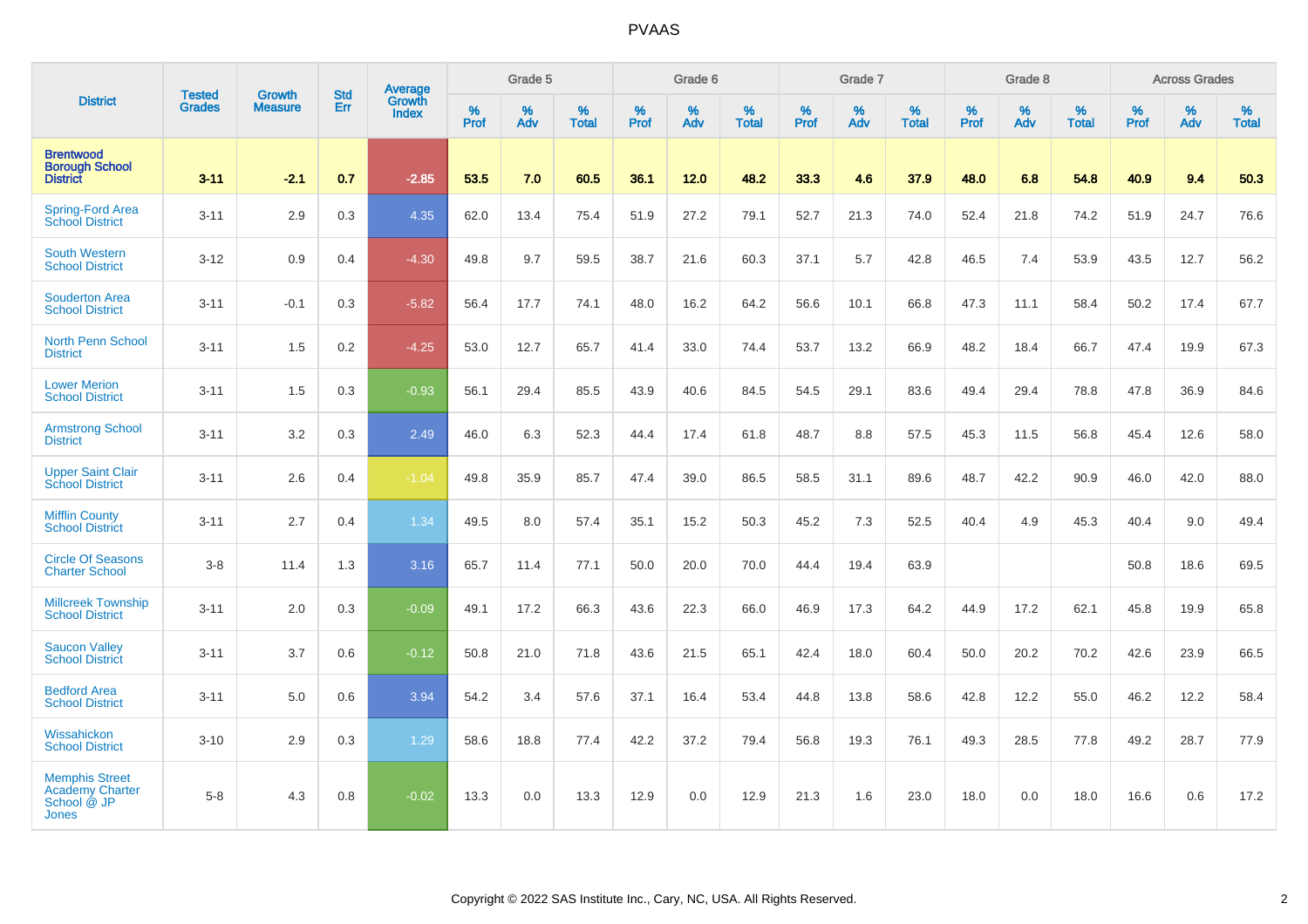| District | Tested Grades | Growth Measure | Std Err | Average Growth Index | Grade 5 | | | Grade 6 | | | Grade 7 | | | Grade 8 | | | Across Grades | | |
|---|---|---|---|---|---|---|---|---|---|---|---|---|---|---|---|---|---|---|---|
| | | | | | % Prof | % Adv | % Total | % Prof | % Adv | % Total | % Prof | % Adv | % Total | % Prof | % Adv | % Total | % Prof | % Adv | % Total |
| **Brentwood Borough School District** | **3-11** | **-2.1** | **0.7** | **-2.85** | **53.5** | **7.0** | **60.5** | **36.1** | **12.0** | **48.2** | **33.3** | **4.6** | **37.9** | **48.0** | **6.8** | **54.8** | **40.9** | **9.4** | **50.3** |
| Spring-Ford Area School District | 3-11 | 2.9 | 0.3 | 4.35 | 62.0 | 13.4 | 75.4 | 51.9 | 27.2 | 79.1 | 52.7 | 21.3 | 74.0 | 52.4 | 21.8 | 74.2 | 51.9 | 24.7 | 76.6 |
| South Western School District | 3-12 | 0.9 | 0.4 | -4.30 | 49.8 | 9.7 | 59.5 | 38.7 | 21.6 | 60.3 | 37.1 | 5.7 | 42.8 | 46.5 | 7.4 | 53.9 | 43.5 | 12.7 | 56.2 |
| Souderton Area School District | 3-11 | -0.1 | 0.3 | -5.82 | 56.4 | 17.7 | 74.1 | 48.0 | 16.2 | 64.2 | 56.6 | 10.1 | 66.8 | 47.3 | 11.1 | 58.4 | 50.2 | 17.4 | 67.7 |
| North Penn School District | 3-11 | 1.5 | 0.2 | -4.25 | 53.0 | 12.7 | 65.7 | 41.4 | 33.0 | 74.4 | 53.7 | 13.2 | 66.9 | 48.2 | 18.4 | 66.7 | 47.4 | 19.9 | 67.3 |
| Lower Merion School District | 3-11 | 1.5 | 0.3 | -0.93 | 56.1 | 29.4 | 85.5 | 43.9 | 40.6 | 84.5 | 54.5 | 29.1 | 83.6 | 49.4 | 29.4 | 78.8 | 47.8 | 36.9 | 84.6 |
| Armstrong School District | 3-11 | 3.2 | 0.3 | 2.49 | 46.0 | 6.3 | 52.3 | 44.4 | 17.4 | 61.8 | 48.7 | 8.8 | 57.5 | 45.3 | 11.5 | 56.8 | 45.4 | 12.6 | 58.0 |
| Upper Saint Clair School District | 3-11 | 2.6 | 0.4 | -1.04 | 49.8 | 35.9 | 85.7 | 47.4 | 39.0 | 86.5 | 58.5 | 31.1 | 89.6 | 48.7 | 42.2 | 90.9 | 46.0 | 42.0 | 88.0 |
| Mifflin County School District | 3-11 | 2.7 | 0.4 | 1.34 | 49.5 | 8.0 | 57.4 | 35.1 | 15.2 | 50.3 | 45.2 | 7.3 | 52.5 | 40.4 | 4.9 | 45.3 | 40.4 | 9.0 | 49.4 |
| Circle Of Seasons Charter School | 3-8 | 11.4 | 1.3 | 3.16 | 65.7 | 11.4 | 77.1 | 50.0 | 20.0 | 70.0 | 44.4 | 19.4 | 63.9 | | | | 50.8 | 18.6 | 69.5 |
| Millcreek Township School District | 3-11 | 2.0 | 0.3 | -0.09 | 49.1 | 17.2 | 66.3 | 43.6 | 22.3 | 66.0 | 46.9 | 17.3 | 64.2 | 44.9 | 17.2 | 62.1 | 45.8 | 19.9 | 65.8 |
| Saucon Valley School District | 3-11 | 3.7 | 0.6 | -0.12 | 50.8 | 21.0 | 71.8 | 43.6 | 21.5 | 65.1 | 42.4 | 18.0 | 60.4 | 50.0 | 20.2 | 70.2 | 42.6 | 23.9 | 66.5 |
| Bedford Area School District | 3-11 | 5.0 | 0.6 | 3.94 | 54.2 | 3.4 | 57.6 | 37.1 | 16.4 | 53.4 | 44.8 | 13.8 | 58.6 | 42.8 | 12.2 | 55.0 | 46.2 | 12.2 | 58.4 |
| Wissahickon School District | 3-10 | 2.9 | 0.3 | 1.29 | 58.6 | 18.8 | 77.4 | 42.2 | 37.2 | 79.4 | 56.8 | 19.3 | 76.1 | 49.3 | 28.5 | 77.8 | 49.2 | 28.7 | 77.9 |
| Memphis Street Academy Charter School @ JP Jones | 5-8 | 4.3 | 0.8 | -0.02 | 13.3 | 0.0 | 13.3 | 12.9 | 0.0 | 12.9 | 21.3 | 1.6 | 23.0 | 18.0 | 0.0 | 18.0 | 16.6 | 0.6 | 17.2 |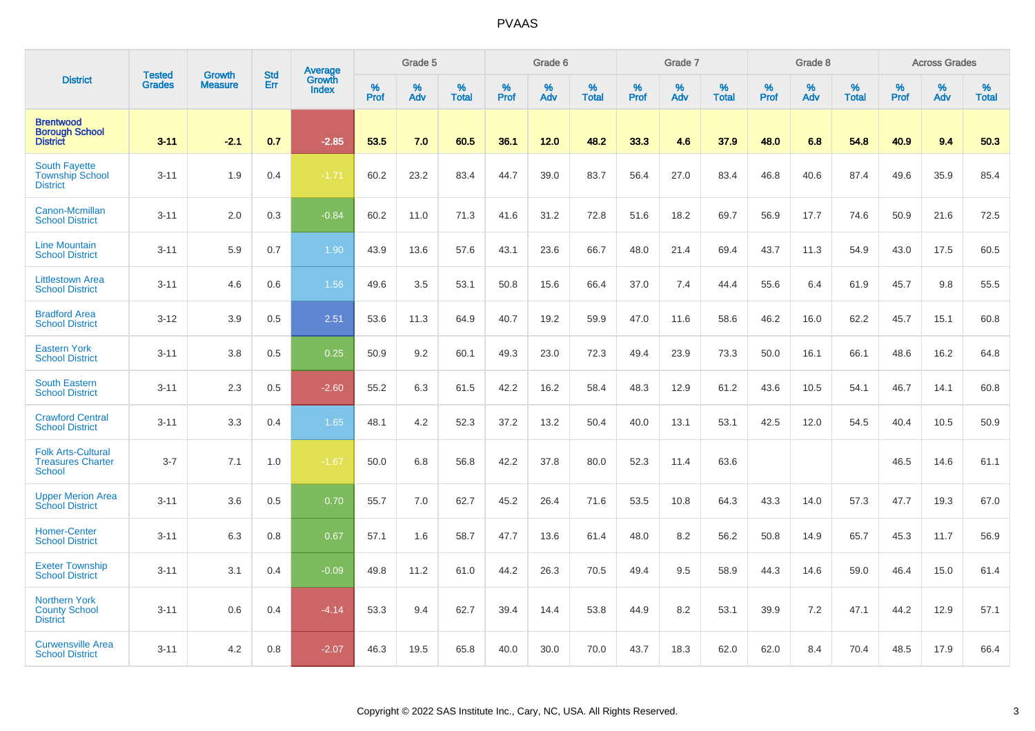# PVAAS

| District | Tested Grades | Growth Measure | Std Err | Average Growth Index | Grade 5 | | | Grade 6 | | | Grade 7 | | | Grade 8 | | | Across Grades | | |
|---|---|---|---|---|---|---|---|---|---|---|---|---|---|---|---|---|---|---|---|
| | | | | | % Prof | % Adv | % Total | % Prof | % Adv | % Total | % Prof | % Adv | % Total | % Prof | % Adv | % Total | % Prof | % Adv | % Total |
| **Brentwood Borough School District** | **3-11** | **-2.1** | **0.7** | **-2.85** | **53.5** | **7.0** | **60.5** | **36.1** | **12.0** | **48.2** | **33.3** | **4.6** | **37.9** | **48.0** | **6.8** | **54.8** | **40.9** | **9.4** | **50.3** |
| South Fayette Township School District | 3-11 | 1.9 | 0.4 | -1.71 | 60.2 | 23.2 | 83.4 | 44.7 | 39.0 | 83.7 | 56.4 | 27.0 | 83.4 | 46.8 | 40.6 | 87.4 | 49.6 | 35.9 | 85.4 |
| Canon-Mcmillan School District | 3-11 | 2.0 | 0.3 | -0.84 | 60.2 | 11.0 | 71.3 | 41.6 | 31.2 | 72.8 | 51.6 | 18.2 | 69.7 | 56.9 | 17.7 | 74.6 | 50.9 | 21.6 | 72.5 |
| Line Mountain School District | 3-11 | 5.9 | 0.7 | 1.90 | 43.9 | 13.6 | 57.6 | 43.1 | 23.6 | 66.7 | 48.0 | 21.4 | 69.4 | 43.7 | 11.3 | 54.9 | 43.0 | 17.5 | 60.5 |
| Littlestown Area School District | 3-11 | 4.6 | 0.6 | 1.56 | 49.6 | 3.5 | 53.1 | 50.8 | 15.6 | 66.4 | 37.0 | 7.4 | 44.4 | 55.6 | 6.4 | 61.9 | 45.7 | 9.8 | 55.5 |
| Bradford Area School District | 3-12 | 3.9 | 0.5 | 2.51 | 53.6 | 11.3 | 64.9 | 40.7 | 19.2 | 59.9 | 47.0 | 11.6 | 58.6 | 46.2 | 16.0 | 62.2 | 45.7 | 15.1 | 60.8 |
| Eastern York School District | 3-11 | 3.8 | 0.5 | 0.25 | 50.9 | 9.2 | 60.1 | 49.3 | 23.0 | 72.3 | 49.4 | 23.9 | 73.3 | 50.0 | 16.1 | 66.1 | 48.6 | 16.2 | 64.8 |
| South Eastern School District | 3-11 | 2.3 | 0.5 | -2.60 | 55.2 | 6.3 | 61.5 | 42.2 | 16.2 | 58.4 | 48.3 | 12.9 | 61.2 | 43.6 | 10.5 | 54.1 | 46.7 | 14.1 | 60.8 |
| Crawford Central School District | 3-11 | 3.3 | 0.4 | 1.65 | 48.1 | 4.2 | 52.3 | 37.2 | 13.2 | 50.4 | 40.0 | 13.1 | 53.1 | 42.5 | 12.0 | 54.5 | 40.4 | 10.5 | 50.9 |
| Folk Arts-Cultural Treasures Charter School | 3-7 | 7.1 | 1.0 | -1.67 | 50.0 | 6.8 | 56.8 | 42.2 | 37.8 | 80.0 | 52.3 | 11.4 | 63.6 | | | | 46.5 | 14.6 | 61.1 |
| Upper Merion Area School District | 3-11 | 3.6 | 0.5 | 0.70 | 55.7 | 7.0 | 62.7 | 45.2 | 26.4 | 71.6 | 53.5 | 10.8 | 64.3 | 43.3 | 14.0 | 57.3 | 47.7 | 19.3 | 67.0 |
| Homer-Center School District | 3-11 | 6.3 | 0.8 | 0.67 | 57.1 | 1.6 | 58.7 | 47.7 | 13.6 | 61.4 | 48.0 | 8.2 | 56.2 | 50.8 | 14.9 | 65.7 | 45.3 | 11.7 | 56.9 |
| Exeter Township School District | 3-11 | 3.1 | 0.4 | -0.09 | 49.8 | 11.2 | 61.0 | 44.2 | 26.3 | 70.5 | 49.4 | 9.5 | 58.9 | 44.3 | 14.6 | 59.0 | 46.4 | 15.0 | 61.4 |
| Northern York County School District | 3-11 | 0.6 | 0.4 | -4.14 | 53.3 | 9.4 | 62.7 | 39.4 | 14.4 | 53.8 | 44.9 | 8.2 | 53.1 | 39.9 | 7.2 | 47.1 | 44.2 | 12.9 | 57.1 |
| Curwensville Area School District | 3-11 | 4.2 | 0.8 | -2.07 | 46.3 | 19.5 | 65.8 | 40.0 | 30.0 | 70.0 | 43.7 | 18.3 | 62.0 | 62.0 | 8.4 | 70.4 | 48.5 | 17.9 | 66.4 |

Copyright © 2022 SAS Institute Inc., Cary, NC, USA. All Rights Reserved.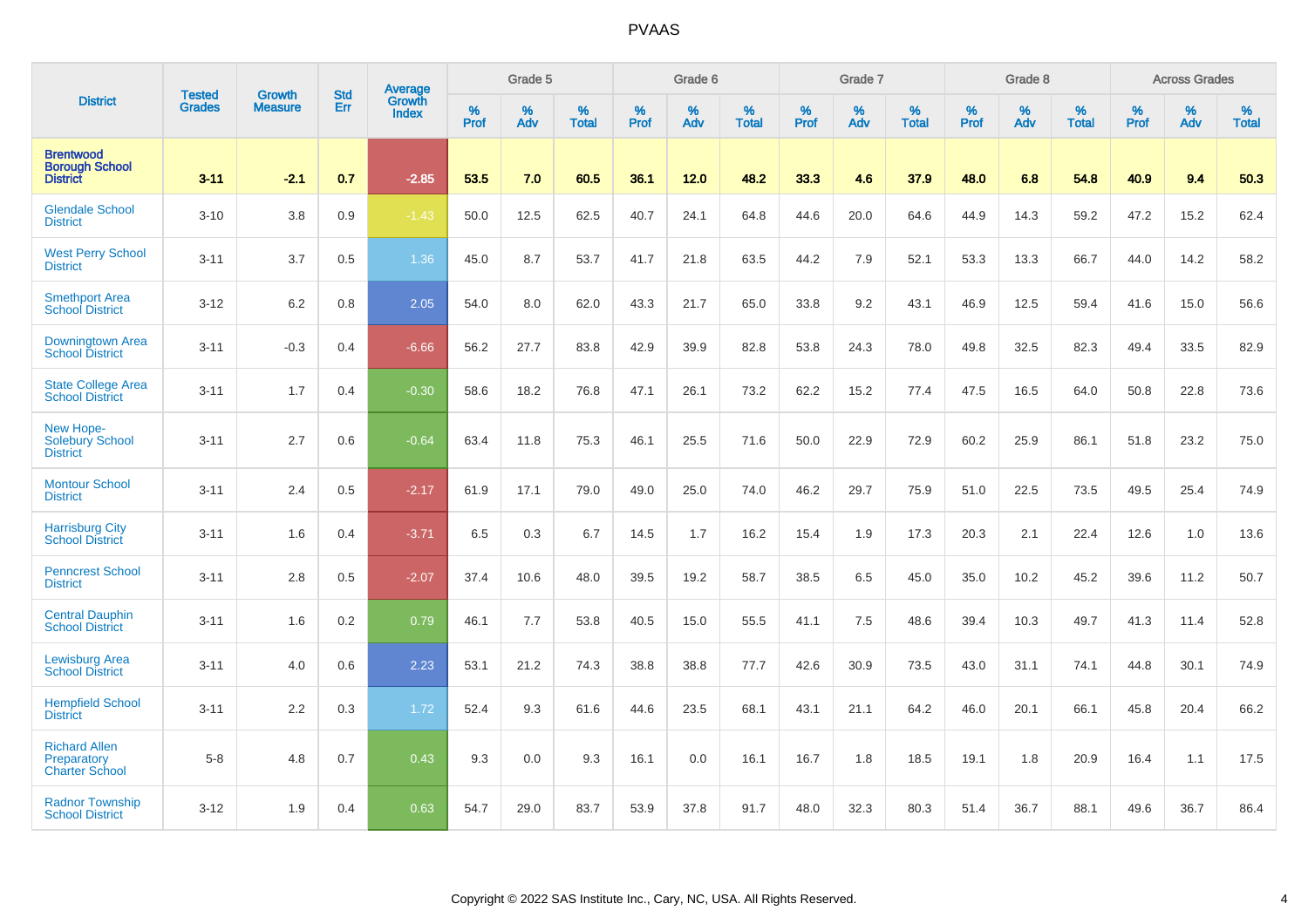| District | Tested Grades | Growth Measure | Std Err | Average Growth Index | Grade 5 | | | Grade 6 | | | Grade 7 | | | Grade 8 | | | Across Grades | | |
|---|---|---|---|---|---|---|---|---|---|---|---|---|---|---|---|---|---|---|---|
| | | | | | % Prof | % Adv | % Total | % Prof | % Adv | % Total | % Prof | % Adv | % Total | % Prof | % Adv | % Total | % Prof | % Adv | % Total |
| **Brentwood Borough School District** | **3-11** | **-2.1** | **0.7** | **-2.85** | **53.5** | **7.0** | **60.5** | **36.1** | **12.0** | **48.2** | **33.3** | **4.6** | **37.9** | **48.0** | **6.8** | **54.8** | **40.9** | **9.4** | **50.3** |
| Glendale School District | 3-10 | 3.8 | 0.9 | -1.43 | 50.0 | 12.5 | 62.5 | 40.7 | 24.1 | 64.8 | 44.6 | 20.0 | 64.6 | 44.9 | 14.3 | 59.2 | 47.2 | 15.2 | 62.4 |
| West Perry School District | 3-11 | 3.7 | 0.5 | 1.36 | 45.0 | 8.7 | 53.7 | 41.7 | 21.8 | 63.5 | 44.2 | 7.9 | 52.1 | 53.3 | 13.3 | 66.7 | 44.0 | 14.2 | 58.2 |
| Smethport Area School District | 3-12 | 6.2 | 0.8 | 2.05 | 54.0 | 8.0 | 62.0 | 43.3 | 21.7 | 65.0 | 33.8 | 9.2 | 43.1 | 46.9 | 12.5 | 59.4 | 41.6 | 15.0 | 56.6 |
| Downingtown Area School District | 3-11 | -0.3 | 0.4 | -6.66 | 56.2 | 27.7 | 83.8 | 42.9 | 39.9 | 82.8 | 53.8 | 24.3 | 78.0 | 49.8 | 32.5 | 82.3 | 49.4 | 33.5 | 82.9 |
| State College Area School District | 3-11 | 1.7 | 0.4 | -0.30 | 58.6 | 18.2 | 76.8 | 47.1 | 26.1 | 73.2 | 62.2 | 15.2 | 77.4 | 47.5 | 16.5 | 64.0 | 50.8 | 22.8 | 73.6 |
| New Hope-Solebury School District | 3-11 | 2.7 | 0.6 | -0.64 | 63.4 | 11.8 | 75.3 | 46.1 | 25.5 | 71.6 | 50.0 | 22.9 | 72.9 | 60.2 | 25.9 | 86.1 | 51.8 | 23.2 | 75.0 |
| Montour School District | 3-11 | 2.4 | 0.5 | -2.17 | 61.9 | 17.1 | 79.0 | 49.0 | 25.0 | 74.0 | 46.2 | 29.7 | 75.9 | 51.0 | 22.5 | 73.5 | 49.5 | 25.4 | 74.9 |
| Harrisburg City School District | 3-11 | 1.6 | 0.4 | -3.71 | 6.5 | 0.3 | 6.7 | 14.5 | 1.7 | 16.2 | 15.4 | 1.9 | 17.3 | 20.3 | 2.1 | 22.4 | 12.6 | 1.0 | 13.6 |
| Penncrest School District | 3-11 | 2.8 | 0.5 | -2.07 | 37.4 | 10.6 | 48.0 | 39.5 | 19.2 | 58.7 | 38.5 | 6.5 | 45.0 | 35.0 | 10.2 | 45.2 | 39.6 | 11.2 | 50.7 |
| Central Dauphin School District | 3-11 | 1.6 | 0.2 | 0.79 | 46.1 | 7.7 | 53.8 | 40.5 | 15.0 | 55.5 | 41.1 | 7.5 | 48.6 | 39.4 | 10.3 | 49.7 | 41.3 | 11.4 | 52.8 |
| Lewisburg Area School District | 3-11 | 4.0 | 0.6 | 2.23 | 53.1 | 21.2 | 74.3 | 38.8 | 38.8 | 77.7 | 42.6 | 30.9 | 73.5 | 43.0 | 31.1 | 74.1 | 44.8 | 30.1 | 74.9 |
| Hempfield School District | 3-11 | 2.2 | 0.3 | 1.72 | 52.4 | 9.3 | 61.6 | 44.6 | 23.5 | 68.1 | 43.1 | 21.1 | 64.2 | 46.0 | 20.1 | 66.1 | 45.8 | 20.4 | 66.2 |
| Richard Allen Preparatory Charter School | 5-8 | 4.8 | 0.7 | 0.43 | 9.3 | 0.0 | 9.3 | 16.1 | 0.0 | 16.1 | 16.7 | 1.8 | 18.5 | 19.1 | 1.8 | 20.9 | 16.4 | 1.1 | 17.5 |
| Radnor Township School District | 3-12 | 1.9 | 0.4 | 0.63 | 54.7 | 29.0 | 83.7 | 53.9 | 37.8 | 91.7 | 48.0 | 32.3 | 80.3 | 51.4 | 36.7 | 88.1 | 49.6 | 36.7 | 86.4 |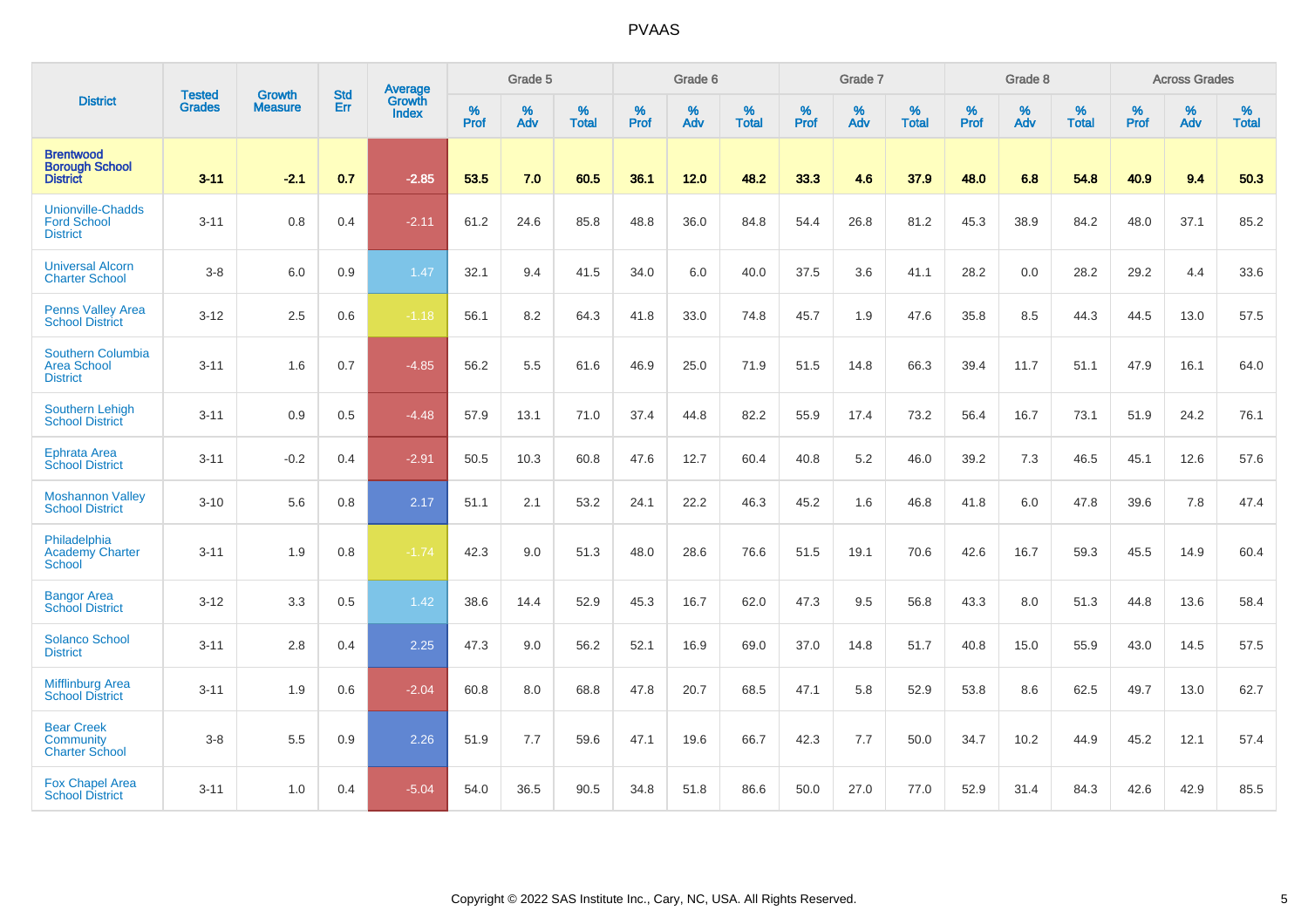# PVAAS

| District | Tested Grades | Growth Measure | Std Err | Average Growth Index | Grade 5 | | | Grade 6 | | | Grade 7 | | | Grade 8 | | | Across Grades | | |
|---|---|---|---|---|---|---|---|---|---|---|---|---|---|---|---|---|---|---|---|
| | | | | | % Prof | % Adv | % Total | % Prof | % Adv | % Total | % Prof | % Adv | % Total | % Prof | % Adv | % Total | % Prof | % Adv | % Total |
| **Brentwood Borough School District** | **3-11** | **-2.1** | **0.7** | **-2.85** | **53.5** | **7.0** | **60.5** | **36.1** | **12.0** | **48.2** | **33.3** | **4.6** | **37.9** | **48.0** | **6.8** | **54.8** | **40.9** | **9.4** | **50.3** |
| Unionville-Chadds Ford School District | 3-11 | 0.8 | 0.4 | -2.11 | 61.2 | 24.6 | 85.8 | 48.8 | 36.0 | 84.8 | 54.4 | 26.8 | 81.2 | 45.3 | 38.9 | 84.2 | 48.0 | 37.1 | 85.2 |
| Universal Alcorn Charter School | 3-8 | 6.0 | 0.9 | 1.47 | 32.1 | 9.4 | 41.5 | 34.0 | 6.0 | 40.0 | 37.5 | 3.6 | 41.1 | 28.2 | 0.0 | 28.2 | 29.2 | 4.4 | 33.6 |
| Penns Valley Area School District | 3-12 | 2.5 | 0.6 | -1.18 | 56.1 | 8.2 | 64.3 | 41.8 | 33.0 | 74.8 | 45.7 | 1.9 | 47.6 | 35.8 | 8.5 | 44.3 | 44.5 | 13.0 | 57.5 |
| Southern Columbia Area School District | 3-11 | 1.6 | 0.7 | -4.85 | 56.2 | 5.5 | 61.6 | 46.9 | 25.0 | 71.9 | 51.5 | 14.8 | 66.3 | 39.4 | 11.7 | 51.1 | 47.9 | 16.1 | 64.0 |
| Southern Lehigh School District | 3-11 | 0.9 | 0.5 | -4.48 | 57.9 | 13.1 | 71.0 | 37.4 | 44.8 | 82.2 | 55.9 | 17.4 | 73.2 | 56.4 | 16.7 | 73.1 | 51.9 | 24.2 | 76.1 |
| Ephrata Area School District | 3-11 | -0.2 | 0.4 | -2.91 | 50.5 | 10.3 | 60.8 | 47.6 | 12.7 | 60.4 | 40.8 | 5.2 | 46.0 | 39.2 | 7.3 | 46.5 | 45.1 | 12.6 | 57.6 |
| Moshannon Valley School District | 3-10 | 5.6 | 0.8 | 2.17 | 51.1 | 2.1 | 53.2 | 24.1 | 22.2 | 46.3 | 45.2 | 1.6 | 46.8 | 41.8 | 6.0 | 47.8 | 39.6 | 7.8 | 47.4 |
| Philadelphia Academy Charter School | 3-11 | 1.9 | 0.8 | -1.74 | 42.3 | 9.0 | 51.3 | 48.0 | 28.6 | 76.6 | 51.5 | 19.1 | 70.6 | 42.6 | 16.7 | 59.3 | 45.5 | 14.9 | 60.4 |
| Bangor Area School District | 3-12 | 3.3 | 0.5 | 1.42 | 38.6 | 14.4 | 52.9 | 45.3 | 16.7 | 62.0 | 47.3 | 9.5 | 56.8 | 43.3 | 8.0 | 51.3 | 44.8 | 13.6 | 58.4 |
| Solanco School District | 3-11 | 2.8 | 0.4 | 2.25 | 47.3 | 9.0 | 56.2 | 52.1 | 16.9 | 69.0 | 37.0 | 14.8 | 51.7 | 40.8 | 15.0 | 55.9 | 43.0 | 14.5 | 57.5 |
| Mifflinburg Area School District | 3-11 | 1.9 | 0.6 | -2.04 | 60.8 | 8.0 | 68.8 | 47.8 | 20.7 | 68.5 | 47.1 | 5.8 | 52.9 | 53.8 | 8.6 | 62.5 | 49.7 | 13.0 | 62.7 |
| Bear Creek Community Charter School | 3-8 | 5.5 | 0.9 | 2.26 | 51.9 | 7.7 | 59.6 | 47.1 | 19.6 | 66.7 | 42.3 | 7.7 | 50.0 | 34.7 | 10.2 | 44.9 | 45.2 | 12.1 | 57.4 |
| Fox Chapel Area School District | 3-11 | 1.0 | 0.4 | -5.04 | 54.0 | 36.5 | 90.5 | 34.8 | 51.8 | 86.6 | 50.0 | 27.0 | 77.0 | 52.9 | 31.4 | 84.3 | 42.6 | 42.9 | 85.5 |

Copyright © 2022 SAS Institute Inc., Cary, NC, USA. All Rights Reserved.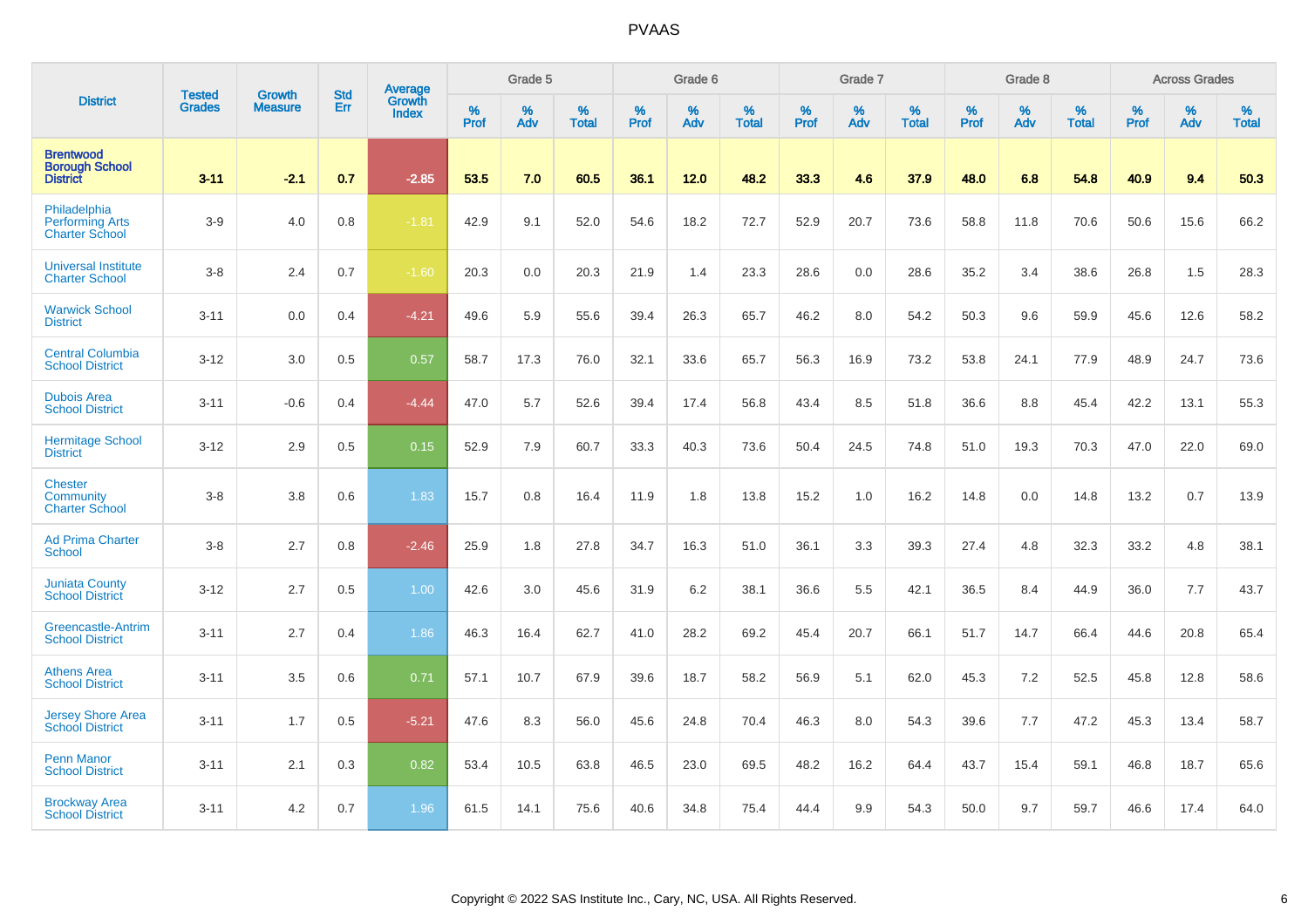| District | Tested Grades | Growth Measure | Std Err | Average Growth Index | Grade 5 | | | Grade 6 | | | Grade 7 | | | Grade 8 | | | Across Grades | | |
|---|---|---|---|---|---|---|---|---|---|---|---|---|---|---|---|---|---|---|---|
| | | | | | % Prof | % Adv | % Total | % Prof | % Adv | % Total | % Prof | % Adv | % Total | % Prof | % Adv | % Total | % Prof | % Adv | % Total |
| **Brentwood Borough School District** | **3-11** | **-2.1** | **0.7** | **-2.85** | **53.5** | **7.0** | **60.5** | **36.1** | **12.0** | **48.2** | **33.3** | **4.6** | **37.9** | **48.0** | **6.8** | **54.8** | **40.9** | **9.4** | **50.3** |
| Philadelphia Performing Arts Charter School | 3-9 | 4.0 | 0.8 | -1.81 | 42.9 | 9.1 | 52.0 | 54.6 | 18.2 | 72.7 | 52.9 | 20.7 | 73.6 | 58.8 | 11.8 | 70.6 | 50.6 | 15.6 | 66.2 |
| Universal Institute Charter School | 3-8 | 2.4 | 0.7 | -1.60 | 20.3 | 0.0 | 20.3 | 21.9 | 1.4 | 23.3 | 28.6 | 0.0 | 28.6 | 35.2 | 3.4 | 38.6 | 26.8 | 1.5 | 28.3 |
| Warwick School District | 3-11 | 0.0 | 0.4 | -4.21 | 49.6 | 5.9 | 55.6 | 39.4 | 26.3 | 65.7 | 46.2 | 8.0 | 54.2 | 50.3 | 9.6 | 59.9 | 45.6 | 12.6 | 58.2 |
| Central Columbia School District | 3-12 | 3.0 | 0.5 | 0.57 | 58.7 | 17.3 | 76.0 | 32.1 | 33.6 | 65.7 | 56.3 | 16.9 | 73.2 | 53.8 | 24.1 | 77.9 | 48.9 | 24.7 | 73.6 |
| Dubois Area School District | 3-11 | -0.6 | 0.4 | -4.44 | 47.0 | 5.7 | 52.6 | 39.4 | 17.4 | 56.8 | 43.4 | 8.5 | 51.8 | 36.6 | 8.8 | 45.4 | 42.2 | 13.1 | 55.3 |
| Hermitage School District | 3-12 | 2.9 | 0.5 | 0.15 | 52.9 | 7.9 | 60.7 | 33.3 | 40.3 | 73.6 | 50.4 | 24.5 | 74.8 | 51.0 | 19.3 | 70.3 | 47.0 | 22.0 | 69.0 |
| Chester Community Charter School | 3-8 | 3.8 | 0.6 | 1.83 | 15.7 | 0.8 | 16.4 | 11.9 | 1.8 | 13.8 | 15.2 | 1.0 | 16.2 | 14.8 | 0.0 | 14.8 | 13.2 | 0.7 | 13.9 |
| Ad Prima Charter School | 3-8 | 2.7 | 0.8 | -2.46 | 25.9 | 1.8 | 27.8 | 34.7 | 16.3 | 51.0 | 36.1 | 3.3 | 39.3 | 27.4 | 4.8 | 32.3 | 33.2 | 4.8 | 38.1 |
| Juniata County School District | 3-12 | 2.7 | 0.5 | 1.00 | 42.6 | 3.0 | 45.6 | 31.9 | 6.2 | 38.1 | 36.6 | 5.5 | 42.1 | 36.5 | 8.4 | 44.9 | 36.0 | 7.7 | 43.7 |
| Greencastle-Antrim School District | 3-11 | 2.7 | 0.4 | 1.86 | 46.3 | 16.4 | 62.7 | 41.0 | 28.2 | 69.2 | 45.4 | 20.7 | 66.1 | 51.7 | 14.7 | 66.4 | 44.6 | 20.8 | 65.4 |
| Athens Area School District | 3-11 | 3.5 | 0.6 | 0.71 | 57.1 | 10.7 | 67.9 | 39.6 | 18.7 | 58.2 | 56.9 | 5.1 | 62.0 | 45.3 | 7.2 | 52.5 | 45.8 | 12.8 | 58.6 |
| Jersey Shore Area School District | 3-11 | 1.7 | 0.5 | -5.21 | 47.6 | 8.3 | 56.0 | 45.6 | 24.8 | 70.4 | 46.3 | 8.0 | 54.3 | 39.6 | 7.7 | 47.2 | 45.3 | 13.4 | 58.7 |
| Penn Manor School District | 3-11 | 2.1 | 0.3 | 0.82 | 53.4 | 10.5 | 63.8 | 46.5 | 23.0 | 69.5 | 48.2 | 16.2 | 64.4 | 43.7 | 15.4 | 59.1 | 46.8 | 18.7 | 65.6 |
| Brockway Area School District | 3-11 | 4.2 | 0.7 | 1.96 | 61.5 | 14.1 | 75.6 | 40.6 | 34.8 | 75.4 | 44.4 | 9.9 | 54.3 | 50.0 | 9.7 | 59.7 | 46.6 | 17.4 | 64.0 |

Copyright © 2022 SAS Institute Inc., Cary, NC, USA. All Rights Reserved.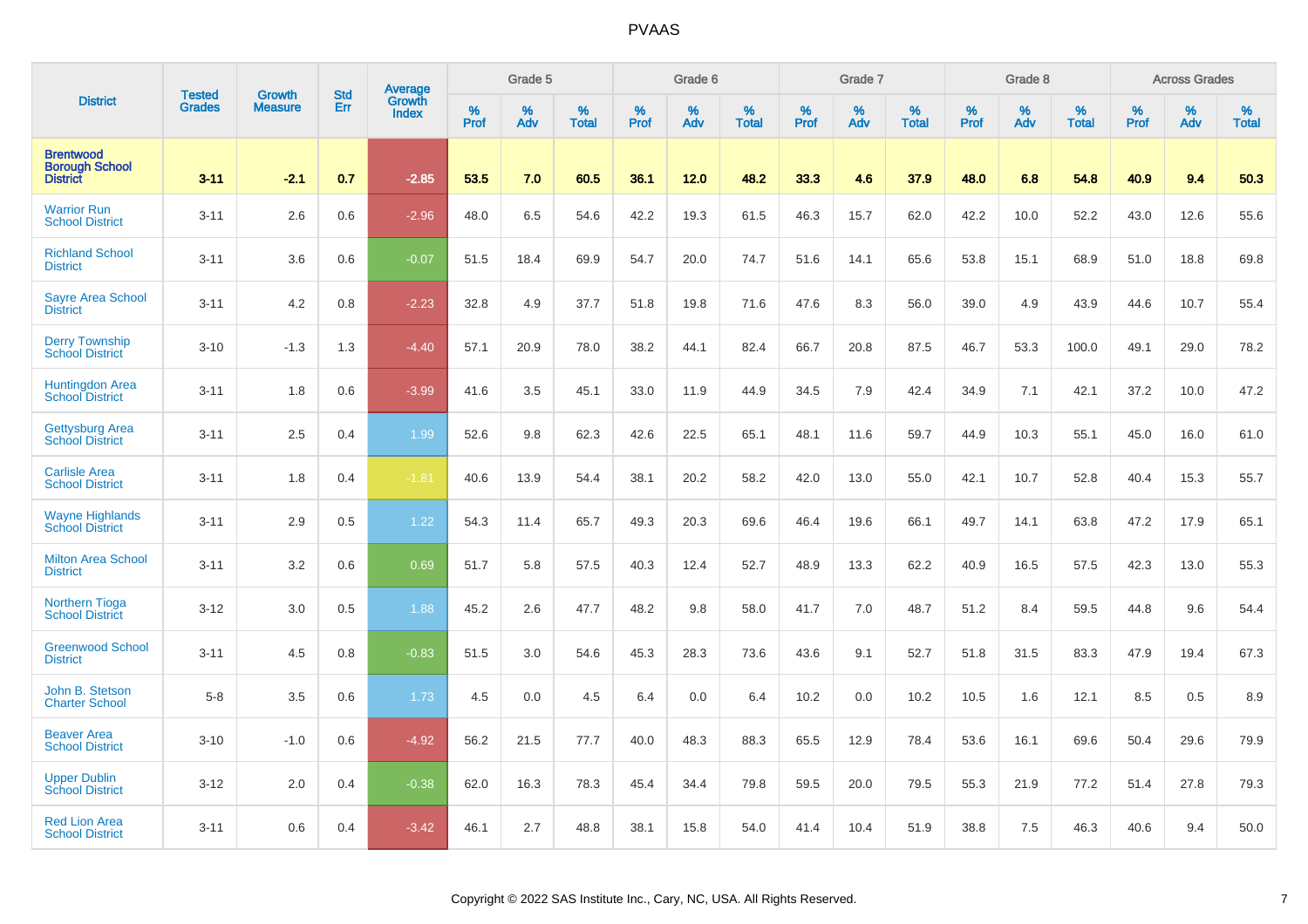| District | Tested Grades | Growth Measure | Std Err | Average Growth Index | Grade 5 | | | Grade 6 | | | Grade 7 | | | Grade 8 | | | Across Grades | | |
|---|---|---|---|---|---|---|---|---|---|---|---|---|---|---|---|---|---|---|---|
| | | | | | % Prof | % Adv | % Total | % Prof | % Adv | % Total | % Prof | % Adv | % Total | % Prof | % Adv | % Total | % Prof | % Adv | % Total |
| **Brentwood Borough School District** | **3-11** | **-2.1** | **0.7** | **-2.85** | **53.5** | **7.0** | **60.5** | **36.1** | **12.0** | **48.2** | **33.3** | **4.6** | **37.9** | **48.0** | **6.8** | **54.8** | **40.9** | **9.4** | **50.3** |
| Warrior Run School District | 3-11 | 2.6 | 0.6 | -2.96 | 48.0 | 6.5 | 54.6 | 42.2 | 19.3 | 61.5 | 46.3 | 15.7 | 62.0 | 42.2 | 10.0 | 52.2 | 43.0 | 12.6 | 55.6 |
| Richland School District | 3-11 | 3.6 | 0.6 | -0.07 | 51.5 | 18.4 | 69.9 | 54.7 | 20.0 | 74.7 | 51.6 | 14.1 | 65.6 | 53.8 | 15.1 | 68.9 | 51.0 | 18.8 | 69.8 |
| Sayre Area School District | 3-11 | 4.2 | 0.8 | -2.23 | 32.8 | 4.9 | 37.7 | 51.8 | 19.8 | 71.6 | 47.6 | 8.3 | 56.0 | 39.0 | 4.9 | 43.9 | 44.6 | 10.7 | 55.4 |
| Derry Township School District | 3-10 | -1.3 | 1.3 | -4.40 | 57.1 | 20.9 | 78.0 | 38.2 | 44.1 | 82.4 | 66.7 | 20.8 | 87.5 | 46.7 | 53.3 | 100.0 | 49.1 | 29.0 | 78.2 |
| Huntingdon Area School District | 3-11 | 1.8 | 0.6 | -3.99 | 41.6 | 3.5 | 45.1 | 33.0 | 11.9 | 44.9 | 34.5 | 7.9 | 42.4 | 34.9 | 7.1 | 42.1 | 37.2 | 10.0 | 47.2 |
| Gettysburg Area School District | 3-11 | 2.5 | 0.4 | 1.99 | 52.6 | 9.8 | 62.3 | 42.6 | 22.5 | 65.1 | 48.1 | 11.6 | 59.7 | 44.9 | 10.3 | 55.1 | 45.0 | 16.0 | 61.0 |
| Carlisle Area School District | 3-11 | 1.8 | 0.4 | -1.81 | 40.6 | 13.9 | 54.4 | 38.1 | 20.2 | 58.2 | 42.0 | 13.0 | 55.0 | 42.1 | 10.7 | 52.8 | 40.4 | 15.3 | 55.7 |
| Wayne Highlands School District | 3-11 | 2.9 | 0.5 | 1.22 | 54.3 | 11.4 | 65.7 | 49.3 | 20.3 | 69.6 | 46.4 | 19.6 | 66.1 | 49.7 | 14.1 | 63.8 | 47.2 | 17.9 | 65.1 |
| Milton Area School District | 3-11 | 3.2 | 0.6 | 0.69 | 51.7 | 5.8 | 57.5 | 40.3 | 12.4 | 52.7 | 48.9 | 13.3 | 62.2 | 40.9 | 16.5 | 57.5 | 42.3 | 13.0 | 55.3 |
| Northern Tioga School District | 3-12 | 3.0 | 0.5 | 1.88 | 45.2 | 2.6 | 47.7 | 48.2 | 9.8 | 58.0 | 41.7 | 7.0 | 48.7 | 51.2 | 8.4 | 59.5 | 44.8 | 9.6 | 54.4 |
| Greenwood School District | 3-11 | 4.5 | 0.8 | -0.83 | 51.5 | 3.0 | 54.6 | 45.3 | 28.3 | 73.6 | 43.6 | 9.1 | 52.7 | 51.8 | 31.5 | 83.3 | 47.9 | 19.4 | 67.3 |
| John B. Stetson Charter School | 5-8 | 3.5 | 0.6 | 1.73 | 4.5 | 0.0 | 4.5 | 6.4 | 0.0 | 6.4 | 10.2 | 0.0 | 10.2 | 10.5 | 1.6 | 12.1 | 8.5 | 0.5 | 8.9 |
| Beaver Area School District | 3-10 | -1.0 | 0.6 | -4.92 | 56.2 | 21.5 | 77.7 | 40.0 | 48.3 | 88.3 | 65.5 | 12.9 | 78.4 | 53.6 | 16.1 | 69.6 | 50.4 | 29.6 | 79.9 |
| Upper Dublin School District | 3-12 | 2.0 | 0.4 | -0.38 | 62.0 | 16.3 | 78.3 | 45.4 | 34.4 | 79.8 | 59.5 | 20.0 | 79.5 | 55.3 | 21.9 | 77.2 | 51.4 | 27.8 | 79.3 |
| Red Lion Area School District | 3-11 | 0.6 | 0.4 | -3.42 | 46.1 | 2.7 | 48.8 | 38.1 | 15.8 | 54.0 | 41.4 | 10.4 | 51.9 | 38.8 | 7.5 | 46.3 | 40.6 | 9.4 | 50.0 |

Copyright © 2022 SAS Institute Inc., Cary, NC, USA. All Rights Reserved.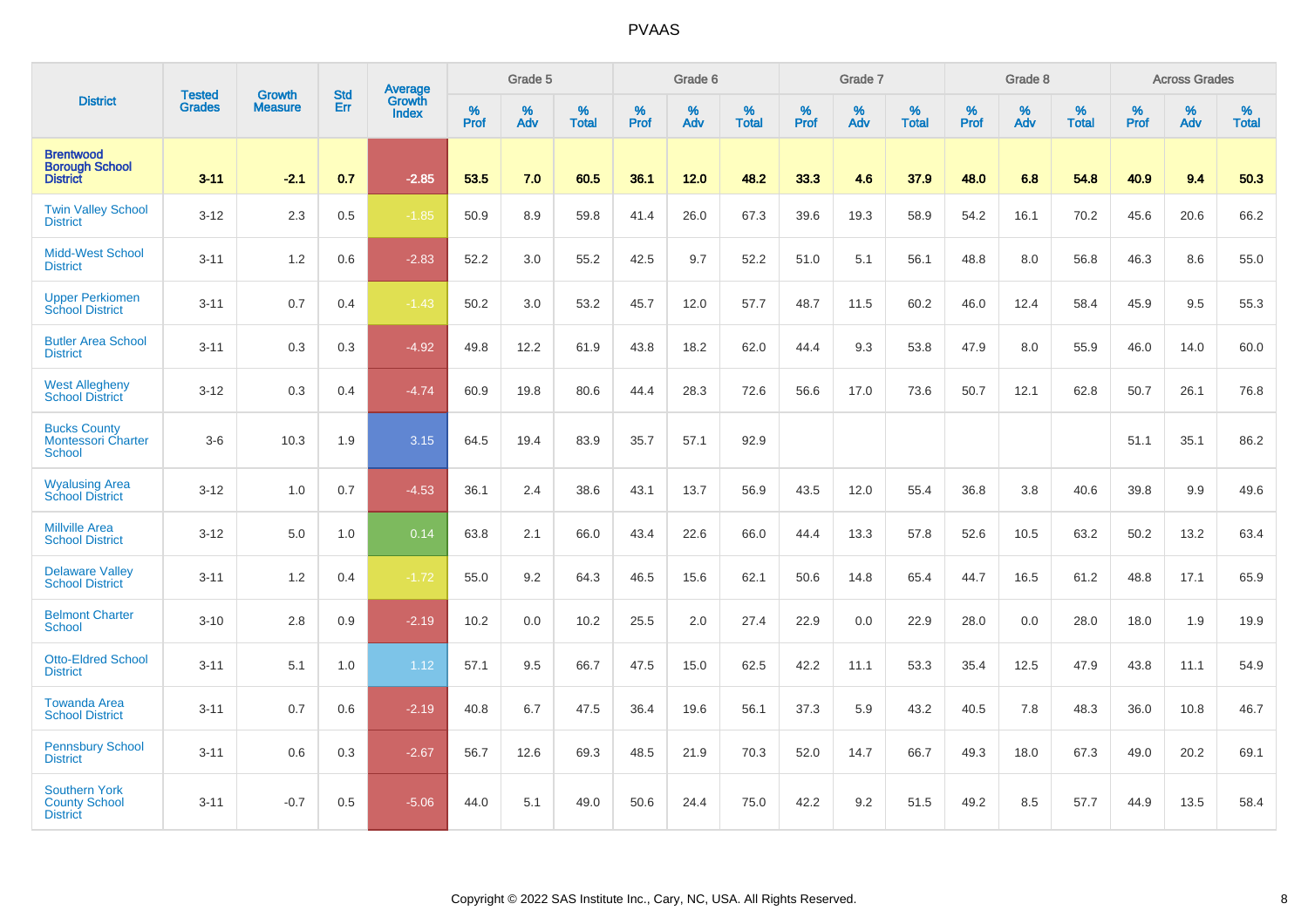# PVAAS

| District | Tested Grades | Growth Measure | Std Err | Average Growth Index | Grade 5 | | | Grade 6 | | | Grade 7 | | | Grade 8 | | | Across Grades | | |
|---|---|---|---|---|---|---|---|---|---|---|---|---|---|---|---|---|---|---|---|
| | | | | | % Prof | % Adv | % Total | % Prof | % Adv | % Total | % Prof | % Adv | % Total | % Prof | % Adv | % Total | % Prof | % Adv | % Total |
| **Brentwood Borough School District** | **3-11** | **-2.1** | **0.7** | **-2.85** | **53.5** | **7.0** | **60.5** | **36.1** | **12.0** | **48.2** | **33.3** | **4.6** | **37.9** | **48.0** | **6.8** | **54.8** | **40.9** | **9.4** | **50.3** |
| Twin Valley School District | 3-12 | 2.3 | 0.5 | -1.85 | 50.9 | 8.9 | 59.8 | 41.4 | 26.0 | 67.3 | 39.6 | 19.3 | 58.9 | 54.2 | 16.1 | 70.2 | 45.6 | 20.6 | 66.2 |
| Midd-West School District | 3-11 | 1.2 | 0.6 | -2.83 | 52.2 | 3.0 | 55.2 | 42.5 | 9.7 | 52.2 | 51.0 | 5.1 | 56.1 | 48.8 | 8.0 | 56.8 | 46.3 | 8.6 | 55.0 |
| Upper Perkiomen School District | 3-11 | 0.7 | 0.4 | -1.43 | 50.2 | 3.0 | 53.2 | 45.7 | 12.0 | 57.7 | 48.7 | 11.5 | 60.2 | 46.0 | 12.4 | 58.4 | 45.9 | 9.5 | 55.3 |
| Butler Area School District | 3-11 | 0.3 | 0.3 | -4.92 | 49.8 | 12.2 | 61.9 | 43.8 | 18.2 | 62.0 | 44.4 | 9.3 | 53.8 | 47.9 | 8.0 | 55.9 | 46.0 | 14.0 | 60.0 |
| West Allegheny School District | 3-12 | 0.3 | 0.4 | -4.74 | 60.9 | 19.8 | 80.6 | 44.4 | 28.3 | 72.6 | 56.6 | 17.0 | 73.6 | 50.7 | 12.1 | 62.8 | 50.7 | 26.1 | 76.8 |
| Bucks County Montessori Charter School | 3-6 | 10.3 | 1.9 | 3.15 | 64.5 | 19.4 | 83.9 | 35.7 | 57.1 | 92.9 | | | | | | | 51.1 | 35.1 | 86.2 |
| Wyalusing Area School District | 3-12 | 1.0 | 0.7 | -4.53 | 36.1 | 2.4 | 38.6 | 43.1 | 13.7 | 56.9 | 43.5 | 12.0 | 55.4 | 36.8 | 3.8 | 40.6 | 39.8 | 9.9 | 49.6 |
| Millville Area School District | 3-12 | 5.0 | 1.0 | 0.14 | 63.8 | 2.1 | 66.0 | 43.4 | 22.6 | 66.0 | 44.4 | 13.3 | 57.8 | 52.6 | 10.5 | 63.2 | 50.2 | 13.2 | 63.4 |
| Delaware Valley School District | 3-11 | 1.2 | 0.4 | -1.72 | 55.0 | 9.2 | 64.3 | 46.5 | 15.6 | 62.1 | 50.6 | 14.8 | 65.4 | 44.7 | 16.5 | 61.2 | 48.8 | 17.1 | 65.9 |
| Belmont Charter School | 3-10 | 2.8 | 0.9 | -2.19 | 10.2 | 0.0 | 10.2 | 25.5 | 2.0 | 27.4 | 22.9 | 0.0 | 22.9 | 28.0 | 0.0 | 28.0 | 18.0 | 1.9 | 19.9 |
| Otto-Eldred School District | 3-11 | 5.1 | 1.0 | 1.12 | 57.1 | 9.5 | 66.7 | 47.5 | 15.0 | 62.5 | 42.2 | 11.1 | 53.3 | 35.4 | 12.5 | 47.9 | 43.8 | 11.1 | 54.9 |
| Towanda Area School District | 3-11 | 0.7 | 0.6 | -2.19 | 40.8 | 6.7 | 47.5 | 36.4 | 19.6 | 56.1 | 37.3 | 5.9 | 43.2 | 40.5 | 7.8 | 48.3 | 36.0 | 10.8 | 46.7 |
| Pennsbury School District | 3-11 | 0.6 | 0.3 | -2.67 | 56.7 | 12.6 | 69.3 | 48.5 | 21.9 | 70.3 | 52.0 | 14.7 | 66.7 | 49.3 | 18.0 | 67.3 | 49.0 | 20.2 | 69.1 |
| Southern York County School District | 3-11 | -0.7 | 0.5 | -5.06 | 44.0 | 5.1 | 49.0 | 50.6 | 24.4 | 75.0 | 42.2 | 9.2 | 51.5 | 49.2 | 8.5 | 57.7 | 44.9 | 13.5 | 58.4 |

Copyright © 2022 SAS Institute Inc., Cary, NC, USA. All Rights Reserved.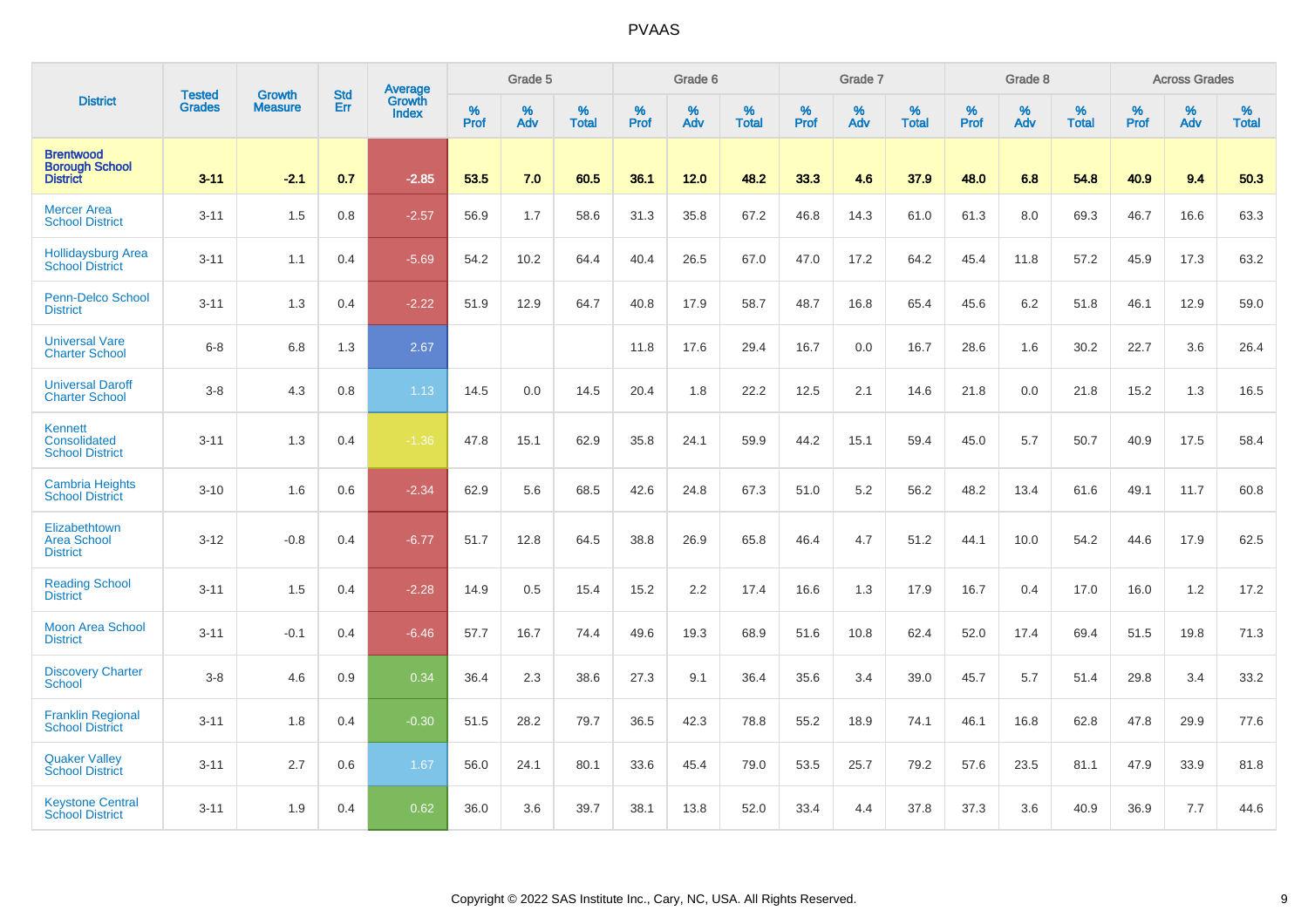# PVAAS

| District | Tested Grades | Growth Measure | Std Err | Average Growth Index | Grade 5 | | | Grade 6 | | | Grade 7 | | | Grade 8 | | | Across Grades | | |
|---|---|---|---|---|---|---|---|---|---|---|---|---|---|---|---|---|---|---|---|
| | | | | | % Prof | % Adv | % Total | % Prof | % Adv | % Total | % Prof | % Adv | % Total | % Prof | % Adv | % Total | % Prof | % Adv | % Total |
| **Brentwood Borough School District** | **3-11** | **-2.1** | **0.7** | **-2.85** | **53.5** | **7.0** | **60.5** | **36.1** | **12.0** | **48.2** | **33.3** | **4.6** | **37.9** | **48.0** | **6.8** | **54.8** | **40.9** | **9.4** | **50.3** |
| Mercer Area School District | 3-11 | 1.5 | 0.8 | -2.57 | 56.9 | 1.7 | 58.6 | 31.3 | 35.8 | 67.2 | 46.8 | 14.3 | 61.0 | 61.3 | 8.0 | 69.3 | 46.7 | 16.6 | 63.3 |
| Hollidaysburg Area School District | 3-11 | 1.1 | 0.4 | -5.69 | 54.2 | 10.2 | 64.4 | 40.4 | 26.5 | 67.0 | 47.0 | 17.2 | 64.2 | 45.4 | 11.8 | 57.2 | 45.9 | 17.3 | 63.2 |
| Penn-Delco School District | 3-11 | 1.3 | 0.4 | -2.22 | 51.9 | 12.9 | 64.7 | 40.8 | 17.9 | 58.7 | 48.7 | 16.8 | 65.4 | 45.6 | 6.2 | 51.8 | 46.1 | 12.9 | 59.0 |
| Universal Vare Charter School | 6-8 | 6.8 | 1.3 | 2.67 | | | | 11.8 | 17.6 | 29.4 | 16.7 | 0.0 | 16.7 | 28.6 | 1.6 | 30.2 | 22.7 | 3.6 | 26.4 |
| Universal Daroff Charter School | 3-8 | 4.3 | 0.8 | 1.13 | 14.5 | 0.0 | 14.5 | 20.4 | 1.8 | 22.2 | 12.5 | 2.1 | 14.6 | 21.8 | 0.0 | 21.8 | 15.2 | 1.3 | 16.5 |
| Kennett Consolidated School District | 3-11 | 1.3 | 0.4 | -1.36 | 47.8 | 15.1 | 62.9 | 35.8 | 24.1 | 59.9 | 44.2 | 15.1 | 59.4 | 45.0 | 5.7 | 50.7 | 40.9 | 17.5 | 58.4 |
| Cambria Heights School District | 3-10 | 1.6 | 0.6 | -2.34 | 62.9 | 5.6 | 68.5 | 42.6 | 24.8 | 67.3 | 51.0 | 5.2 | 56.2 | 48.2 | 13.4 | 61.6 | 49.1 | 11.7 | 60.8 |
| Elizabethtown Area School District | 3-12 | -0.8 | 0.4 | -6.77 | 51.7 | 12.8 | 64.5 | 38.8 | 26.9 | 65.8 | 46.4 | 4.7 | 51.2 | 44.1 | 10.0 | 54.2 | 44.6 | 17.9 | 62.5 |
| Reading School District | 3-11 | 1.5 | 0.4 | -2.28 | 14.9 | 0.5 | 15.4 | 15.2 | 2.2 | 17.4 | 16.6 | 1.3 | 17.9 | 16.7 | 0.4 | 17.0 | 16.0 | 1.2 | 17.2 |
| Moon Area School District | 3-11 | -0.1 | 0.4 | -6.46 | 57.7 | 16.7 | 74.4 | 49.6 | 19.3 | 68.9 | 51.6 | 10.8 | 62.4 | 52.0 | 17.4 | 69.4 | 51.5 | 19.8 | 71.3 |
| Discovery Charter School | 3-8 | 4.6 | 0.9 | 0.34 | 36.4 | 2.3 | 38.6 | 27.3 | 9.1 | 36.4 | 35.6 | 3.4 | 39.0 | 45.7 | 5.7 | 51.4 | 29.8 | 3.4 | 33.2 |
| Franklin Regional School District | 3-11 | 1.8 | 0.4 | -0.30 | 51.5 | 28.2 | 79.7 | 36.5 | 42.3 | 78.8 | 55.2 | 18.9 | 74.1 | 46.1 | 16.8 | 62.8 | 47.8 | 29.9 | 77.6 |
| Quaker Valley School District | 3-11 | 2.7 | 0.6 | 1.67 | 56.0 | 24.1 | 80.1 | 33.6 | 45.4 | 79.0 | 53.5 | 25.7 | 79.2 | 57.6 | 23.5 | 81.1 | 47.9 | 33.9 | 81.8 |
| Keystone Central School District | 3-11 | 1.9 | 0.4 | 0.62 | 36.0 | 3.6 | 39.7 | 38.1 | 13.8 | 52.0 | 33.4 | 4.4 | 37.8 | 37.3 | 3.6 | 40.9 | 36.9 | 7.7 | 44.6 |

Copyright © 2022 SAS Institute Inc., Cary, NC, USA. All Rights Reserved.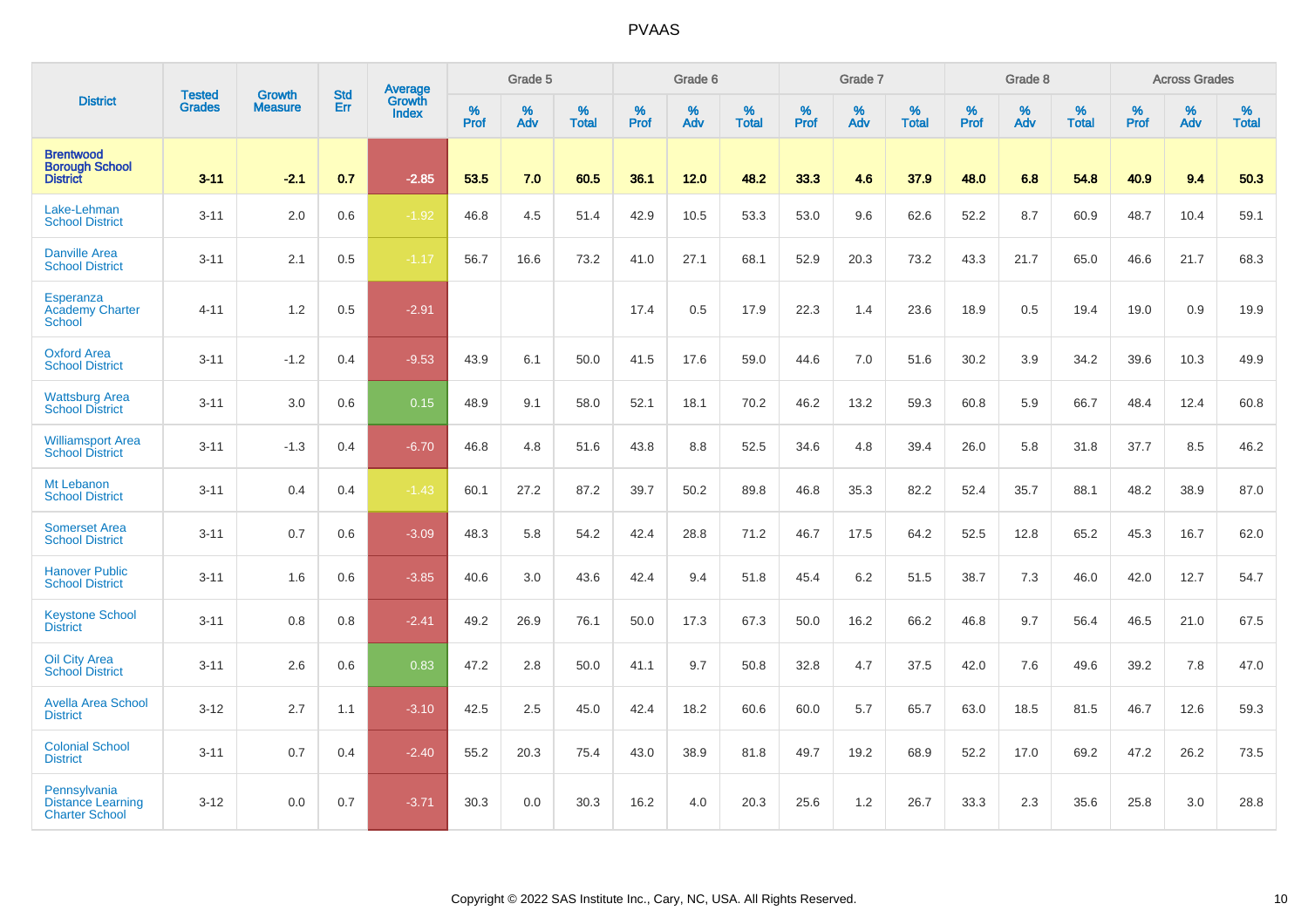# PVAAS

| District | Tested Grades | Growth Measure | Std Err | Average Growth Index | Grade 5 | | | Grade 6 | | | Grade 7 | | | Grade 8 | | | Across Grades | | |
|---|---|---|---|---|---|---|---|---|---|---|---|---|---|---|---|---|---|---|---|
| | | | | | % Prof | % Adv | % Total | % Prof | % Adv | % Total | % Prof | % Adv | % Total | % Prof | % Adv | % Total | % Prof | % Adv | % Total |
| **Brentwood Borough School District** | **3-11** | **-2.1** | **0.7** | **-2.85** | **53.5** | **7.0** | **60.5** | **36.1** | **12.0** | **48.2** | **33.3** | **4.6** | **37.9** | **48.0** | **6.8** | **54.8** | **40.9** | **9.4** | **50.3** |
| Lake-Lehman School District | 3-11 | 2.0 | 0.6 | -1.92 | 46.8 | 4.5 | 51.4 | 42.9 | 10.5 | 53.3 | 53.0 | 9.6 | 62.6 | 52.2 | 8.7 | 60.9 | 48.7 | 10.4 | 59.1 |
| Danville Area School District | 3-11 | 2.1 | 0.5 | -1.17 | 56.7 | 16.6 | 73.2 | 41.0 | 27.1 | 68.1 | 52.9 | 20.3 | 73.2 | 43.3 | 21.7 | 65.0 | 46.6 | 21.7 | 68.3 |
| Esperanza Academy Charter School | 4-11 | 1.2 | 0.5 | -2.91 | | | | 17.4 | 0.5 | 17.9 | 22.3 | 1.4 | 23.6 | 18.9 | 0.5 | 19.4 | 19.0 | 0.9 | 19.9 |
| Oxford Area School District | 3-11 | -1.2 | 0.4 | -9.53 | 43.9 | 6.1 | 50.0 | 41.5 | 17.6 | 59.0 | 44.6 | 7.0 | 51.6 | 30.2 | 3.9 | 34.2 | 39.6 | 10.3 | 49.9 |
| Wattsburg Area School District | 3-11 | 3.0 | 0.6 | 0.15 | 48.9 | 9.1 | 58.0 | 52.1 | 18.1 | 70.2 | 46.2 | 13.2 | 59.3 | 60.8 | 5.9 | 66.7 | 48.4 | 12.4 | 60.8 |
| Williamsport Area School District | 3-11 | -1.3 | 0.4 | -6.70 | 46.8 | 4.8 | 51.6 | 43.8 | 8.8 | 52.5 | 34.6 | 4.8 | 39.4 | 26.0 | 5.8 | 31.8 | 37.7 | 8.5 | 46.2 |
| Mt Lebanon School District | 3-11 | 0.4 | 0.4 | -1.43 | 60.1 | 27.2 | 87.2 | 39.7 | 50.2 | 89.8 | 46.8 | 35.3 | 82.2 | 52.4 | 35.7 | 88.1 | 48.2 | 38.9 | 87.0 |
| Somerset Area School District | 3-11 | 0.7 | 0.6 | -3.09 | 48.3 | 5.8 | 54.2 | 42.4 | 28.8 | 71.2 | 46.7 | 17.5 | 64.2 | 52.5 | 12.8 | 65.2 | 45.3 | 16.7 | 62.0 |
| Hanover Public School District | 3-11 | 1.6 | 0.6 | -3.85 | 40.6 | 3.0 | 43.6 | 42.4 | 9.4 | 51.8 | 45.4 | 6.2 | 51.5 | 38.7 | 7.3 | 46.0 | 42.0 | 12.7 | 54.7 |
| Keystone School District | 3-11 | 0.8 | 0.8 | -2.41 | 49.2 | 26.9 | 76.1 | 50.0 | 17.3 | 67.3 | 50.0 | 16.2 | 66.2 | 46.8 | 9.7 | 56.4 | 46.5 | 21.0 | 67.5 |
| Oil City Area School District | 3-11 | 2.6 | 0.6 | 0.83 | 47.2 | 2.8 | 50.0 | 41.1 | 9.7 | 50.8 | 32.8 | 4.7 | 37.5 | 42.0 | 7.6 | 49.6 | 39.2 | 7.8 | 47.0 |
| Avella Area School District | 3-12 | 2.7 | 1.1 | -3.10 | 42.5 | 2.5 | 45.0 | 42.4 | 18.2 | 60.6 | 60.0 | 5.7 | 65.7 | 63.0 | 18.5 | 81.5 | 46.7 | 12.6 | 59.3 |
| Colonial School District | 3-11 | 0.7 | 0.4 | -2.40 | 55.2 | 20.3 | 75.4 | 43.0 | 38.9 | 81.8 | 49.7 | 19.2 | 68.9 | 52.2 | 17.0 | 69.2 | 47.2 | 26.2 | 73.5 |
| Pennsylvania Distance Learning Charter School | 3-12 | 0.0 | 0.7 | -3.71 | 30.3 | 0.0 | 30.3 | 16.2 | 4.0 | 20.3 | 25.6 | 1.2 | 26.7 | 33.3 | 2.3 | 35.6 | 25.8 | 3.0 | 28.8 |

Copyright © 2022 SAS Institute Inc., Cary, NC, USA. All Rights Reserved.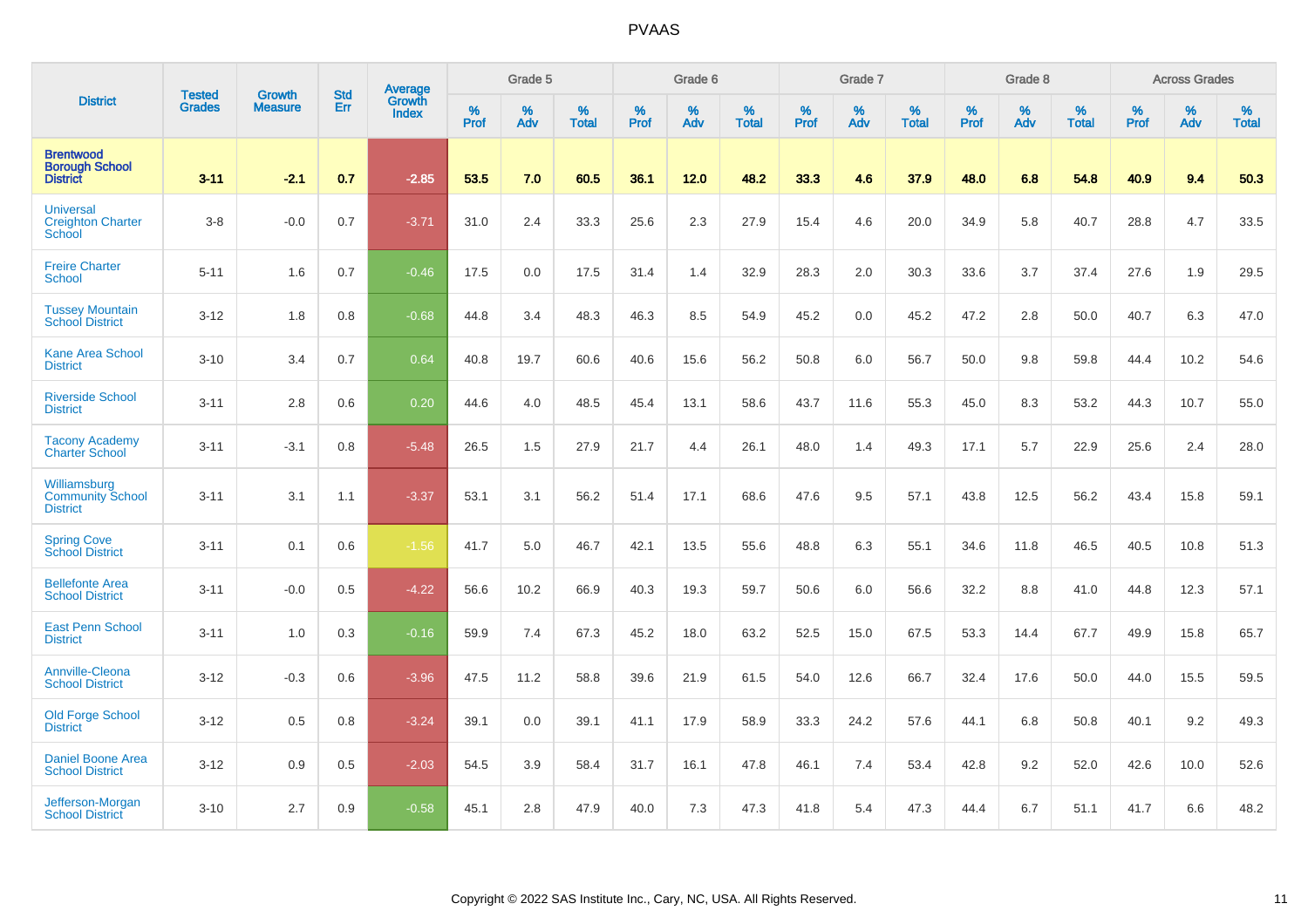# PVAAS

| District | Tested Grades | Growth Measure | Std Err | Average Growth Index | Grade 5 | | | Grade 6 | | | Grade 7 | | | Grade 8 | | | Across Grades | | |
|---|---|---|---|---|---|---|---|---|---|---|---|---|---|---|---|---|---|---|---|
| | | | | | % Prof | % Adv | % Total | % Prof | % Adv | % Total | % Prof | % Adv | % Total | % Prof | % Adv | % Total | % Prof | % Adv | % Total |
| **Brentwood Borough School District** | **3-11** | **-2.1** | **0.7** | **-2.85** | **53.5** | **7.0** | **60.5** | **36.1** | **12.0** | **48.2** | **33.3** | **4.6** | **37.9** | **48.0** | **6.8** | **54.8** | **40.9** | **9.4** | **50.3** |
| Universal Creighton Charter School | 3-8 | -0.0 | 0.7 | -3.71 | 31.0 | 2.4 | 33.3 | 25.6 | 2.3 | 27.9 | 15.4 | 4.6 | 20.0 | 34.9 | 5.8 | 40.7 | 28.8 | 4.7 | 33.5 |
| Freire Charter School | 5-11 | 1.6 | 0.7 | -0.46 | 17.5 | 0.0 | 17.5 | 31.4 | 1.4 | 32.9 | 28.3 | 2.0 | 30.3 | 33.6 | 3.7 | 37.4 | 27.6 | 1.9 | 29.5 |
| Tussey Mountain School District | 3-12 | 1.8 | 0.8 | -0.68 | 44.8 | 3.4 | 48.3 | 46.3 | 8.5 | 54.9 | 45.2 | 0.0 | 45.2 | 47.2 | 2.8 | 50.0 | 40.7 | 6.3 | 47.0 |
| Kane Area School District | 3-10 | 3.4 | 0.7 | 0.64 | 40.8 | 19.7 | 60.6 | 40.6 | 15.6 | 56.2 | 50.8 | 6.0 | 56.7 | 50.0 | 9.8 | 59.8 | 44.4 | 10.2 | 54.6 |
| Riverside School District | 3-11 | 2.8 | 0.6 | 0.20 | 44.6 | 4.0 | 48.5 | 45.4 | 13.1 | 58.6 | 43.7 | 11.6 | 55.3 | 45.0 | 8.3 | 53.2 | 44.3 | 10.7 | 55.0 |
| Tacony Academy Charter School | 3-11 | -3.1 | 0.8 | -5.48 | 26.5 | 1.5 | 27.9 | 21.7 | 4.4 | 26.1 | 48.0 | 1.4 | 49.3 | 17.1 | 5.7 | 22.9 | 25.6 | 2.4 | 28.0 |
| Williamsburg Community School District | 3-11 | 3.1 | 1.1 | -3.37 | 53.1 | 3.1 | 56.2 | 51.4 | 17.1 | 68.6 | 47.6 | 9.5 | 57.1 | 43.8 | 12.5 | 56.2 | 43.4 | 15.8 | 59.1 |
| Spring Cove School District | 3-11 | 0.1 | 0.6 | -1.56 | 41.7 | 5.0 | 46.7 | 42.1 | 13.5 | 55.6 | 48.8 | 6.3 | 55.1 | 34.6 | 11.8 | 46.5 | 40.5 | 10.8 | 51.3 |
| Bellefonte Area School District | 3-11 | -0.0 | 0.5 | -4.22 | 56.6 | 10.2 | 66.9 | 40.3 | 19.3 | 59.7 | 50.6 | 6.0 | 56.6 | 32.2 | 8.8 | 41.0 | 44.8 | 12.3 | 57.1 |
| East Penn School District | 3-11 | 1.0 | 0.3 | -0.16 | 59.9 | 7.4 | 67.3 | 45.2 | 18.0 | 63.2 | 52.5 | 15.0 | 67.5 | 53.3 | 14.4 | 67.7 | 49.9 | 15.8 | 65.7 |
| Annville-Cleona School District | 3-12 | -0.3 | 0.6 | -3.96 | 47.5 | 11.2 | 58.8 | 39.6 | 21.9 | 61.5 | 54.0 | 12.6 | 66.7 | 32.4 | 17.6 | 50.0 | 44.0 | 15.5 | 59.5 |
| Old Forge School District | 3-12 | 0.5 | 0.8 | -3.24 | 39.1 | 0.0 | 39.1 | 41.1 | 17.9 | 58.9 | 33.3 | 24.2 | 57.6 | 44.1 | 6.8 | 50.8 | 40.1 | 9.2 | 49.3 |
| Daniel Boone Area School District | 3-12 | 0.9 | 0.5 | -2.03 | 54.5 | 3.9 | 58.4 | 31.7 | 16.1 | 47.8 | 46.1 | 7.4 | 53.4 | 42.8 | 9.2 | 52.0 | 42.6 | 10.0 | 52.6 |
| Jefferson-Morgan School District | 3-10 | 2.7 | 0.9 | -0.58 | 45.1 | 2.8 | 47.9 | 40.0 | 7.3 | 47.3 | 41.8 | 5.4 | 47.3 | 44.4 | 6.7 | 51.1 | 41.7 | 6.6 | 48.2 |

Copyright © 2022 SAS Institute Inc., Cary, NC, USA. All Rights Reserved.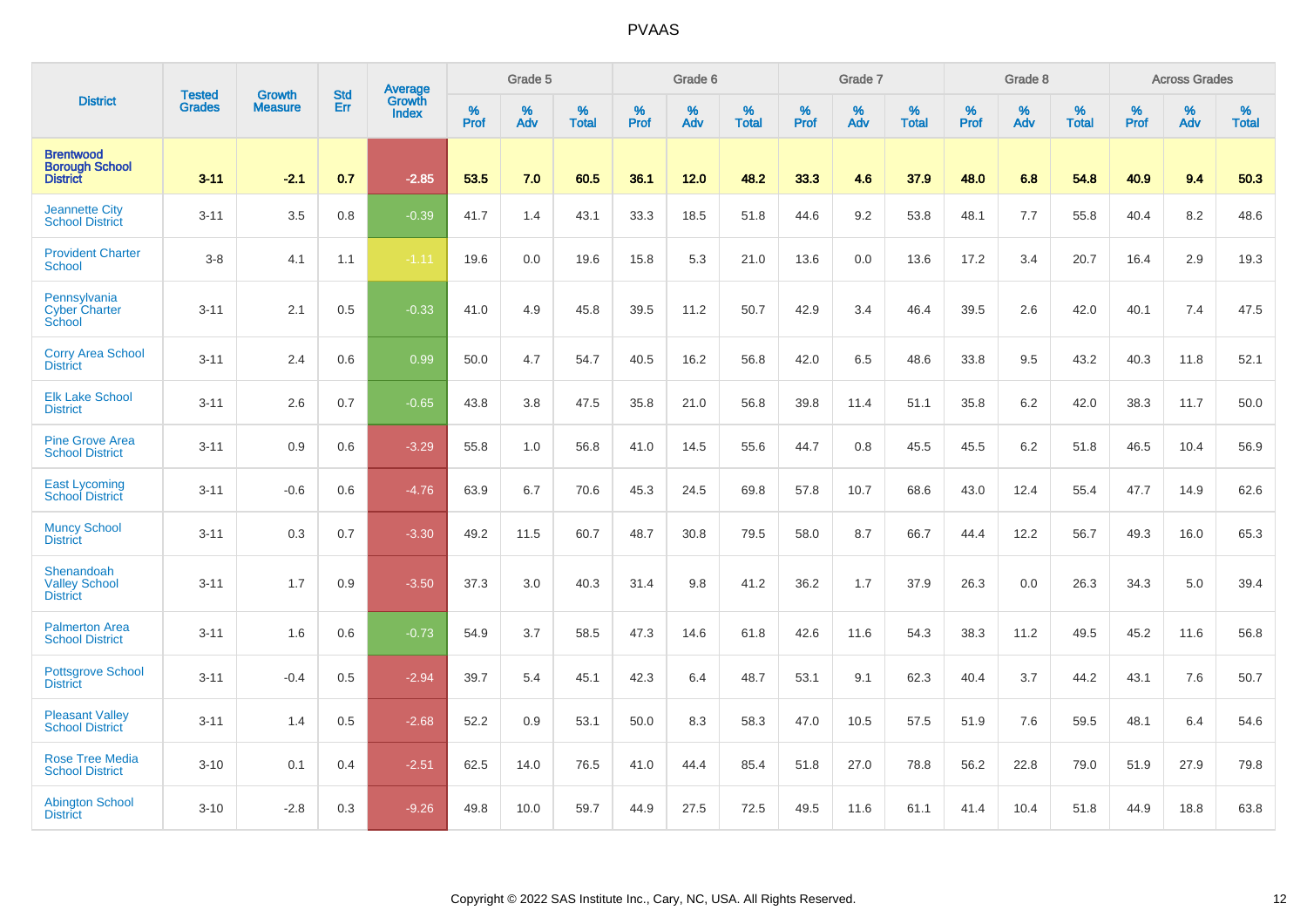# PVAAS

| District | Tested Grades | Growth Measure | Std Err | Average Growth Index | Grade 5 | | | Grade 6 | | | Grade 7 | | | Grade 8 | | | Across Grades | | |
|---|---|---|---|---|---|---|---|---|---|---|---|---|---|---|---|---|---|---|---|
| | | | | | % Prof | % Adv | % Total | % Prof | % Adv | % Total | % Prof | % Adv | % Total | % Prof | % Adv | % Total | % Prof | % Adv | % Total |
| **Brentwood Borough School District** | **3-11** | **-2.1** | **0.7** | **-2.85** | **53.5** | **7.0** | **60.5** | **36.1** | **12.0** | **48.2** | **33.3** | **4.6** | **37.9** | **48.0** | **6.8** | **54.8** | **40.9** | **9.4** | **50.3** |
| Jeannette City School District | 3-11 | 3.5 | 0.8 | -0.39 | 41.7 | 1.4 | 43.1 | 33.3 | 18.5 | 51.8 | 44.6 | 9.2 | 53.8 | 48.1 | 7.7 | 55.8 | 40.4 | 8.2 | 48.6 |
| Provident Charter School | 3-8 | 4.1 | 1.1 | -1.11 | 19.6 | 0.0 | 19.6 | 15.8 | 5.3 | 21.0 | 13.6 | 0.0 | 13.6 | 17.2 | 3.4 | 20.7 | 16.4 | 2.9 | 19.3 |
| Pennsylvania Cyber Charter School | 3-11 | 2.1 | 0.5 | -0.33 | 41.0 | 4.9 | 45.8 | 39.5 | 11.2 | 50.7 | 42.9 | 3.4 | 46.4 | 39.5 | 2.6 | 42.0 | 40.1 | 7.4 | 47.5 |
| Corry Area School District | 3-11 | 2.4 | 0.6 | 0.99 | 50.0 | 4.7 | 54.7 | 40.5 | 16.2 | 56.8 | 42.0 | 6.5 | 48.6 | 33.8 | 9.5 | 43.2 | 40.3 | 11.8 | 52.1 |
| Elk Lake School District | 3-11 | 2.6 | 0.7 | -0.65 | 43.8 | 3.8 | 47.5 | 35.8 | 21.0 | 56.8 | 39.8 | 11.4 | 51.1 | 35.8 | 6.2 | 42.0 | 38.3 | 11.7 | 50.0 |
| Pine Grove Area School District | 3-11 | 0.9 | 0.6 | -3.29 | 55.8 | 1.0 | 56.8 | 41.0 | 14.5 | 55.6 | 44.7 | 0.8 | 45.5 | 45.5 | 6.2 | 51.8 | 46.5 | 10.4 | 56.9 |
| East Lycoming School District | 3-11 | -0.6 | 0.6 | -4.76 | 63.9 | 6.7 | 70.6 | 45.3 | 24.5 | 69.8 | 57.8 | 10.7 | 68.6 | 43.0 | 12.4 | 55.4 | 47.7 | 14.9 | 62.6 |
| Muncy School District | 3-11 | 0.3 | 0.7 | -3.30 | 49.2 | 11.5 | 60.7 | 48.7 | 30.8 | 79.5 | 58.0 | 8.7 | 66.7 | 44.4 | 12.2 | 56.7 | 49.3 | 16.0 | 65.3 |
| Shenandoah Valley School District | 3-11 | 1.7 | 0.9 | -3.50 | 37.3 | 3.0 | 40.3 | 31.4 | 9.8 | 41.2 | 36.2 | 1.7 | 37.9 | 26.3 | 0.0 | 26.3 | 34.3 | 5.0 | 39.4 |
| Palmerton Area School District | 3-11 | 1.6 | 0.6 | -0.73 | 54.9 | 3.7 | 58.5 | 47.3 | 14.6 | 61.8 | 42.6 | 11.6 | 54.3 | 38.3 | 11.2 | 49.5 | 45.2 | 11.6 | 56.8 |
| Pottsgrove School District | 3-11 | -0.4 | 0.5 | -2.94 | 39.7 | 5.4 | 45.1 | 42.3 | 6.4 | 48.7 | 53.1 | 9.1 | 62.3 | 40.4 | 3.7 | 44.2 | 43.1 | 7.6 | 50.7 |
| Pleasant Valley School District | 3-11 | 1.4 | 0.5 | -2.68 | 52.2 | 0.9 | 53.1 | 50.0 | 8.3 | 58.3 | 47.0 | 10.5 | 57.5 | 51.9 | 7.6 | 59.5 | 48.1 | 6.4 | 54.6 |
| Rose Tree Media School District | 3-10 | 0.1 | 0.4 | -2.51 | 62.5 | 14.0 | 76.5 | 41.0 | 44.4 | 85.4 | 51.8 | 27.0 | 78.8 | 56.2 | 22.8 | 79.0 | 51.9 | 27.9 | 79.8 |
| Abington School District | 3-10 | -2.8 | 0.3 | -9.26 | 49.8 | 10.0 | 59.7 | 44.9 | 27.5 | 72.5 | 49.5 | 11.6 | 61.1 | 41.4 | 10.4 | 51.8 | 44.9 | 18.8 | 63.8 |

Copyright © 2022 SAS Institute Inc., Cary, NC, USA. All Rights Reserved.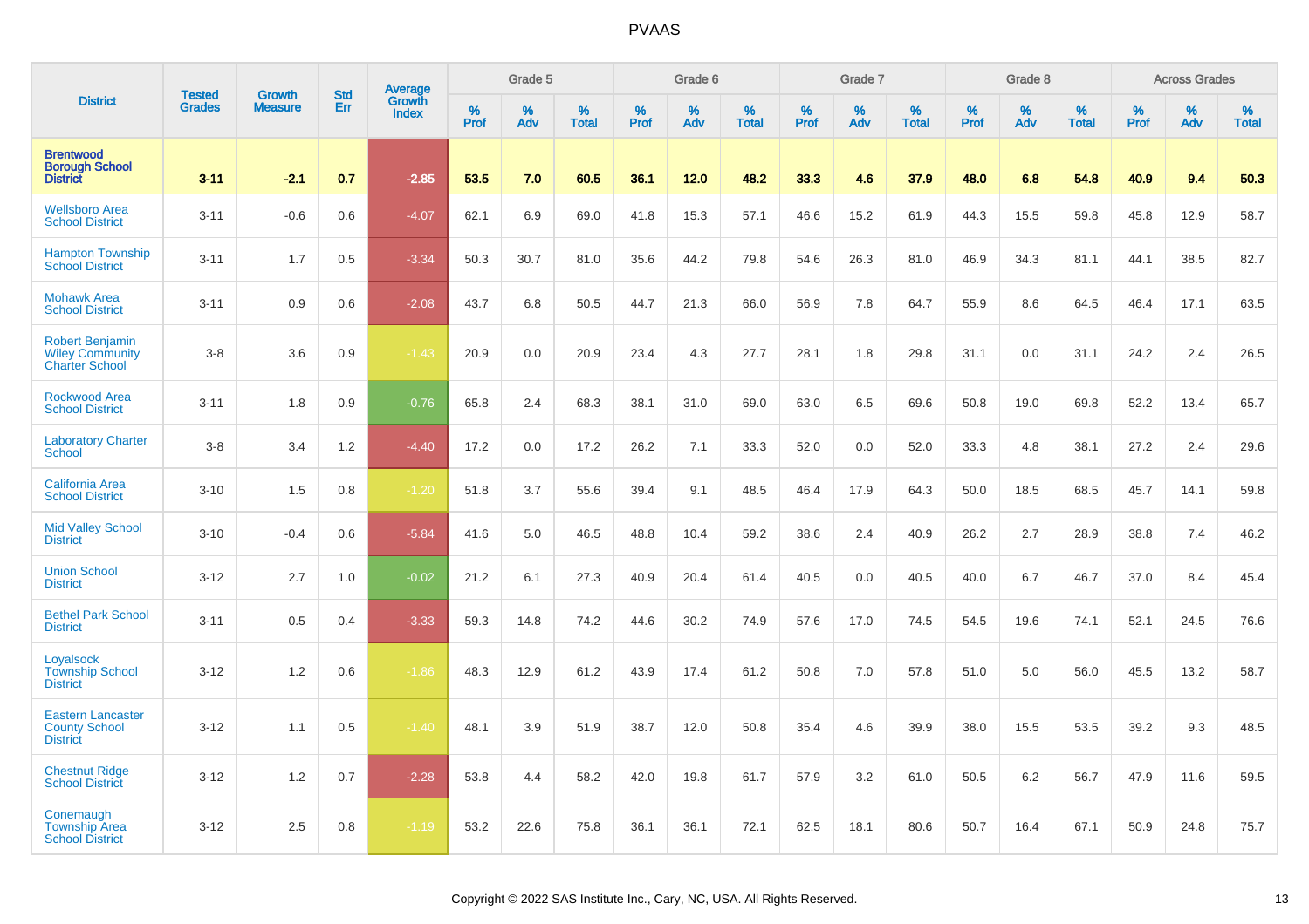| District | Tested Grades | Growth Measure | Std Err | Average Growth Index | Grade 5 | | | Grade 6 | | | Grade 7 | | | Grade 8 | | | Across Grades | | |
|---|---|---|---|---|---|---|---|---|---|---|---|---|---|---|---|---|---|---|---|
| | | | | | % Prof | % Adv | % Total | % Prof | % Adv | % Total | % Prof | % Adv | % Total | % Prof | % Adv | % Total | % Prof | % Adv | % Total |
| **Brentwood Borough School District** | **3-11** | **-2.1** | **0.7** | **-2.85** | **53.5** | **7.0** | **60.5** | **36.1** | **12.0** | **48.2** | **33.3** | **4.6** | **37.9** | **48.0** | **6.8** | **54.8** | **40.9** | **9.4** | **50.3** |
| Wellsboro Area School District | 3-11 | -0.6 | 0.6 | -4.07 | 62.1 | 6.9 | 69.0 | 41.8 | 15.3 | 57.1 | 46.6 | 15.2 | 61.9 | 44.3 | 15.5 | 59.8 | 45.8 | 12.9 | 58.7 |
| Hampton Township School District | 3-11 | 1.7 | 0.5 | -3.34 | 50.3 | 30.7 | 81.0 | 35.6 | 44.2 | 79.8 | 54.6 | 26.3 | 81.0 | 46.9 | 34.3 | 81.1 | 44.1 | 38.5 | 82.7 |
| Mohawk Area School District | 3-11 | 0.9 | 0.6 | -2.08 | 43.7 | 6.8 | 50.5 | 44.7 | 21.3 | 66.0 | 56.9 | 7.8 | 64.7 | 55.9 | 8.6 | 64.5 | 46.4 | 17.1 | 63.5 |
| Robert Benjamin Wiley Community Charter School | 3-8 | 3.6 | 0.9 | -1.43 | 20.9 | 0.0 | 20.9 | 23.4 | 4.3 | 27.7 | 28.1 | 1.8 | 29.8 | 31.1 | 0.0 | 31.1 | 24.2 | 2.4 | 26.5 |
| Rockwood Area School District | 3-11 | 1.8 | 0.9 | -0.76 | 65.8 | 2.4 | 68.3 | 38.1 | 31.0 | 69.0 | 63.0 | 6.5 | 69.6 | 50.8 | 19.0 | 69.8 | 52.2 | 13.4 | 65.7 |
| Laboratory Charter School | 3-8 | 3.4 | 1.2 | -4.40 | 17.2 | 0.0 | 17.2 | 26.2 | 7.1 | 33.3 | 52.0 | 0.0 | 52.0 | 33.3 | 4.8 | 38.1 | 27.2 | 2.4 | 29.6 |
| California Area School District | 3-10 | 1.5 | 0.8 | -1.20 | 51.8 | 3.7 | 55.6 | 39.4 | 9.1 | 48.5 | 46.4 | 17.9 | 64.3 | 50.0 | 18.5 | 68.5 | 45.7 | 14.1 | 59.8 |
| Mid Valley School District | 3-10 | -0.4 | 0.6 | -5.84 | 41.6 | 5.0 | 46.5 | 48.8 | 10.4 | 59.2 | 38.6 | 2.4 | 40.9 | 26.2 | 2.7 | 28.9 | 38.8 | 7.4 | 46.2 |
| Union School District | 3-12 | 2.7 | 1.0 | -0.02 | 21.2 | 6.1 | 27.3 | 40.9 | 20.4 | 61.4 | 40.5 | 0.0 | 40.5 | 40.0 | 6.7 | 46.7 | 37.0 | 8.4 | 45.4 |
| Bethel Park School District | 3-11 | 0.5 | 0.4 | -3.33 | 59.3 | 14.8 | 74.2 | 44.6 | 30.2 | 74.9 | 57.6 | 17.0 | 74.5 | 54.5 | 19.6 | 74.1 | 52.1 | 24.5 | 76.6 |
| Loyalsock Township School District | 3-12 | 1.2 | 0.6 | -1.86 | 48.3 | 12.9 | 61.2 | 43.9 | 17.4 | 61.2 | 50.8 | 7.0 | 57.8 | 51.0 | 5.0 | 56.0 | 45.5 | 13.2 | 58.7 |
| Eastern Lancaster County School District | 3-12 | 1.1 | 0.5 | -1.40 | 48.1 | 3.9 | 51.9 | 38.7 | 12.0 | 50.8 | 35.4 | 4.6 | 39.9 | 38.0 | 15.5 | 53.5 | 39.2 | 9.3 | 48.5 |
| Chestnut Ridge School District | 3-12 | 1.2 | 0.7 | -2.28 | 53.8 | 4.4 | 58.2 | 42.0 | 19.8 | 61.7 | 57.9 | 3.2 | 61.0 | 50.5 | 6.2 | 56.7 | 47.9 | 11.6 | 59.5 |
| Conemaugh Township Area School District | 3-12 | 2.5 | 0.8 | -1.19 | 53.2 | 22.6 | 75.8 | 36.1 | 36.1 | 72.1 | 62.5 | 18.1 | 80.6 | 50.7 | 16.4 | 67.1 | 50.9 | 24.8 | 75.7 |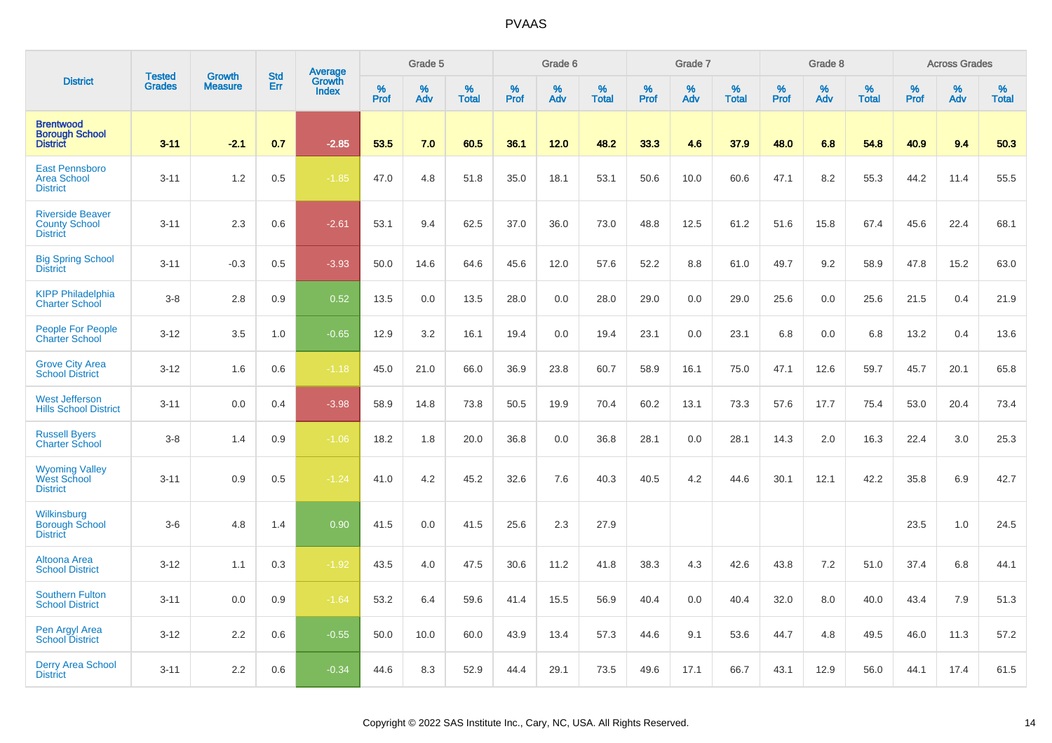# PVAAS

| District | Tested Grades | Growth Measure | Std Err | Average Growth Index | Grade 5 | | | Grade 6 | | | Grade 7 | | | Grade 8 | | | Across Grades | | |
|---|---|---|---|---|---|---|---|---|---|---|---|---|---|---|---|---|---|---|---|
| | | | | | % Prof | % Adv | % Total | % Prof | % Adv | % Total | % Prof | % Adv | % Total | % Prof | % Adv | % Total | % Prof | % Adv | % Total |
| **Brentwood Borough School District** | **3-11** | **-2.1** | **0.7** | **-2.85** | **53.5** | **7.0** | **60.5** | **36.1** | **12.0** | **48.2** | **33.3** | **4.6** | **37.9** | **48.0** | **6.8** | **54.8** | **40.9** | **9.4** | **50.3** |
| East Pennsboro Area School District | 3-11 | 1.2 | 0.5 | -1.85 | 47.0 | 4.8 | 51.8 | 35.0 | 18.1 | 53.1 | 50.6 | 10.0 | 60.6 | 47.1 | 8.2 | 55.3 | 44.2 | 11.4 | 55.5 |
| Riverside Beaver County School District | 3-11 | 2.3 | 0.6 | -2.61 | 53.1 | 9.4 | 62.5 | 37.0 | 36.0 | 73.0 | 48.8 | 12.5 | 61.2 | 51.6 | 15.8 | 67.4 | 45.6 | 22.4 | 68.1 |
| Big Spring School District | 3-11 | -0.3 | 0.5 | -3.93 | 50.0 | 14.6 | 64.6 | 45.6 | 12.0 | 57.6 | 52.2 | 8.8 | 61.0 | 49.7 | 9.2 | 58.9 | 47.8 | 15.2 | 63.0 |
| KIPP Philadelphia Charter School | 3-8 | 2.8 | 0.9 | 0.52 | 13.5 | 0.0 | 13.5 | 28.0 | 0.0 | 28.0 | 29.0 | 0.0 | 29.0 | 25.6 | 0.0 | 25.6 | 21.5 | 0.4 | 21.9 |
| People For People Charter School | 3-12 | 3.5 | 1.0 | -0.65 | 12.9 | 3.2 | 16.1 | 19.4 | 0.0 | 19.4 | 23.1 | 0.0 | 23.1 | 6.8 | 0.0 | 6.8 | 13.2 | 0.4 | 13.6 |
| Grove City Area School District | 3-12 | 1.6 | 0.6 | -1.18 | 45.0 | 21.0 | 66.0 | 36.9 | 23.8 | 60.7 | 58.9 | 16.1 | 75.0 | 47.1 | 12.6 | 59.7 | 45.7 | 20.1 | 65.8 |
| West Jefferson Hills School District | 3-11 | 0.0 | 0.4 | -3.98 | 58.9 | 14.8 | 73.8 | 50.5 | 19.9 | 70.4 | 60.2 | 13.1 | 73.3 | 57.6 | 17.7 | 75.4 | 53.0 | 20.4 | 73.4 |
| Russell Byers Charter School | 3-8 | 1.4 | 0.9 | -1.06 | 18.2 | 1.8 | 20.0 | 36.8 | 0.0 | 36.8 | 28.1 | 0.0 | 28.1 | 14.3 | 2.0 | 16.3 | 22.4 | 3.0 | 25.3 |
| Wyoming Valley West School District | 3-11 | 0.9 | 0.5 | -1.24 | 41.0 | 4.2 | 45.2 | 32.6 | 7.6 | 40.3 | 40.5 | 4.2 | 44.6 | 30.1 | 12.1 | 42.2 | 35.8 | 6.9 | 42.7 |
| Wilkinsburg Borough School District | 3-6 | 4.8 | 1.4 | 0.90 | 41.5 | 0.0 | 41.5 | 25.6 | 2.3 | 27.9 | | | | | | | 23.5 | 1.0 | 24.5 |
| Altoona Area School District | 3-12 | 1.1 | 0.3 | -1.92 | 43.5 | 4.0 | 47.5 | 30.6 | 11.2 | 41.8 | 38.3 | 4.3 | 42.6 | 43.8 | 7.2 | 51.0 | 37.4 | 6.8 | 44.1 |
| Southern Fulton School District | 3-11 | 0.0 | 0.9 | -1.64 | 53.2 | 6.4 | 59.6 | 41.4 | 15.5 | 56.9 | 40.4 | 0.0 | 40.4 | 32.0 | 8.0 | 40.0 | 43.4 | 7.9 | 51.3 |
| Pen Argyl Area School District | 3-12 | 2.2 | 0.6 | -0.55 | 50.0 | 10.0 | 60.0 | 43.9 | 13.4 | 57.3 | 44.6 | 9.1 | 53.6 | 44.7 | 4.8 | 49.5 | 46.0 | 11.3 | 57.2 |
| Derry Area School District | 3-11 | 2.2 | 0.6 | -0.34 | 44.6 | 8.3 | 52.9 | 44.4 | 29.1 | 73.5 | 49.6 | 17.1 | 66.7 | 43.1 | 12.9 | 56.0 | 44.1 | 17.4 | 61.5 |

Copyright © 2022 SAS Institute Inc., Cary, NC, USA. All Rights Reserved.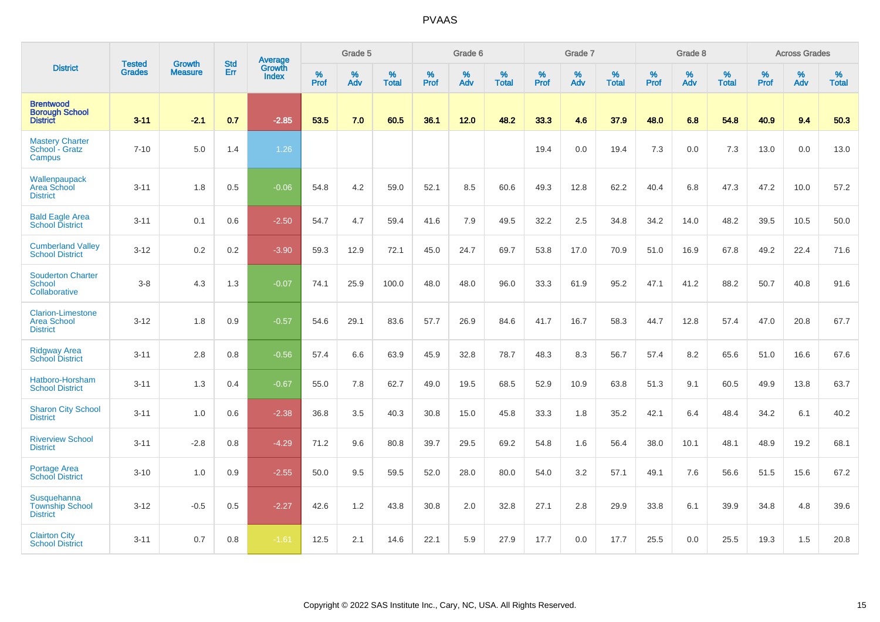| District | Tested Grades | Growth Measure | Std Err | Average Growth Index | Grade 5 | | | Grade 6 | | | Grade 7 | | | Grade 8 | | | Across Grades | | |
|---|---|---|---|---|---|---|---|---|---|---|---|---|---|---|---|---|---|---|---|
| | | | | | % Prof | % Adv | % Total | % Prof | % Adv | % Total | % Prof | % Adv | % Total | % Prof | % Adv | % Total | % Prof | % Adv | % Total |
| **Brentwood Borough School District** | **3-11** | **-2.1** | **0.7** | **-2.85** | **53.5** | **7.0** | **60.5** | **36.1** | **12.0** | **48.2** | **33.3** | **4.6** | **37.9** | **48.0** | **6.8** | **54.8** | **40.9** | **9.4** | **50.3** |
| Mastery Charter School - Gratz Campus | 7-10 | 5.0 | 1.4 | 1.26 | | | | | | | 19.4 | 0.0 | 19.4 | 7.3 | 0.0 | 7.3 | 13.0 | 0.0 | 13.0 |
| Wallenpaupack Area School District | 3-11 | 1.8 | 0.5 | -0.06 | 54.8 | 4.2 | 59.0 | 52.1 | 8.5 | 60.6 | 49.3 | 12.8 | 62.2 | 40.4 | 6.8 | 47.3 | 47.2 | 10.0 | 57.2 |
| Bald Eagle Area School District | 3-11 | 0.1 | 0.6 | -2.50 | 54.7 | 4.7 | 59.4 | 41.6 | 7.9 | 49.5 | 32.2 | 2.5 | 34.8 | 34.2 | 14.0 | 48.2 | 39.5 | 10.5 | 50.0 |
| Cumberland Valley School District | 3-12 | 0.2 | 0.2 | -3.90 | 59.3 | 12.9 | 72.1 | 45.0 | 24.7 | 69.7 | 53.8 | 17.0 | 70.9 | 51.0 | 16.9 | 67.8 | 49.2 | 22.4 | 71.6 |
| Souderton Charter School Collaborative | 3-8 | 4.3 | 1.3 | -0.07 | 74.1 | 25.9 | 100.0 | 48.0 | 48.0 | 96.0 | 33.3 | 61.9 | 95.2 | 47.1 | 41.2 | 88.2 | 50.7 | 40.8 | 91.6 |
| Clarion-Limestone Area School District | 3-12 | 1.8 | 0.9 | -0.57 | 54.6 | 29.1 | 83.6 | 57.7 | 26.9 | 84.6 | 41.7 | 16.7 | 58.3 | 44.7 | 12.8 | 57.4 | 47.0 | 20.8 | 67.7 |
| Ridgway Area School District | 3-11 | 2.8 | 0.8 | -0.56 | 57.4 | 6.6 | 63.9 | 45.9 | 32.8 | 78.7 | 48.3 | 8.3 | 56.7 | 57.4 | 8.2 | 65.6 | 51.0 | 16.6 | 67.6 |
| Hatboro-Horsham School District | 3-11 | 1.3 | 0.4 | -0.67 | 55.0 | 7.8 | 62.7 | 49.0 | 19.5 | 68.5 | 52.9 | 10.9 | 63.8 | 51.3 | 9.1 | 60.5 | 49.9 | 13.8 | 63.7 |
| Sharon City School District | 3-11 | 1.0 | 0.6 | -2.38 | 36.8 | 3.5 | 40.3 | 30.8 | 15.0 | 45.8 | 33.3 | 1.8 | 35.2 | 42.1 | 6.4 | 48.4 | 34.2 | 6.1 | 40.2 |
| Riverview School District | 3-11 | -2.8 | 0.8 | -4.29 | 71.2 | 9.6 | 80.8 | 39.7 | 29.5 | 69.2 | 54.8 | 1.6 | 56.4 | 38.0 | 10.1 | 48.1 | 48.9 | 19.2 | 68.1 |
| Portage Area School District | 3-10 | 1.0 | 0.9 | -2.55 | 50.0 | 9.5 | 59.5 | 52.0 | 28.0 | 80.0 | 54.0 | 3.2 | 57.1 | 49.1 | 7.6 | 56.6 | 51.5 | 15.6 | 67.2 |
| Susquehanna Township School District | 3-12 | -0.5 | 0.5 | -2.27 | 42.6 | 1.2 | 43.8 | 30.8 | 2.0 | 32.8 | 27.1 | 2.8 | 29.9 | 33.8 | 6.1 | 39.9 | 34.8 | 4.8 | 39.6 |
| Clairton City School District | 3-11 | 0.7 | 0.8 | -1.61 | 12.5 | 2.1 | 14.6 | 22.1 | 5.9 | 27.9 | 17.7 | 0.0 | 17.7 | 25.5 | 0.0 | 25.5 | 19.3 | 1.5 | 20.8 |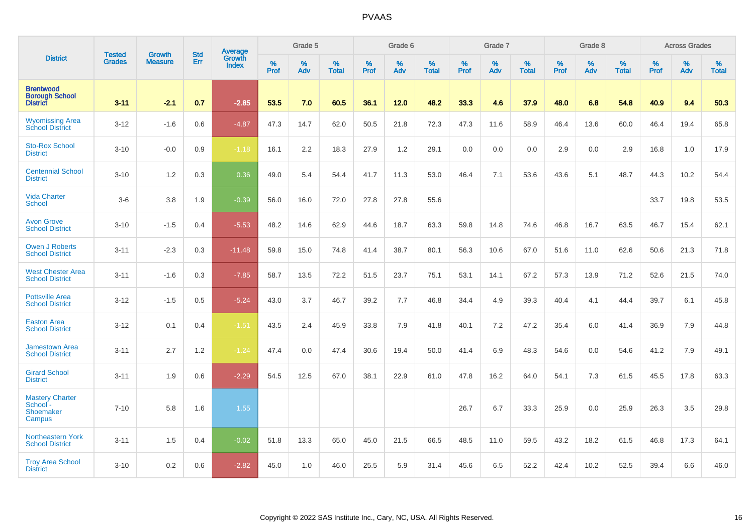# PVAAS

| District | Tested Grades | Growth Measure | Std Err | Average Growth Index | Grade 5 | | | Grade 6 | | | Grade 7 | | | Grade 8 | | | Across Grades | | |
|---|---|---|---|---|---|---|---|---|---|---|---|---|---|---|---|---|---|---|---|
| | | | | | % Prof | % Adv | % Total | % Prof | % Adv | % Total | % Prof | % Adv | % Total | % Prof | % Adv | % Total | % Prof | % Adv | % Total |
| **Brentwood Borough School District** | **3-11** | **-2.1** | **0.7** | **-2.85** | **53.5** | **7.0** | **60.5** | **36.1** | **12.0** | **48.2** | **33.3** | **4.6** | **37.9** | **48.0** | **6.8** | **54.8** | **40.9** | **9.4** | **50.3** |
| Wyomissing Area School District | 3-12 | -1.6 | 0.6 | -4.87 | 47.3 | 14.7 | 62.0 | 50.5 | 21.8 | 72.3 | 47.3 | 11.6 | 58.9 | 46.4 | 13.6 | 60.0 | 46.4 | 19.4 | 65.8 |
| Sto-Rox School District | 3-10 | -0.0 | 0.9 | -1.18 | 16.1 | 2.2 | 18.3 | 27.9 | 1.2 | 29.1 | 0.0 | 0.0 | 0.0 | 2.9 | 0.0 | 2.9 | 16.8 | 1.0 | 17.9 |
| Centennial School District | 3-10 | 1.2 | 0.3 | 0.36 | 49.0 | 5.4 | 54.4 | 41.7 | 11.3 | 53.0 | 46.4 | 7.1 | 53.6 | 43.6 | 5.1 | 48.7 | 44.3 | 10.2 | 54.4 |
| Vida Charter School | 3-6 | 3.8 | 1.9 | -0.39 | 56.0 | 16.0 | 72.0 | 27.8 | 27.8 | 55.6 | | | | | | | 33.7 | 19.8 | 53.5 |
| Avon Grove School District | 3-10 | -1.5 | 0.4 | -5.53 | 48.2 | 14.6 | 62.9 | 44.6 | 18.7 | 63.3 | 59.8 | 14.8 | 74.6 | 46.8 | 16.7 | 63.5 | 46.7 | 15.4 | 62.1 |
| Owen J Roberts School District | 3-11 | -2.3 | 0.3 | -11.48 | 59.8 | 15.0 | 74.8 | 41.4 | 38.7 | 80.1 | 56.3 | 10.6 | 67.0 | 51.6 | 11.0 | 62.6 | 50.6 | 21.3 | 71.8 |
| West Chester Area School District | 3-11 | -1.6 | 0.3 | -7.85 | 58.7 | 13.5 | 72.2 | 51.5 | 23.7 | 75.1 | 53.1 | 14.1 | 67.2 | 57.3 | 13.9 | 71.2 | 52.6 | 21.5 | 74.0 |
| Pottsville Area School District | 3-12 | -1.5 | 0.5 | -5.24 | 43.0 | 3.7 | 46.7 | 39.2 | 7.7 | 46.8 | 34.4 | 4.9 | 39.3 | 40.4 | 4.1 | 44.4 | 39.7 | 6.1 | 45.8 |
| Easton Area School District | 3-12 | 0.1 | 0.4 | -1.51 | 43.5 | 2.4 | 45.9 | 33.8 | 7.9 | 41.8 | 40.1 | 7.2 | 47.2 | 35.4 | 6.0 | 41.4 | 36.9 | 7.9 | 44.8 |
| Jamestown Area School District | 3-11 | 2.7 | 1.2 | -1.24 | 47.4 | 0.0 | 47.4 | 30.6 | 19.4 | 50.0 | 41.4 | 6.9 | 48.3 | 54.6 | 0.0 | 54.6 | 41.2 | 7.9 | 49.1 |
| Girard School District | 3-11 | 1.9 | 0.6 | -2.29 | 54.5 | 12.5 | 67.0 | 38.1 | 22.9 | 61.0 | 47.8 | 16.2 | 64.0 | 54.1 | 7.3 | 61.5 | 45.5 | 17.8 | 63.3 |
| Mastery Charter School - Shoemaker Campus | 7-10 | 5.8 | 1.6 | 1.55 | | | | | | | 26.7 | 6.7 | 33.3 | 25.9 | 0.0 | 25.9 | 26.3 | 3.5 | 29.8 |
| Northeastern York School District | 3-11 | 1.5 | 0.4 | -0.02 | 51.8 | 13.3 | 65.0 | 45.0 | 21.5 | 66.5 | 48.5 | 11.0 | 59.5 | 43.2 | 18.2 | 61.5 | 46.8 | 17.3 | 64.1 |
| Troy Area School District | 3-10 | 0.2 | 0.6 | -2.82 | 45.0 | 1.0 | 46.0 | 25.5 | 5.9 | 31.4 | 45.6 | 6.5 | 52.2 | 42.4 | 10.2 | 52.5 | 39.4 | 6.6 | 46.0 |

Copyright © 2022 SAS Institute Inc., Cary, NC, USA. All Rights Reserved.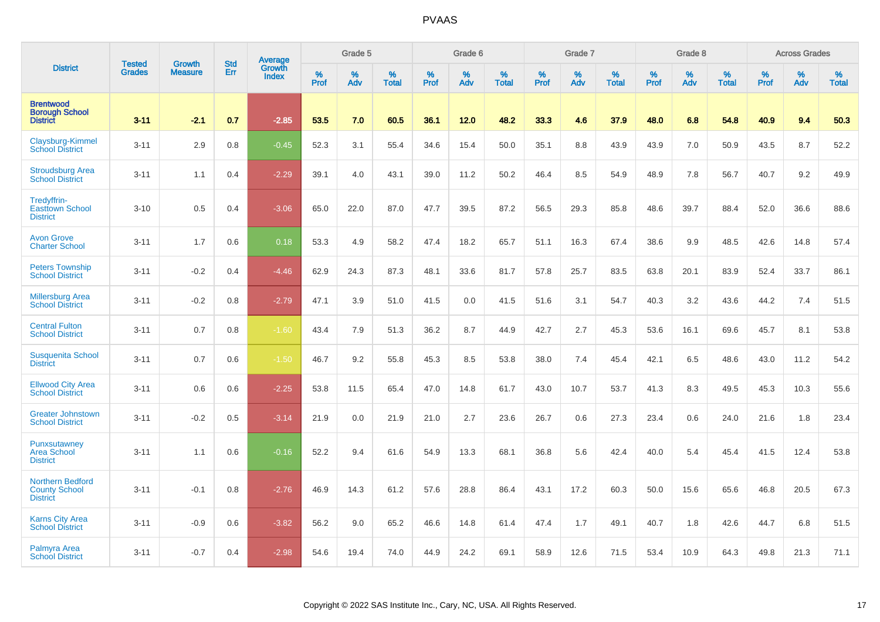| District | Tested Grades | Growth Measure | Std Err | Average Growth Index | Grade 5 | | | Grade 6 | | | Grade 7 | | | Grade 8 | | | Across Grades | | |
|---|---|---|---|---|---|---|---|---|---|---|---|---|---|---|---|---|---|---|---|
| | | | | | % Prof | % Adv | % Total | % Prof | % Adv | % Total | % Prof | % Adv | % Total | % Prof | % Adv | % Total | % Prof | % Adv | % Total |
| **Brentwood Borough School District** | **3-11** | **-2.1** | **0.7** | **-2.85** | **53.5** | **7.0** | **60.5** | **36.1** | **12.0** | **48.2** | **33.3** | **4.6** | **37.9** | **48.0** | **6.8** | **54.8** | **40.9** | **9.4** | **50.3** |
| Claysburg-Kimmel School District | 3-11 | 2.9 | 0.8 | -0.45 | 52.3 | 3.1 | 55.4 | 34.6 | 15.4 | 50.0 | 35.1 | 8.8 | 43.9 | 43.9 | 7.0 | 50.9 | 43.5 | 8.7 | 52.2 |
| Stroudsburg Area School District | 3-11 | 1.1 | 0.4 | -2.29 | 39.1 | 4.0 | 43.1 | 39.0 | 11.2 | 50.2 | 46.4 | 8.5 | 54.9 | 48.9 | 7.8 | 56.7 | 40.7 | 9.2 | 49.9 |
| Tredyffrin-Easttown School District | 3-10 | 0.5 | 0.4 | -3.06 | 65.0 | 22.0 | 87.0 | 47.7 | 39.5 | 87.2 | 56.5 | 29.3 | 85.8 | 48.6 | 39.7 | 88.4 | 52.0 | 36.6 | 88.6 |
| Avon Grove Charter School | 3-11 | 1.7 | 0.6 | 0.18 | 53.3 | 4.9 | 58.2 | 47.4 | 18.2 | 65.7 | 51.1 | 16.3 | 67.4 | 38.6 | 9.9 | 48.5 | 42.6 | 14.8 | 57.4 |
| Peters Township School District | 3-11 | -0.2 | 0.4 | -4.46 | 62.9 | 24.3 | 87.3 | 48.1 | 33.6 | 81.7 | 57.8 | 25.7 | 83.5 | 63.8 | 20.1 | 83.9 | 52.4 | 33.7 | 86.1 |
| Millersburg Area School District | 3-11 | -0.2 | 0.8 | -2.79 | 47.1 | 3.9 | 51.0 | 41.5 | 0.0 | 41.5 | 51.6 | 3.1 | 54.7 | 40.3 | 3.2 | 43.6 | 44.2 | 7.4 | 51.5 |
| Central Fulton School District | 3-11 | 0.7 | 0.8 | -1.60 | 43.4 | 7.9 | 51.3 | 36.2 | 8.7 | 44.9 | 42.7 | 2.7 | 45.3 | 53.6 | 16.1 | 69.6 | 45.7 | 8.1 | 53.8 |
| Susquenita School District | 3-11 | 0.7 | 0.6 | -1.50 | 46.7 | 9.2 | 55.8 | 45.3 | 8.5 | 53.8 | 38.0 | 7.4 | 45.4 | 42.1 | 6.5 | 48.6 | 43.0 | 11.2 | 54.2 |
| Ellwood City Area School District | 3-11 | 0.6 | 0.6 | -2.25 | 53.8 | 11.5 | 65.4 | 47.0 | 14.8 | 61.7 | 43.0 | 10.7 | 53.7 | 41.3 | 8.3 | 49.5 | 45.3 | 10.3 | 55.6 |
| Greater Johnstown School District | 3-11 | -0.2 | 0.5 | -3.14 | 21.9 | 0.0 | 21.9 | 21.0 | 2.7 | 23.6 | 26.7 | 0.6 | 27.3 | 23.4 | 0.6 | 24.0 | 21.6 | 1.8 | 23.4 |
| Punxsutawney Area School District | 3-11 | 1.1 | 0.6 | -0.16 | 52.2 | 9.4 | 61.6 | 54.9 | 13.3 | 68.1 | 36.8 | 5.6 | 42.4 | 40.0 | 5.4 | 45.4 | 41.5 | 12.4 | 53.8 |
| Northern Bedford County School District | 3-11 | -0.1 | 0.8 | -2.76 | 46.9 | 14.3 | 61.2 | 57.6 | 28.8 | 86.4 | 43.1 | 17.2 | 60.3 | 50.0 | 15.6 | 65.6 | 46.8 | 20.5 | 67.3 |
| Karns City Area School District | 3-11 | -0.9 | 0.6 | -3.82 | 56.2 | 9.0 | 65.2 | 46.6 | 14.8 | 61.4 | 47.4 | 1.7 | 49.1 | 40.7 | 1.8 | 42.6 | 44.7 | 6.8 | 51.5 |
| Palmyra Area School District | 3-11 | -0.7 | 0.4 | -2.98 | 54.6 | 19.4 | 74.0 | 44.9 | 24.2 | 69.1 | 58.9 | 12.6 | 71.5 | 53.4 | 10.9 | 64.3 | 49.8 | 21.3 | 71.1 |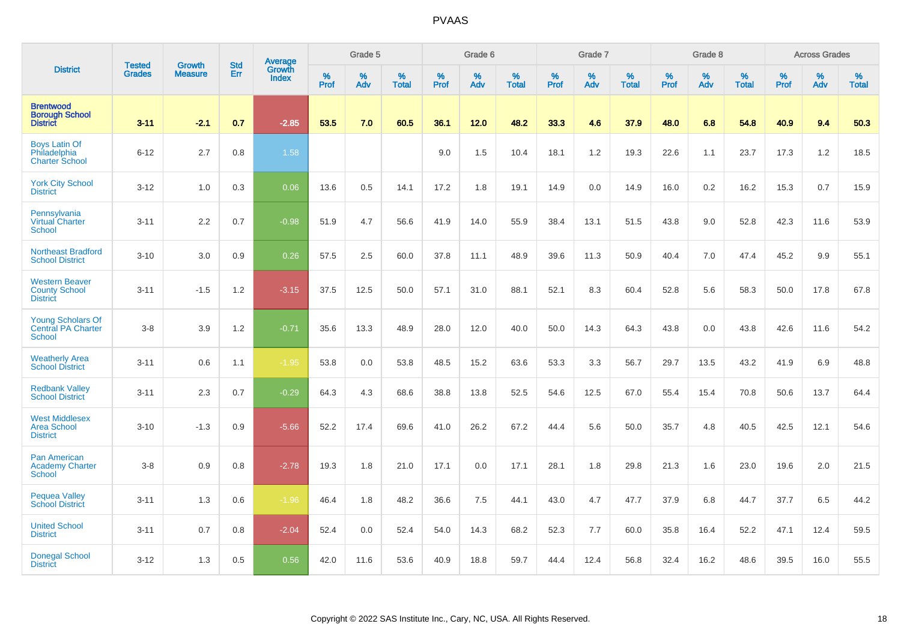| District | Tested Grades | Growth Measure | Std Err | Average Growth Index | Grade 5 | | | Grade 6 | | | Grade 7 | | | Grade 8 | | | Across Grades | | |
|---|---|---|---|---|---|---|---|---|---|---|---|---|---|---|---|---|---|---|---|
| | | | | | % Prof | % Adv | % Total | % Prof | % Adv | % Total | % Prof | % Adv | % Total | % Prof | % Adv | % Total | % Prof | % Adv | % Total |
| **Brentwood Borough School District** | **3-11** | **-2.1** | **0.7** | **-2.85** | **53.5** | **7.0** | **60.5** | **36.1** | **12.0** | **48.2** | **33.3** | **4.6** | **37.9** | **48.0** | **6.8** | **54.8** | **40.9** | **9.4** | **50.3** |
| Boys Latin Of Philadelphia Charter School | 6-12 | 2.7 | 0.8 | 1.58 | | | | 9.0 | 1.5 | 10.4 | 18.1 | 1.2 | 19.3 | 22.6 | 1.1 | 23.7 | 17.3 | 1.2 | 18.5 |
| York City School District | 3-12 | 1.0 | 0.3 | 0.06 | 13.6 | 0.5 | 14.1 | 17.2 | 1.8 | 19.1 | 14.9 | 0.0 | 14.9 | 16.0 | 0.2 | 16.2 | 15.3 | 0.7 | 15.9 |
| Pennsylvania Virtual Charter School | 3-11 | 2.2 | 0.7 | -0.98 | 51.9 | 4.7 | 56.6 | 41.9 | 14.0 | 55.9 | 38.4 | 13.1 | 51.5 | 43.8 | 9.0 | 52.8 | 42.3 | 11.6 | 53.9 |
| Northeast Bradford School District | 3-10 | 3.0 | 0.9 | 0.26 | 57.5 | 2.5 | 60.0 | 37.8 | 11.1 | 48.9 | 39.6 | 11.3 | 50.9 | 40.4 | 7.0 | 47.4 | 45.2 | 9.9 | 55.1 |
| Western Beaver County School District | 3-11 | -1.5 | 1.2 | -3.15 | 37.5 | 12.5 | 50.0 | 57.1 | 31.0 | 88.1 | 52.1 | 8.3 | 60.4 | 52.8 | 5.6 | 58.3 | 50.0 | 17.8 | 67.8 |
| Young Scholars Of Central PA Charter School | 3-8 | 3.9 | 1.2 | -0.71 | 35.6 | 13.3 | 48.9 | 28.0 | 12.0 | 40.0 | 50.0 | 14.3 | 64.3 | 43.8 | 0.0 | 43.8 | 42.6 | 11.6 | 54.2 |
| Weatherly Area School District | 3-11 | 0.6 | 1.1 | -1.95 | 53.8 | 0.0 | 53.8 | 48.5 | 15.2 | 63.6 | 53.3 | 3.3 | 56.7 | 29.7 | 13.5 | 43.2 | 41.9 | 6.9 | 48.8 |
| Redbank Valley School District | 3-11 | 2.3 | 0.7 | -0.29 | 64.3 | 4.3 | 68.6 | 38.8 | 13.8 | 52.5 | 54.6 | 12.5 | 67.0 | 55.4 | 15.4 | 70.8 | 50.6 | 13.7 | 64.4 |
| West Middlesex Area School District | 3-10 | -1.3 | 0.9 | -5.66 | 52.2 | 17.4 | 69.6 | 41.0 | 26.2 | 67.2 | 44.4 | 5.6 | 50.0 | 35.7 | 4.8 | 40.5 | 42.5 | 12.1 | 54.6 |
| Pan American Academy Charter School | 3-8 | 0.9 | 0.8 | -2.78 | 19.3 | 1.8 | 21.0 | 17.1 | 0.0 | 17.1 | 28.1 | 1.8 | 29.8 | 21.3 | 1.6 | 23.0 | 19.6 | 2.0 | 21.5 |
| Pequea Valley School District | 3-11 | 1.3 | 0.6 | -1.96 | 46.4 | 1.8 | 48.2 | 36.6 | 7.5 | 44.1 | 43.0 | 4.7 | 47.7 | 37.9 | 6.8 | 44.7 | 37.7 | 6.5 | 44.2 |
| United School District | 3-11 | 0.7 | 0.8 | -2.04 | 52.4 | 0.0 | 52.4 | 54.0 | 14.3 | 68.2 | 52.3 | 7.7 | 60.0 | 35.8 | 16.4 | 52.2 | 47.1 | 12.4 | 59.5 |
| Donegal School District | 3-12 | 1.3 | 0.5 | 0.56 | 42.0 | 11.6 | 53.6 | 40.9 | 18.8 | 59.7 | 44.4 | 12.4 | 56.8 | 32.4 | 16.2 | 48.6 | 39.5 | 16.0 | 55.5 |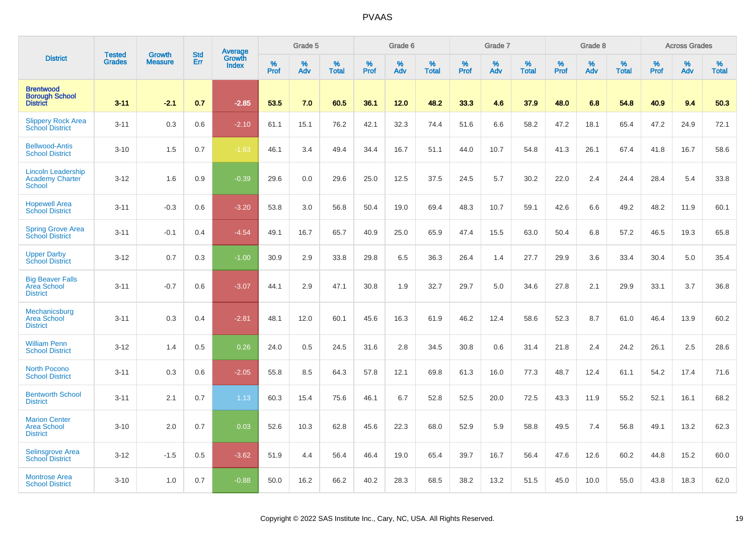# PVAAS

| District | Tested Grades | Growth Measure | Std Err | Average Growth Index | Grade 5 | | | Grade 6 | | | Grade 7 | | | Grade 8 | | | Across Grades | | |
|---|---|---|---|---|---|---|---|---|---|---|---|---|---|---|---|---|---|---|---|
| | | | | | % Prof | % Adv | % Total | % Prof | % Adv | % Total | % Prof | % Adv | % Total | % Prof | % Adv | % Total | % Prof | % Adv | % Total |
| **Brentwood Borough School District** | **3-11** | **-2.1** | **0.7** | **-2.85** | **53.5** | **7.0** | **60.5** | **36.1** | **12.0** | **48.2** | **33.3** | **4.6** | **37.9** | **48.0** | **6.8** | **54.8** | **40.9** | **9.4** | **50.3** |
| Slippery Rock Area School District | 3-11 | 0.3 | 0.6 | -2.10 | 61.1 | 15.1 | 76.2 | 42.1 | 32.3 | 74.4 | 51.6 | 6.6 | 58.2 | 47.2 | 18.1 | 65.4 | 47.2 | 24.9 | 72.1 |
| Bellwood-Antis School District | 3-10 | 1.5 | 0.7 | -1.63 | 46.1 | 3.4 | 49.4 | 34.4 | 16.7 | 51.1 | 44.0 | 10.7 | 54.8 | 41.3 | 26.1 | 67.4 | 41.8 | 16.7 | 58.6 |
| Lincoln Leadership Academy Charter School | 3-12 | 1.6 | 0.9 | -0.39 | 29.6 | 0.0 | 29.6 | 25.0 | 12.5 | 37.5 | 24.5 | 5.7 | 30.2 | 22.0 | 2.4 | 24.4 | 28.4 | 5.4 | 33.8 |
| Hopewell Area School District | 3-11 | -0.3 | 0.6 | -3.20 | 53.8 | 3.0 | 56.8 | 50.4 | 19.0 | 69.4 | 48.3 | 10.7 | 59.1 | 42.6 | 6.6 | 49.2 | 48.2 | 11.9 | 60.1 |
| Spring Grove Area School District | 3-11 | -0.1 | 0.4 | -4.54 | 49.1 | 16.7 | 65.7 | 40.9 | 25.0 | 65.9 | 47.4 | 15.5 | 63.0 | 50.4 | 6.8 | 57.2 | 46.5 | 19.3 | 65.8 |
| Upper Darby School District | 3-12 | 0.7 | 0.3 | -1.00 | 30.9 | 2.9 | 33.8 | 29.8 | 6.5 | 36.3 | 26.4 | 1.4 | 27.7 | 29.9 | 3.6 | 33.4 | 30.4 | 5.0 | 35.4 |
| Big Beaver Falls Area School District | 3-11 | -0.7 | 0.6 | -3.07 | 44.1 | 2.9 | 47.1 | 30.8 | 1.9 | 32.7 | 29.7 | 5.0 | 34.6 | 27.8 | 2.1 | 29.9 | 33.1 | 3.7 | 36.8 |
| Mechanicsburg Area School District | 3-11 | 0.3 | 0.4 | -2.81 | 48.1 | 12.0 | 60.1 | 45.6 | 16.3 | 61.9 | 46.2 | 12.4 | 58.6 | 52.3 | 8.7 | 61.0 | 46.4 | 13.9 | 60.2 |
| William Penn School District | 3-12 | 1.4 | 0.5 | 0.26 | 24.0 | 0.5 | 24.5 | 31.6 | 2.8 | 34.5 | 30.8 | 0.6 | 31.4 | 21.8 | 2.4 | 24.2 | 26.1 | 2.5 | 28.6 |
| North Pocono School District | 3-11 | 0.3 | 0.6 | -2.05 | 55.8 | 8.5 | 64.3 | 57.8 | 12.1 | 69.8 | 61.3 | 16.0 | 77.3 | 48.7 | 12.4 | 61.1 | 54.2 | 17.4 | 71.6 |
| Bentworth School District | 3-11 | 2.1 | 0.7 | 1.13 | 60.3 | 15.4 | 75.6 | 46.1 | 6.7 | 52.8 | 52.5 | 20.0 | 72.5 | 43.3 | 11.9 | 55.2 | 52.1 | 16.1 | 68.2 |
| Marion Center Area School District | 3-10 | 2.0 | 0.7 | 0.03 | 52.6 | 10.3 | 62.8 | 45.6 | 22.3 | 68.0 | 52.9 | 5.9 | 58.8 | 49.5 | 7.4 | 56.8 | 49.1 | 13.2 | 62.3 |
| Selinsgrove Area School District | 3-12 | -1.5 | 0.5 | -3.62 | 51.9 | 4.4 | 56.4 | 46.4 | 19.0 | 65.4 | 39.7 | 16.7 | 56.4 | 47.6 | 12.6 | 60.2 | 44.8 | 15.2 | 60.0 |
| Montrose Area School District | 3-10 | 1.0 | 0.7 | -0.88 | 50.0 | 16.2 | 66.2 | 40.2 | 28.3 | 68.5 | 38.2 | 13.2 | 51.5 | 45.0 | 10.0 | 55.0 | 43.8 | 18.3 | 62.0 |

Copyright © 2022 SAS Institute Inc., Cary, NC, USA. All Rights Reserved.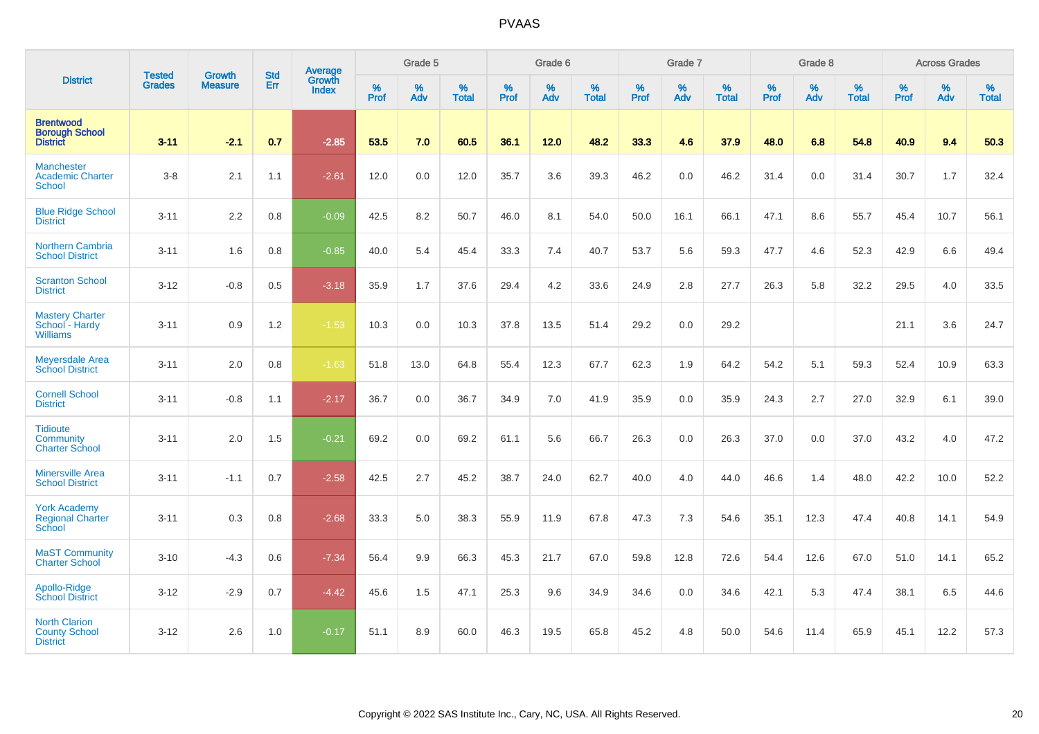| District | Tested Grades | Growth Measure | Std Err | Average Growth Index | Grade 5 | | | Grade 6 | | | Grade 7 | | | Grade 8 | | | Across Grades | | |
|---|---|---|---|---|---|---|---|---|---|---|---|---|---|---|---|---|---|---|---|
| | | | | | % Prof | % Adv | % Total | % Prof | % Adv | % Total | % Prof | % Adv | % Total | % Prof | % Adv | % Total | % Prof | % Adv | % Total |
| **Brentwood Borough School District** | **3-11** | **-2.1** | **0.7** | **-2.85** | **53.5** | **7.0** | **60.5** | **36.1** | **12.0** | **48.2** | **33.3** | **4.6** | **37.9** | **48.0** | **6.8** | **54.8** | **40.9** | **9.4** | **50.3** |
| Manchester Academic Charter School | 3-8 | 2.1 | 1.1 | -2.61 | 12.0 | 0.0 | 12.0 | 35.7 | 3.6 | 39.3 | 46.2 | 0.0 | 46.2 | 31.4 | 0.0 | 31.4 | 30.7 | 1.7 | 32.4 |
| Blue Ridge School District | 3-11 | 2.2 | 0.8 | -0.09 | 42.5 | 8.2 | 50.7 | 46.0 | 8.1 | 54.0 | 50.0 | 16.1 | 66.1 | 47.1 | 8.6 | 55.7 | 45.4 | 10.7 | 56.1 |
| Northern Cambria School District | 3-11 | 1.6 | 0.8 | -0.85 | 40.0 | 5.4 | 45.4 | 33.3 | 7.4 | 40.7 | 53.7 | 5.6 | 59.3 | 47.7 | 4.6 | 52.3 | 42.9 | 6.6 | 49.4 |
| Scranton School District | 3-12 | -0.8 | 0.5 | -3.18 | 35.9 | 1.7 | 37.6 | 29.4 | 4.2 | 33.6 | 24.9 | 2.8 | 27.7 | 26.3 | 5.8 | 32.2 | 29.5 | 4.0 | 33.5 |
| Mastery Charter School - Hardy Williams | 3-11 | 0.9 | 1.2 | -1.53 | 10.3 | 0.0 | 10.3 | 37.8 | 13.5 | 51.4 | 29.2 | 0.0 | 29.2 | | | | 21.1 | 3.6 | 24.7 |
| Meyersdale Area School District | 3-11 | 2.0 | 0.8 | -1.63 | 51.8 | 13.0 | 64.8 | 55.4 | 12.3 | 67.7 | 62.3 | 1.9 | 64.2 | 54.2 | 5.1 | 59.3 | 52.4 | 10.9 | 63.3 |
| Cornell School District | 3-11 | -0.8 | 1.1 | -2.17 | 36.7 | 0.0 | 36.7 | 34.9 | 7.0 | 41.9 | 35.9 | 0.0 | 35.9 | 24.3 | 2.7 | 27.0 | 32.9 | 6.1 | 39.0 |
| Tidioute Community Charter School | 3-11 | 2.0 | 1.5 | -0.21 | 69.2 | 0.0 | 69.2 | 61.1 | 5.6 | 66.7 | 26.3 | 0.0 | 26.3 | 37.0 | 0.0 | 37.0 | 43.2 | 4.0 | 47.2 |
| Minersville Area School District | 3-11 | -1.1 | 0.7 | -2.58 | 42.5 | 2.7 | 45.2 | 38.7 | 24.0 | 62.7 | 40.0 | 4.0 | 44.0 | 46.6 | 1.4 | 48.0 | 42.2 | 10.0 | 52.2 |
| York Academy Regional Charter School | 3-11 | 0.3 | 0.8 | -2.68 | 33.3 | 5.0 | 38.3 | 55.9 | 11.9 | 67.8 | 47.3 | 7.3 | 54.6 | 35.1 | 12.3 | 47.4 | 40.8 | 14.1 | 54.9 |
| MaST Community Charter School | 3-10 | -4.3 | 0.6 | -7.34 | 56.4 | 9.9 | 66.3 | 45.3 | 21.7 | 67.0 | 59.8 | 12.8 | 72.6 | 54.4 | 12.6 | 67.0 | 51.0 | 14.1 | 65.2 |
| Apollo-Ridge School District | 3-12 | -2.9 | 0.7 | -4.42 | 45.6 | 1.5 | 47.1 | 25.3 | 9.6 | 34.9 | 34.6 | 0.0 | 34.6 | 42.1 | 5.3 | 47.4 | 38.1 | 6.5 | 44.6 |
| North Clarion County School District | 3-12 | 2.6 | 1.0 | -0.17 | 51.1 | 8.9 | 60.0 | 46.3 | 19.5 | 65.8 | 45.2 | 4.8 | 50.0 | 54.6 | 11.4 | 65.9 | 45.1 | 12.2 | 57.3 |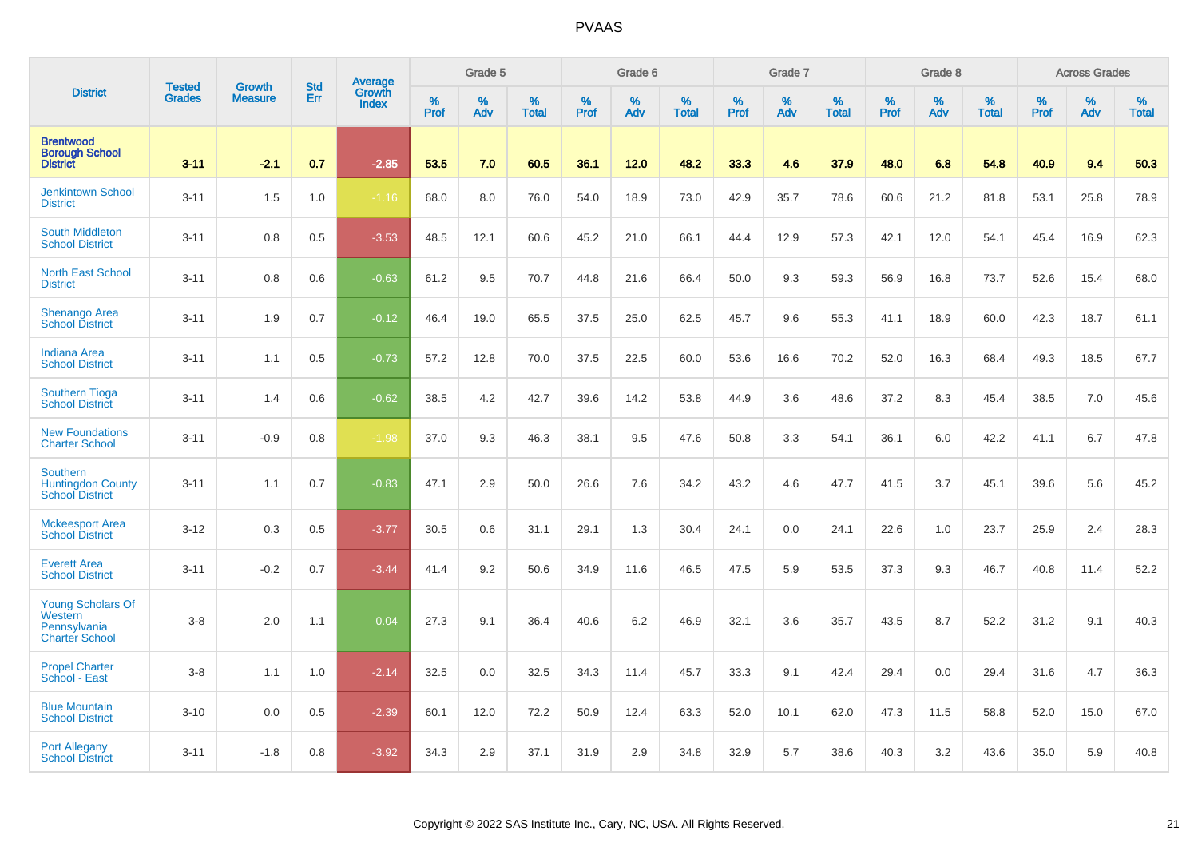# PVAAS

| District | Tested Grades | Growth Measure | Std Err | Average Growth Index | Grade 5 | | | Grade 6 | | | Grade 7 | | | Grade 8 | | | Across Grades | | |
|---|---|---|---|---|---|---|---|---|---|---|---|---|---|---|---|---|---|---|---|
| | | | | | % Prof | % Adv | % Total | % Prof | % Adv | % Total | % Prof | % Adv | % Total | % Prof | % Adv | % Total | % Prof | % Adv | % Total |
| **Brentwood Borough School District** | **3-11** | **-2.1** | **0.7** | **-2.85** | **53.5** | **7.0** | **60.5** | **36.1** | **12.0** | **48.2** | **33.3** | **4.6** | **37.9** | **48.0** | **6.8** | **54.8** | **40.9** | **9.4** | **50.3** |
| Jenkintown School District | 3-11 | 1.5 | 1.0 | -1.16 | 68.0 | 8.0 | 76.0 | 54.0 | 18.9 | 73.0 | 42.9 | 35.7 | 78.6 | 60.6 | 21.2 | 81.8 | 53.1 | 25.8 | 78.9 |
| South Middleton School District | 3-11 | 0.8 | 0.5 | -3.53 | 48.5 | 12.1 | 60.6 | 45.2 | 21.0 | 66.1 | 44.4 | 12.9 | 57.3 | 42.1 | 12.0 | 54.1 | 45.4 | 16.9 | 62.3 |
| North East School District | 3-11 | 0.8 | 0.6 | -0.63 | 61.2 | 9.5 | 70.7 | 44.8 | 21.6 | 66.4 | 50.0 | 9.3 | 59.3 | 56.9 | 16.8 | 73.7 | 52.6 | 15.4 | 68.0 |
| Shenango Area School District | 3-11 | 1.9 | 0.7 | -0.12 | 46.4 | 19.0 | 65.5 | 37.5 | 25.0 | 62.5 | 45.7 | 9.6 | 55.3 | 41.1 | 18.9 | 60.0 | 42.3 | 18.7 | 61.1 |
| Indiana Area School District | 3-11 | 1.1 | 0.5 | -0.73 | 57.2 | 12.8 | 70.0 | 37.5 | 22.5 | 60.0 | 53.6 | 16.6 | 70.2 | 52.0 | 16.3 | 68.4 | 49.3 | 18.5 | 67.7 |
| Southern Tioga School District | 3-11 | 1.4 | 0.6 | -0.62 | 38.5 | 4.2 | 42.7 | 39.6 | 14.2 | 53.8 | 44.9 | 3.6 | 48.6 | 37.2 | 8.3 | 45.4 | 38.5 | 7.0 | 45.6 |
| New Foundations Charter School | 3-11 | -0.9 | 0.8 | -1.98 | 37.0 | 9.3 | 46.3 | 38.1 | 9.5 | 47.6 | 50.8 | 3.3 | 54.1 | 36.1 | 6.0 | 42.2 | 41.1 | 6.7 | 47.8 |
| Southern Huntingdon County School District | 3-11 | 1.1 | 0.7 | -0.83 | 47.1 | 2.9 | 50.0 | 26.6 | 7.6 | 34.2 | 43.2 | 4.6 | 47.7 | 41.5 | 3.7 | 45.1 | 39.6 | 5.6 | 45.2 |
| Mckeesport Area School District | 3-12 | 0.3 | 0.5 | -3.77 | 30.5 | 0.6 | 31.1 | 29.1 | 1.3 | 30.4 | 24.1 | 0.0 | 24.1 | 22.6 | 1.0 | 23.7 | 25.9 | 2.4 | 28.3 |
| Everett Area School District | 3-11 | -0.2 | 0.7 | -3.44 | 41.4 | 9.2 | 50.6 | 34.9 | 11.6 | 46.5 | 47.5 | 5.9 | 53.5 | 37.3 | 9.3 | 46.7 | 40.8 | 11.4 | 52.2 |
| Young Scholars Of Western Pennsylvania Charter School | 3-8 | 2.0 | 1.1 | 0.04 | 27.3 | 9.1 | 36.4 | 40.6 | 6.2 | 46.9 | 32.1 | 3.6 | 35.7 | 43.5 | 8.7 | 52.2 | 31.2 | 9.1 | 40.3 |
| Propel Charter School - East | 3-8 | 1.1 | 1.0 | -2.14 | 32.5 | 0.0 | 32.5 | 34.3 | 11.4 | 45.7 | 33.3 | 9.1 | 42.4 | 29.4 | 0.0 | 29.4 | 31.6 | 4.7 | 36.3 |
| Blue Mountain School District | 3-10 | 0.0 | 0.5 | -2.39 | 60.1 | 12.0 | 72.2 | 50.9 | 12.4 | 63.3 | 52.0 | 10.1 | 62.0 | 47.3 | 11.5 | 58.8 | 52.0 | 15.0 | 67.0 |
| Port Allegany School District | 3-11 | -1.8 | 0.8 | -3.92 | 34.3 | 2.9 | 37.1 | 31.9 | 2.9 | 34.8 | 32.9 | 5.7 | 38.6 | 40.3 | 3.2 | 43.6 | 35.0 | 5.9 | 40.8 |

Copyright © 2022 SAS Institute Inc., Cary, NC, USA. All Rights Reserved.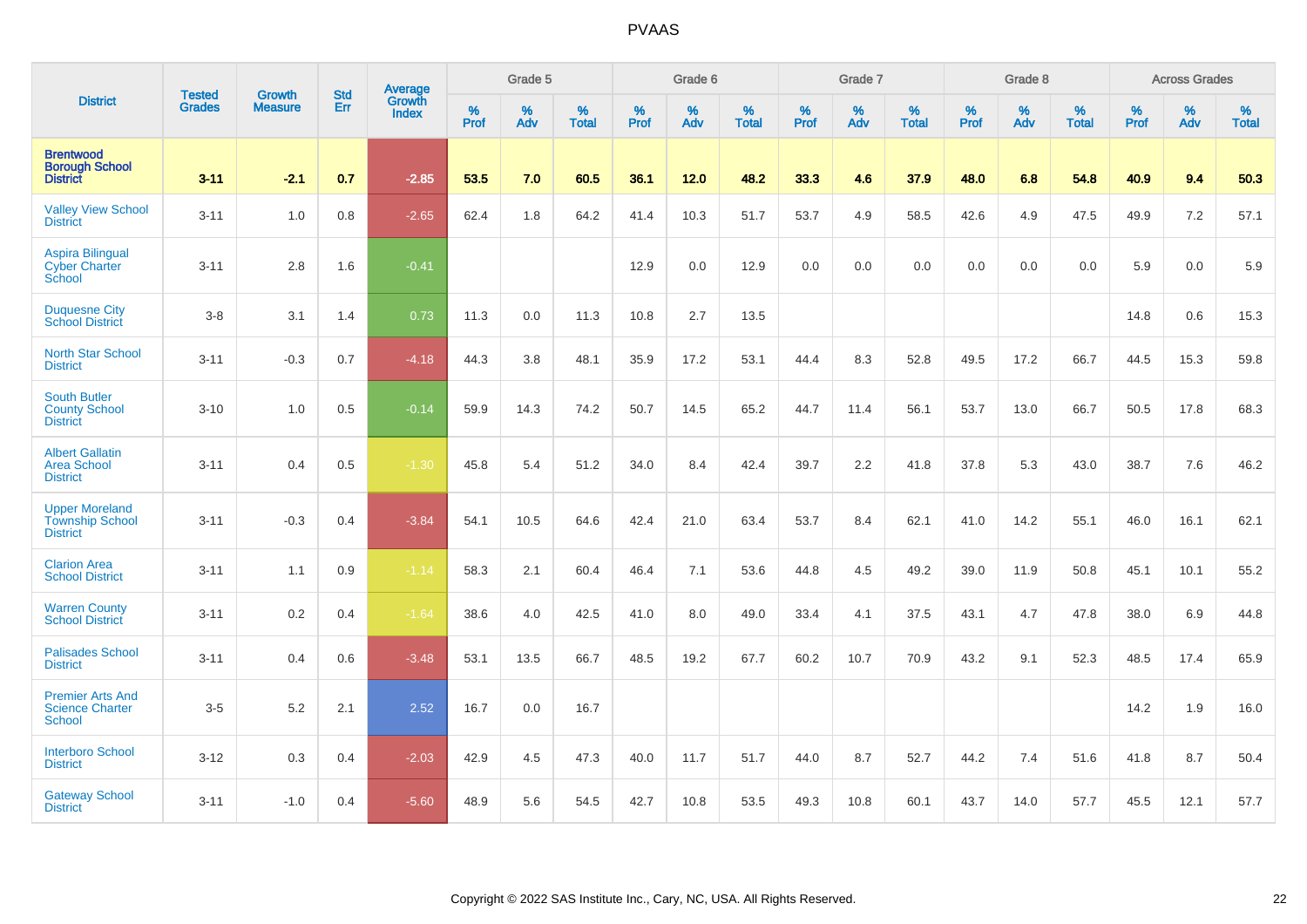# PVAAS

| District | Tested Grades | Growth Measure | Std Err | Average Growth Index | Grade 5 | | | Grade 6 | | | Grade 7 | | | Grade 8 | | | Across Grades | | |
|---|---|---|---|---|---|---|---|---|---|---|---|---|---|---|---|---|---|---|---|
| | | | | | % Prof | % Adv | % Total | % Prof | % Adv | % Total | % Prof | % Adv | % Total | % Prof | % Adv | % Total | % Prof | % Adv | % Total |
| **Brentwood Borough School District** | **3-11** | **-2.1** | **0.7** | **-2.85** | **53.5** | **7.0** | **60.5** | **36.1** | **12.0** | **48.2** | **33.3** | **4.6** | **37.9** | **48.0** | **6.8** | **54.8** | **40.9** | **9.4** | **50.3** |
| Valley View School District | 3-11 | 1.0 | 0.8 | -2.65 | 62.4 | 1.8 | 64.2 | 41.4 | 10.3 | 51.7 | 53.7 | 4.9 | 58.5 | 42.6 | 4.9 | 47.5 | 49.9 | 7.2 | 57.1 |
| Aspira Bilingual Cyber Charter School | 3-11 | 2.8 | 1.6 | -0.41 | | | | 12.9 | 0.0 | 12.9 | 0.0 | 0.0 | 0.0 | 0.0 | 0.0 | 0.0 | 5.9 | 0.0 | 5.9 |
| Duquesne City School District | 3-8 | 3.1 | 1.4 | 0.73 | 11.3 | 0.0 | 11.3 | 10.8 | 2.7 | 13.5 | | | | | | | 14.8 | 0.6 | 15.3 |
| North Star School District | 3-11 | -0.3 | 0.7 | -4.18 | 44.3 | 3.8 | 48.1 | 35.9 | 17.2 | 53.1 | 44.4 | 8.3 | 52.8 | 49.5 | 17.2 | 66.7 | 44.5 | 15.3 | 59.8 |
| South Butler County School District | 3-10 | 1.0 | 0.5 | -0.14 | 59.9 | 14.3 | 74.2 | 50.7 | 14.5 | 65.2 | 44.7 | 11.4 | 56.1 | 53.7 | 13.0 | 66.7 | 50.5 | 17.8 | 68.3 |
| Albert Gallatin Area School District | 3-11 | 0.4 | 0.5 | -1.30 | 45.8 | 5.4 | 51.2 | 34.0 | 8.4 | 42.4 | 39.7 | 2.2 | 41.8 | 37.8 | 5.3 | 43.0 | 38.7 | 7.6 | 46.2 |
| Upper Moreland Township School District | 3-11 | -0.3 | 0.4 | -3.84 | 54.1 | 10.5 | 64.6 | 42.4 | 21.0 | 63.4 | 53.7 | 8.4 | 62.1 | 41.0 | 14.2 | 55.1 | 46.0 | 16.1 | 62.1 |
| Clarion Area School District | 3-11 | 1.1 | 0.9 | -1.14 | 58.3 | 2.1 | 60.4 | 46.4 | 7.1 | 53.6 | 44.8 | 4.5 | 49.2 | 39.0 | 11.9 | 50.8 | 45.1 | 10.1 | 55.2 |
| Warren County School District | 3-11 | 0.2 | 0.4 | -1.64 | 38.6 | 4.0 | 42.5 | 41.0 | 8.0 | 49.0 | 33.4 | 4.1 | 37.5 | 43.1 | 4.7 | 47.8 | 38.0 | 6.9 | 44.8 |
| Palisades School District | 3-11 | 0.4 | 0.6 | -3.48 | 53.1 | 13.5 | 66.7 | 48.5 | 19.2 | 67.7 | 60.2 | 10.7 | 70.9 | 43.2 | 9.1 | 52.3 | 48.5 | 17.4 | 65.9 |
| Premier Arts And Science Charter School | 3-5 | 5.2 | 2.1 | 2.52 | 16.7 | 0.0 | 16.7 | | | | | | | | | | 14.2 | 1.9 | 16.0 |
| Interboro School District | 3-12 | 0.3 | 0.4 | -2.03 | 42.9 | 4.5 | 47.3 | 40.0 | 11.7 | 51.7 | 44.0 | 8.7 | 52.7 | 44.2 | 7.4 | 51.6 | 41.8 | 8.7 | 50.4 |
| Gateway School District | 3-11 | -1.0 | 0.4 | -5.60 | 48.9 | 5.6 | 54.5 | 42.7 | 10.8 | 53.5 | 49.3 | 10.8 | 60.1 | 43.7 | 14.0 | 57.7 | 45.5 | 12.1 | 57.7 |

Copyright © 2022 SAS Institute Inc., Cary, NC, USA. All Rights Reserved.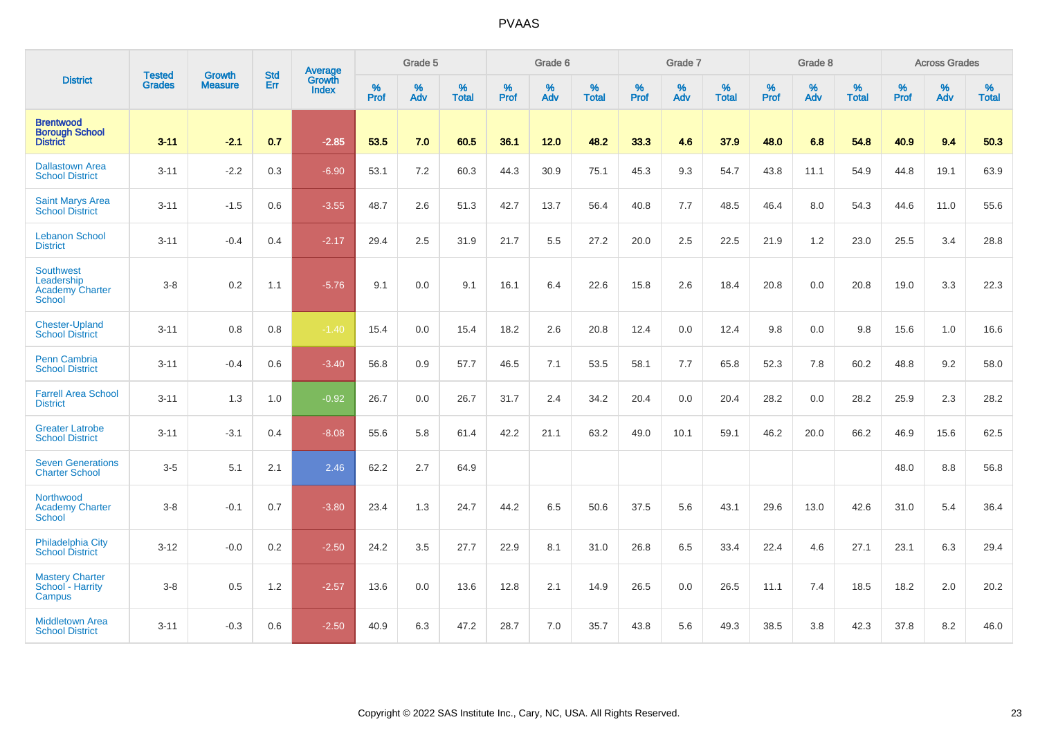# PVAAS

| District | Tested Grades | Growth Measure | Std Err | Average Growth Index | Grade 5 | | | Grade 6 | | | Grade 7 | | | Grade 8 | | | Across Grades | | |
|---|---|---|---|---|---|---|---|---|---|---|---|---|---|---|---|---|---|---|---|
| | | | | | % Prof | % Adv | % Total | % Prof | % Adv | % Total | % Prof | % Adv | % Total | % Prof | % Adv | % Total | % Prof | % Adv | % Total |
| **Brentwood Borough School District** | **3-11** | **-2.1** | **0.7** | **-2.85** | **53.5** | **7.0** | **60.5** | **36.1** | **12.0** | **48.2** | **33.3** | **4.6** | **37.9** | **48.0** | **6.8** | **54.8** | **40.9** | **9.4** | **50.3** |
| Dallastown Area School District | 3-11 | -2.2 | 0.3 | -6.90 | 53.1 | 7.2 | 60.3 | 44.3 | 30.9 | 75.1 | 45.3 | 9.3 | 54.7 | 43.8 | 11.1 | 54.9 | 44.8 | 19.1 | 63.9 |
| Saint Marys Area School District | 3-11 | -1.5 | 0.6 | -3.55 | 48.7 | 2.6 | 51.3 | 42.7 | 13.7 | 56.4 | 40.8 | 7.7 | 48.5 | 46.4 | 8.0 | 54.3 | 44.6 | 11.0 | 55.6 |
| Lebanon School District | 3-11 | -0.4 | 0.4 | -2.17 | 29.4 | 2.5 | 31.9 | 21.7 | 5.5 | 27.2 | 20.0 | 2.5 | 22.5 | 21.9 | 1.2 | 23.0 | 25.5 | 3.4 | 28.8 |
| Southwest Leadership Academy Charter School | 3-8 | 0.2 | 1.1 | -5.76 | 9.1 | 0.0 | 9.1 | 16.1 | 6.4 | 22.6 | 15.8 | 2.6 | 18.4 | 20.8 | 0.0 | 20.8 | 19.0 | 3.3 | 22.3 |
| Chester-Upland School District | 3-11 | 0.8 | 0.8 | -1.40 | 15.4 | 0.0 | 15.4 | 18.2 | 2.6 | 20.8 | 12.4 | 0.0 | 12.4 | 9.8 | 0.0 | 9.8 | 15.6 | 1.0 | 16.6 |
| Penn Cambria School District | 3-11 | -0.4 | 0.6 | -3.40 | 56.8 | 0.9 | 57.7 | 46.5 | 7.1 | 53.5 | 58.1 | 7.7 | 65.8 | 52.3 | 7.8 | 60.2 | 48.8 | 9.2 | 58.0 |
| Farrell Area School District | 3-11 | 1.3 | 1.0 | -0.92 | 26.7 | 0.0 | 26.7 | 31.7 | 2.4 | 34.2 | 20.4 | 0.0 | 20.4 | 28.2 | 0.0 | 28.2 | 25.9 | 2.3 | 28.2 |
| Greater Latrobe School District | 3-11 | -3.1 | 0.4 | -8.08 | 55.6 | 5.8 | 61.4 | 42.2 | 21.1 | 63.2 | 49.0 | 10.1 | 59.1 | 46.2 | 20.0 | 66.2 | 46.9 | 15.6 | 62.5 |
| Seven Generations Charter School | 3-5 | 5.1 | 2.1 | 2.46 | 62.2 | 2.7 | 64.9 | | | | | | | | | | 48.0 | 8.8 | 56.8 |
| Northwood Academy Charter School | 3-8 | -0.1 | 0.7 | -3.80 | 23.4 | 1.3 | 24.7 | 44.2 | 6.5 | 50.6 | 37.5 | 5.6 | 43.1 | 29.6 | 13.0 | 42.6 | 31.0 | 5.4 | 36.4 |
| Philadelphia City School District | 3-12 | -0.0 | 0.2 | -2.50 | 24.2 | 3.5 | 27.7 | 22.9 | 8.1 | 31.0 | 26.8 | 6.5 | 33.4 | 22.4 | 4.6 | 27.1 | 23.1 | 6.3 | 29.4 |
| Mastery Charter School - Harrity Campus | 3-8 | 0.5 | 1.2 | -2.57 | 13.6 | 0.0 | 13.6 | 12.8 | 2.1 | 14.9 | 26.5 | 0.0 | 26.5 | 11.1 | 7.4 | 18.5 | 18.2 | 2.0 | 20.2 |
| Middletown Area School District | 3-11 | -0.3 | 0.6 | -2.50 | 40.9 | 6.3 | 47.2 | 28.7 | 7.0 | 35.7 | 43.8 | 5.6 | 49.3 | 38.5 | 3.8 | 42.3 | 37.8 | 8.2 | 46.0 |

Copyright © 2022 SAS Institute Inc., Cary, NC, USA. All Rights Reserved.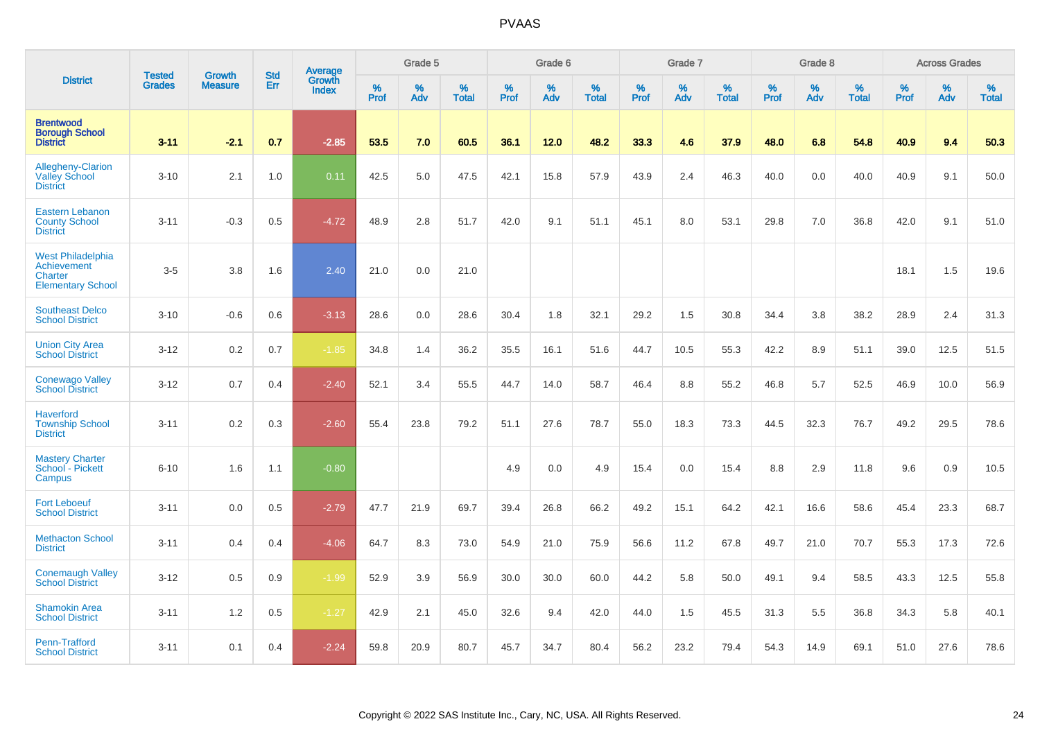| District | Tested Grades | Growth Measure | Std Err | Average Growth Index | Grade 5 | | | Grade 6 | | | Grade 7 | | | Grade 8 | | | Across Grades | | |
|---|---|---|---|---|---|---|---|---|---|---|---|---|---|---|---|---|---|---|---|
| | | | | | % Prof | % Adv | % Total | % Prof | % Adv | % Total | % Prof | % Adv | % Total | % Prof | % Adv | % Total | % Prof | % Adv | % Total |
| **Brentwood Borough School District** | **3-11** | **-2.1** | **0.7** | **-2.85** | **53.5** | **7.0** | **60.5** | **36.1** | **12.0** | **48.2** | **33.3** | **4.6** | **37.9** | **48.0** | **6.8** | **54.8** | **40.9** | **9.4** | **50.3** |
| Allegheny-Clarion Valley School District | 3-10 | 2.1 | 1.0 | 0.11 | 42.5 | 5.0 | 47.5 | 42.1 | 15.8 | 57.9 | 43.9 | 2.4 | 46.3 | 40.0 | 0.0 | 40.0 | 40.9 | 9.1 | 50.0 |
| Eastern Lebanon County School District | 3-11 | -0.3 | 0.5 | -4.72 | 48.9 | 2.8 | 51.7 | 42.0 | 9.1 | 51.1 | 45.1 | 8.0 | 53.1 | 29.8 | 7.0 | 36.8 | 42.0 | 9.1 | 51.0 |
| West Philadelphia Achievement Charter Elementary School | 3-5 | 3.8 | 1.6 | 2.40 | 21.0 | 0.0 | 21.0 | | | | | | | | | | 18.1 | 1.5 | 19.6 |
| Southeast Delco School District | 3-10 | -0.6 | 0.6 | -3.13 | 28.6 | 0.0 | 28.6 | 30.4 | 1.8 | 32.1 | 29.2 | 1.5 | 30.8 | 34.4 | 3.8 | 38.2 | 28.9 | 2.4 | 31.3 |
| Union City Area School District | 3-12 | 0.2 | 0.7 | -1.85 | 34.8 | 1.4 | 36.2 | 35.5 | 16.1 | 51.6 | 44.7 | 10.5 | 55.3 | 42.2 | 8.9 | 51.1 | 39.0 | 12.5 | 51.5 |
| Conewago Valley School District | 3-12 | 0.7 | 0.4 | -2.40 | 52.1 | 3.4 | 55.5 | 44.7 | 14.0 | 58.7 | 46.4 | 8.8 | 55.2 | 46.8 | 5.7 | 52.5 | 46.9 | 10.0 | 56.9 |
| Haverford Township School District | 3-11 | 0.2 | 0.3 | -2.60 | 55.4 | 23.8 | 79.2 | 51.1 | 27.6 | 78.7 | 55.0 | 18.3 | 73.3 | 44.5 | 32.3 | 76.7 | 49.2 | 29.5 | 78.6 |
| Mastery Charter School - Pickett Campus | 6-10 | 1.6 | 1.1 | -0.80 | | | | 4.9 | 0.0 | 4.9 | 15.4 | 0.0 | 15.4 | 8.8 | 2.9 | 11.8 | 9.6 | 0.9 | 10.5 |
| Fort Leboeuf School District | 3-11 | 0.0 | 0.5 | -2.79 | 47.7 | 21.9 | 69.7 | 39.4 | 26.8 | 66.2 | 49.2 | 15.1 | 64.2 | 42.1 | 16.6 | 58.6 | 45.4 | 23.3 | 68.7 |
| Methacton School District | 3-11 | 0.4 | 0.4 | -4.06 | 64.7 | 8.3 | 73.0 | 54.9 | 21.0 | 75.9 | 56.6 | 11.2 | 67.8 | 49.7 | 21.0 | 70.7 | 55.3 | 17.3 | 72.6 |
| Conemaugh Valley School District | 3-12 | 0.5 | 0.9 | -1.99 | 52.9 | 3.9 | 56.9 | 30.0 | 30.0 | 60.0 | 44.2 | 5.8 | 50.0 | 49.1 | 9.4 | 58.5 | 43.3 | 12.5 | 55.8 |
| Shamokin Area School District | 3-11 | 1.2 | 0.5 | -1.27 | 42.9 | 2.1 | 45.0 | 32.6 | 9.4 | 42.0 | 44.0 | 1.5 | 45.5 | 31.3 | 5.5 | 36.8 | 34.3 | 5.8 | 40.1 |
| Penn-Trafford School District | 3-11 | 0.1 | 0.4 | -2.24 | 59.8 | 20.9 | 80.7 | 45.7 | 34.7 | 80.4 | 56.2 | 23.2 | 79.4 | 54.3 | 14.9 | 69.1 | 51.0 | 27.6 | 78.6 |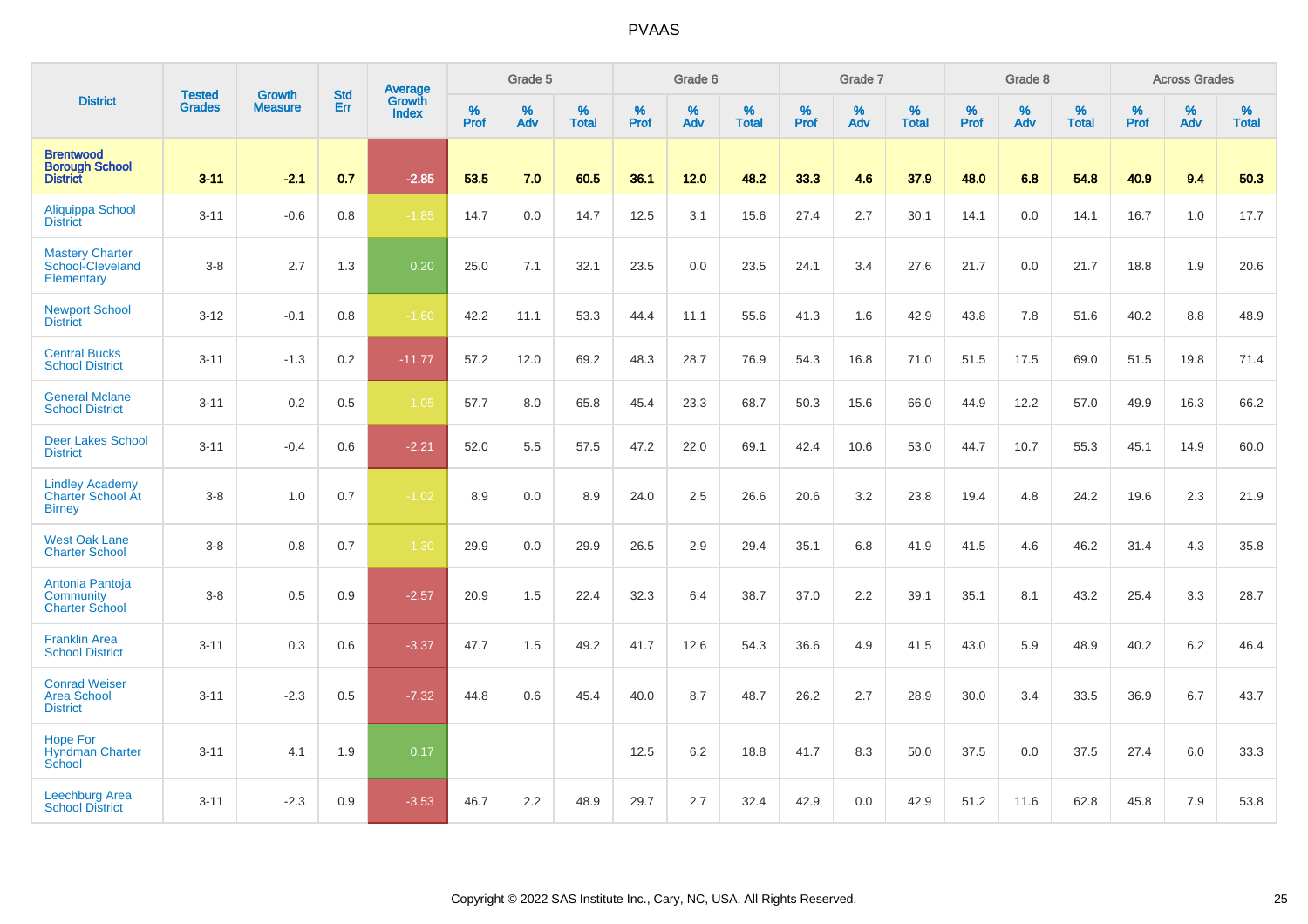# PVAAS

| District | Tested Grades | Growth Measure | Std Err | Average Growth Index | Grade 5 | | | Grade 6 | | | Grade 7 | | | Grade 8 | | | Across Grades | | |
|---|---|---|---|---|---|---|---|---|---|---|---|---|---|---|---|---|---|---|---|
| | | | | | % Prof | % Adv | % Total | % Prof | % Adv | % Total | % Prof | % Adv | % Total | % Prof | % Adv | % Total | % Prof | % Adv | % Total |
| **Brentwood Borough School District** | **3-11** | **-2.1** | **0.7** | **-2.85** | **53.5** | **7.0** | **60.5** | **36.1** | **12.0** | **48.2** | **33.3** | **4.6** | **37.9** | **48.0** | **6.8** | **54.8** | **40.9** | **9.4** | **50.3** |
| Aliquippa School District | 3-11 | -0.6 | 0.8 | -1.85 | 14.7 | 0.0 | 14.7 | 12.5 | 3.1 | 15.6 | 27.4 | 2.7 | 30.1 | 14.1 | 0.0 | 14.1 | 16.7 | 1.0 | 17.7 |
| Mastery Charter School-Cleveland Elementary | 3-8 | 2.7 | 1.3 | 0.20 | 25.0 | 7.1 | 32.1 | 23.5 | 0.0 | 23.5 | 24.1 | 3.4 | 27.6 | 21.7 | 0.0 | 21.7 | 18.8 | 1.9 | 20.6 |
| Newport School District | 3-12 | -0.1 | 0.8 | -1.60 | 42.2 | 11.1 | 53.3 | 44.4 | 11.1 | 55.6 | 41.3 | 1.6 | 42.9 | 43.8 | 7.8 | 51.6 | 40.2 | 8.8 | 48.9 |
| Central Bucks School District | 3-11 | -1.3 | 0.2 | -11.77 | 57.2 | 12.0 | 69.2 | 48.3 | 28.7 | 76.9 | 54.3 | 16.8 | 71.0 | 51.5 | 17.5 | 69.0 | 51.5 | 19.8 | 71.4 |
| General Mclane School District | 3-11 | 0.2 | 0.5 | -1.05 | 57.7 | 8.0 | 65.8 | 45.4 | 23.3 | 68.7 | 50.3 | 15.6 | 66.0 | 44.9 | 12.2 | 57.0 | 49.9 | 16.3 | 66.2 |
| Deer Lakes School District | 3-11 | -0.4 | 0.6 | -2.21 | 52.0 | 5.5 | 57.5 | 47.2 | 22.0 | 69.1 | 42.4 | 10.6 | 53.0 | 44.7 | 10.7 | 55.3 | 45.1 | 14.9 | 60.0 |
| Lindley Academy Charter School At Birney | 3-8 | 1.0 | 0.7 | -1.02 | 8.9 | 0.0 | 8.9 | 24.0 | 2.5 | 26.6 | 20.6 | 3.2 | 23.8 | 19.4 | 4.8 | 24.2 | 19.6 | 2.3 | 21.9 |
| West Oak Lane Charter School | 3-8 | 0.8 | 0.7 | -1.30 | 29.9 | 0.0 | 29.9 | 26.5 | 2.9 | 29.4 | 35.1 | 6.8 | 41.9 | 41.5 | 4.6 | 46.2 | 31.4 | 4.3 | 35.8 |
| Antonia Pantoja Community Charter School | 3-8 | 0.5 | 0.9 | -2.57 | 20.9 | 1.5 | 22.4 | 32.3 | 6.4 | 38.7 | 37.0 | 2.2 | 39.1 | 35.1 | 8.1 | 43.2 | 25.4 | 3.3 | 28.7 |
| Franklin Area School District | 3-11 | 0.3 | 0.6 | -3.37 | 47.7 | 1.5 | 49.2 | 41.7 | 12.6 | 54.3 | 36.6 | 4.9 | 41.5 | 43.0 | 5.9 | 48.9 | 40.2 | 6.2 | 46.4 |
| Conrad Weiser Area School District | 3-11 | -2.3 | 0.5 | -7.32 | 44.8 | 0.6 | 45.4 | 40.0 | 8.7 | 48.7 | 26.2 | 2.7 | 28.9 | 30.0 | 3.4 | 33.5 | 36.9 | 6.7 | 43.7 |
| Hope For Hyndman Charter School | 3-11 | 4.1 | 1.9 | 0.17 | | | | 12.5 | 6.2 | 18.8 | 41.7 | 8.3 | 50.0 | 37.5 | 0.0 | 37.5 | 27.4 | 6.0 | 33.3 |
| Leechburg Area School District | 3-11 | -2.3 | 0.9 | -3.53 | 46.7 | 2.2 | 48.9 | 29.7 | 2.7 | 32.4 | 42.9 | 0.0 | 42.9 | 51.2 | 11.6 | 62.8 | 45.8 | 7.9 | 53.8 |

Copyright © 2022 SAS Institute Inc., Cary, NC, USA. All Rights Reserved.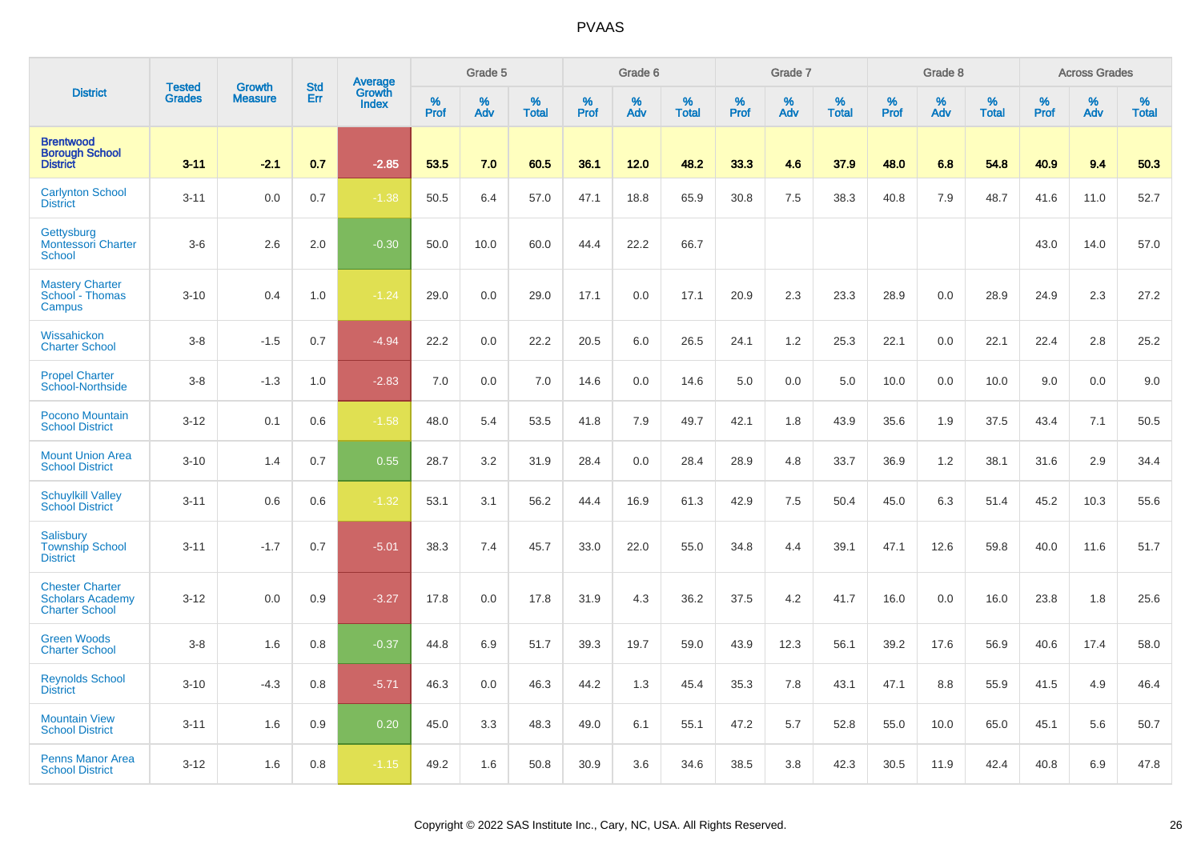# PVAAS

| District | Tested Grades | Growth Measure | Std Err | Average Growth Index | Grade 5 | | | Grade 6 | | | Grade 7 | | | Grade 8 | | | Across Grades | | |
|---|---|---|---|---|---|---|---|---|---|---|---|---|---|---|---|---|---|---|---|
| | | | | | % Prof | % Adv | % Total | % Prof | % Adv | % Total | % Prof | % Adv | % Total | % Prof | % Adv | % Total | % Prof | % Adv | % Total |
| **Brentwood Borough School District** | **3-11** | **-2.1** | **0.7** | **-2.85** | **53.5** | **7.0** | **60.5** | **36.1** | **12.0** | **48.2** | **33.3** | **4.6** | **37.9** | **48.0** | **6.8** | **54.8** | **40.9** | **9.4** | **50.3** |
| Carlynton School District | 3-11 | 0.0 | 0.7 | -1.38 | 50.5 | 6.4 | 57.0 | 47.1 | 18.8 | 65.9 | 30.8 | 7.5 | 38.3 | 40.8 | 7.9 | 48.7 | 41.6 | 11.0 | 52.7 |
| Gettysburg Montessori Charter School | 3-6 | 2.6 | 2.0 | -0.30 | 50.0 | 10.0 | 60.0 | 44.4 | 22.2 | 66.7 | | | | | | | 43.0 | 14.0 | 57.0 |
| Mastery Charter School - Thomas Campus | 3-10 | 0.4 | 1.0 | -1.24 | 29.0 | 0.0 | 29.0 | 17.1 | 0.0 | 17.1 | 20.9 | 2.3 | 23.3 | 28.9 | 0.0 | 28.9 | 24.9 | 2.3 | 27.2 |
| Wissahickon Charter School | 3-8 | -1.5 | 0.7 | -4.94 | 22.2 | 0.0 | 22.2 | 20.5 | 6.0 | 26.5 | 24.1 | 1.2 | 25.3 | 22.1 | 0.0 | 22.1 | 22.4 | 2.8 | 25.2 |
| Propel Charter School-Northside | 3-8 | -1.3 | 1.0 | -2.83 | 7.0 | 0.0 | 7.0 | 14.6 | 0.0 | 14.6 | 5.0 | 0.0 | 5.0 | 10.0 | 0.0 | 10.0 | 9.0 | 0.0 | 9.0 |
| Pocono Mountain School District | 3-12 | 0.1 | 0.6 | -1.58 | 48.0 | 5.4 | 53.5 | 41.8 | 7.9 | 49.7 | 42.1 | 1.8 | 43.9 | 35.6 | 1.9 | 37.5 | 43.4 | 7.1 | 50.5 |
| Mount Union Area School District | 3-10 | 1.4 | 0.7 | 0.55 | 28.7 | 3.2 | 31.9 | 28.4 | 0.0 | 28.4 | 28.9 | 4.8 | 33.7 | 36.9 | 1.2 | 38.1 | 31.6 | 2.9 | 34.4 |
| Schuylkill Valley School District | 3-11 | 0.6 | 0.6 | -1.32 | 53.1 | 3.1 | 56.2 | 44.4 | 16.9 | 61.3 | 42.9 | 7.5 | 50.4 | 45.0 | 6.3 | 51.4 | 45.2 | 10.3 | 55.6 |
| Salisbury Township School District | 3-11 | -1.7 | 0.7 | -5.01 | 38.3 | 7.4 | 45.7 | 33.0 | 22.0 | 55.0 | 34.8 | 4.4 | 39.1 | 47.1 | 12.6 | 59.8 | 40.0 | 11.6 | 51.7 |
| Chester Charter Scholars Academy Charter School | 3-12 | 0.0 | 0.9 | -3.27 | 17.8 | 0.0 | 17.8 | 31.9 | 4.3 | 36.2 | 37.5 | 4.2 | 41.7 | 16.0 | 0.0 | 16.0 | 23.8 | 1.8 | 25.6 |
| Green Woods Charter School | 3-8 | 1.6 | 0.8 | -0.37 | 44.8 | 6.9 | 51.7 | 39.3 | 19.7 | 59.0 | 43.9 | 12.3 | 56.1 | 39.2 | 17.6 | 56.9 | 40.6 | 17.4 | 58.0 |
| Reynolds School District | 3-10 | -4.3 | 0.8 | -5.71 | 46.3 | 0.0 | 46.3 | 44.2 | 1.3 | 45.4 | 35.3 | 7.8 | 43.1 | 47.1 | 8.8 | 55.9 | 41.5 | 4.9 | 46.4 |
| Mountain View School District | 3-11 | 1.6 | 0.9 | 0.20 | 45.0 | 3.3 | 48.3 | 49.0 | 6.1 | 55.1 | 47.2 | 5.7 | 52.8 | 55.0 | 10.0 | 65.0 | 45.1 | 5.6 | 50.7 |
| Penns Manor Area School District | 3-12 | 1.6 | 0.8 | -1.15 | 49.2 | 1.6 | 50.8 | 30.9 | 3.6 | 34.6 | 38.5 | 3.8 | 42.3 | 30.5 | 11.9 | 42.4 | 40.8 | 6.9 | 47.8 |

Copyright © 2022 SAS Institute Inc., Cary, NC, USA. All Rights Reserved.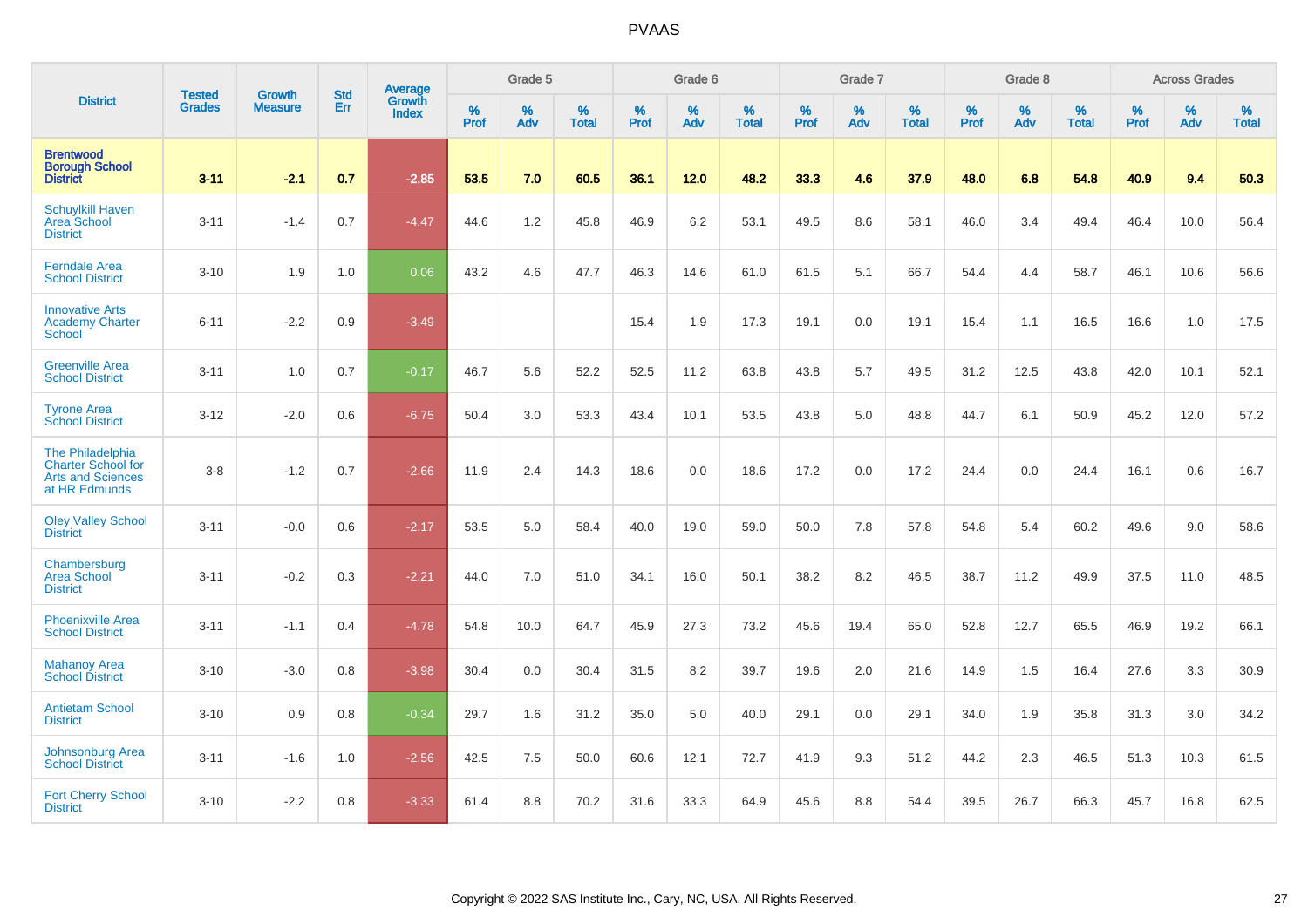# PVAAS

| District | Tested Grades | Growth Measure | Std Err | Average Growth Index | Grade 5 | | | Grade 6 | | | Grade 7 | | | Grade 8 | | | Across Grades | | |
|---|---|---|---|---|---|---|---|---|---|---|---|---|---|---|---|---|---|---|---|
| | | | | | % Prof | % Adv | % Total | % Prof | % Adv | % Total | % Prof | % Adv | % Total | % Prof | % Adv | % Total | % Prof | % Adv | % Total |
| **Brentwood Borough School District** | **3-11** | **-2.1** | **0.7** | **-2.85** | **53.5** | **7.0** | **60.5** | **36.1** | **12.0** | **48.2** | **33.3** | **4.6** | **37.9** | **48.0** | **6.8** | **54.8** | **40.9** | **9.4** | **50.3** |
| Schuylkill Haven Area School District | 3-11 | -1.4 | 0.7 | -4.47 | 44.6 | 1.2 | 45.8 | 46.9 | 6.2 | 53.1 | 49.5 | 8.6 | 58.1 | 46.0 | 3.4 | 49.4 | 46.4 | 10.0 | 56.4 |
| Ferndale Area School District | 3-10 | 1.9 | 1.0 | 0.06 | 43.2 | 4.6 | 47.7 | 46.3 | 14.6 | 61.0 | 61.5 | 5.1 | 66.7 | 54.4 | 4.4 | 58.7 | 46.1 | 10.6 | 56.6 |
| Innovative Arts Academy Charter School | 6-11 | -2.2 | 0.9 | -3.49 | | | | 15.4 | 1.9 | 17.3 | 19.1 | 0.0 | 19.1 | 15.4 | 1.1 | 16.5 | 16.6 | 1.0 | 17.5 |
| Greenville Area School District | 3-11 | 1.0 | 0.7 | -0.17 | 46.7 | 5.6 | 52.2 | 52.5 | 11.2 | 63.8 | 43.8 | 5.7 | 49.5 | 31.2 | 12.5 | 43.8 | 42.0 | 10.1 | 52.1 |
| Tyrone Area School District | 3-12 | -2.0 | 0.6 | -6.75 | 50.4 | 3.0 | 53.3 | 43.4 | 10.1 | 53.5 | 43.8 | 5.0 | 48.8 | 44.7 | 6.1 | 50.9 | 45.2 | 12.0 | 57.2 |
| The Philadelphia Charter School for Arts and Sciences at HR Edmunds | 3-8 | -1.2 | 0.7 | -2.66 | 11.9 | 2.4 | 14.3 | 18.6 | 0.0 | 18.6 | 17.2 | 0.0 | 17.2 | 24.4 | 0.0 | 24.4 | 16.1 | 0.6 | 16.7 |
| Oley Valley School District | 3-11 | -0.0 | 0.6 | -2.17 | 53.5 | 5.0 | 58.4 | 40.0 | 19.0 | 59.0 | 50.0 | 7.8 | 57.8 | 54.8 | 5.4 | 60.2 | 49.6 | 9.0 | 58.6 |
| Chambersburg Area School District | 3-11 | -0.2 | 0.3 | -2.21 | 44.0 | 7.0 | 51.0 | 34.1 | 16.0 | 50.1 | 38.2 | 8.2 | 46.5 | 38.7 | 11.2 | 49.9 | 37.5 | 11.0 | 48.5 |
| Phoenixville Area School District | 3-11 | -1.1 | 0.4 | -4.78 | 54.8 | 10.0 | 64.7 | 45.9 | 27.3 | 73.2 | 45.6 | 19.4 | 65.0 | 52.8 | 12.7 | 65.5 | 46.9 | 19.2 | 66.1 |
| Mahanoy Area School District | 3-10 | -3.0 | 0.8 | -3.98 | 30.4 | 0.0 | 30.4 | 31.5 | 8.2 | 39.7 | 19.6 | 2.0 | 21.6 | 14.9 | 1.5 | 16.4 | 27.6 | 3.3 | 30.9 |
| Antietam School District | 3-10 | 0.9 | 0.8 | -0.34 | 29.7 | 1.6 | 31.2 | 35.0 | 5.0 | 40.0 | 29.1 | 0.0 | 29.1 | 34.0 | 1.9 | 35.8 | 31.3 | 3.0 | 34.2 |
| Johnsonburg Area School District | 3-11 | -1.6 | 1.0 | -2.56 | 42.5 | 7.5 | 50.0 | 60.6 | 12.1 | 72.7 | 41.9 | 9.3 | 51.2 | 44.2 | 2.3 | 46.5 | 51.3 | 10.3 | 61.5 |
| Fort Cherry School District | 3-10 | -2.2 | 0.8 | -3.33 | 61.4 | 8.8 | 70.2 | 31.6 | 33.3 | 64.9 | 45.6 | 8.8 | 54.4 | 39.5 | 26.7 | 66.3 | 45.7 | 16.8 | 62.5 |

Copyright © 2022 SAS Institute Inc., Cary, NC, USA. All Rights Reserved.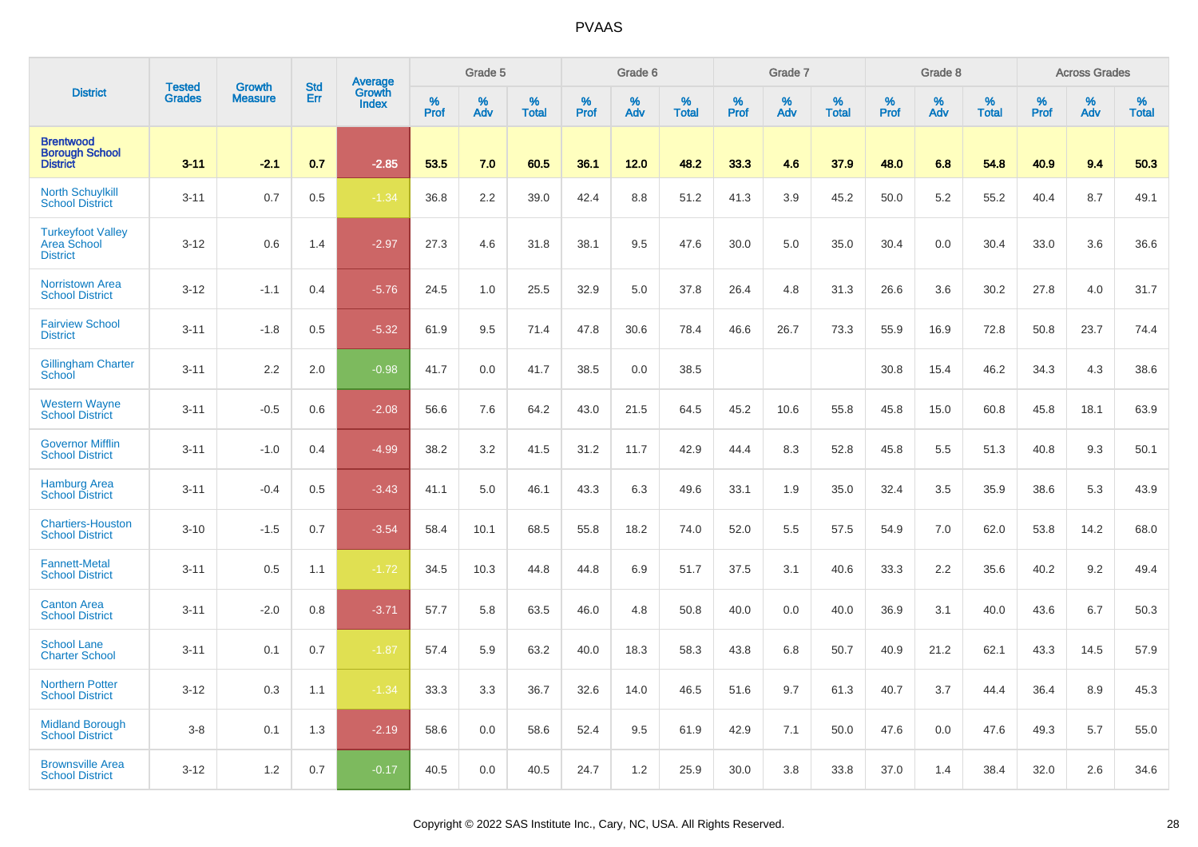# PVAAS

| District | Tested Grades | Growth Measure | Std Err | Average Growth Index | Grade 5 | | | Grade 6 | | | Grade 7 | | | Grade 8 | | | Across Grades | | |
|---|---|---|---|---|---|---|---|---|---|---|---|---|---|---|---|---|---|---|---|
| | | | | | % Prof | % Adv | % Total | % Prof | % Adv | % Total | % Prof | % Adv | % Total | % Prof | % Adv | % Total | % Prof | % Adv | % Total |
| **Brentwood Borough School District** | **3-11** | **-2.1** | **0.7** | **-2.85** | **53.5** | **7.0** | **60.5** | **36.1** | **12.0** | **48.2** | **33.3** | **4.6** | **37.9** | **48.0** | **6.8** | **54.8** | **40.9** | **9.4** | **50.3** |
| North Schuylkill School District | 3-11 | 0.7 | 0.5 | -1.34 | 36.8 | 2.2 | 39.0 | 42.4 | 8.8 | 51.2 | 41.3 | 3.9 | 45.2 | 50.0 | 5.2 | 55.2 | 40.4 | 8.7 | 49.1 |
| Turkeyfoot Valley Area School District | 3-12 | 0.6 | 1.4 | -2.97 | 27.3 | 4.6 | 31.8 | 38.1 | 9.5 | 47.6 | 30.0 | 5.0 | 35.0 | 30.4 | 0.0 | 30.4 | 33.0 | 3.6 | 36.6 |
| Norristown Area School District | 3-12 | -1.1 | 0.4 | -5.76 | 24.5 | 1.0 | 25.5 | 32.9 | 5.0 | 37.8 | 26.4 | 4.8 | 31.3 | 26.6 | 3.6 | 30.2 | 27.8 | 4.0 | 31.7 |
| Fairview School District | 3-11 | -1.8 | 0.5 | -5.32 | 61.9 | 9.5 | 71.4 | 47.8 | 30.6 | 78.4 | 46.6 | 26.7 | 73.3 | 55.9 | 16.9 | 72.8 | 50.8 | 23.7 | 74.4 |
| Gillingham Charter School | 3-11 | 2.2 | 2.0 | -0.98 | 41.7 | 0.0 | 41.7 | 38.5 | 0.0 | 38.5 | | | | 30.8 | 15.4 | 46.2 | 34.3 | 4.3 | 38.6 |
| Western Wayne School District | 3-11 | -0.5 | 0.6 | -2.08 | 56.6 | 7.6 | 64.2 | 43.0 | 21.5 | 64.5 | 45.2 | 10.6 | 55.8 | 45.8 | 15.0 | 60.8 | 45.8 | 18.1 | 63.9 |
| Governor Mifflin School District | 3-11 | -1.0 | 0.4 | -4.99 | 38.2 | 3.2 | 41.5 | 31.2 | 11.7 | 42.9 | 44.4 | 8.3 | 52.8 | 45.8 | 5.5 | 51.3 | 40.8 | 9.3 | 50.1 |
| Hamburg Area School District | 3-11 | -0.4 | 0.5 | -3.43 | 41.1 | 5.0 | 46.1 | 43.3 | 6.3 | 49.6 | 33.1 | 1.9 | 35.0 | 32.4 | 3.5 | 35.9 | 38.6 | 5.3 | 43.9 |
| Chartiers-Houston School District | 3-10 | -1.5 | 0.7 | -3.54 | 58.4 | 10.1 | 68.5 | 55.8 | 18.2 | 74.0 | 52.0 | 5.5 | 57.5 | 54.9 | 7.0 | 62.0 | 53.8 | 14.2 | 68.0 |
| Fannett-Metal School District | 3-11 | 0.5 | 1.1 | -1.72 | 34.5 | 10.3 | 44.8 | 44.8 | 6.9 | 51.7 | 37.5 | 3.1 | 40.6 | 33.3 | 2.2 | 35.6 | 40.2 | 9.2 | 49.4 |
| Canton Area School District | 3-11 | -2.0 | 0.8 | -3.71 | 57.7 | 5.8 | 63.5 | 46.0 | 4.8 | 50.8 | 40.0 | 0.0 | 40.0 | 36.9 | 3.1 | 40.0 | 43.6 | 6.7 | 50.3 |
| School Lane Charter School | 3-11 | 0.1 | 0.7 | -1.87 | 57.4 | 5.9 | 63.2 | 40.0 | 18.3 | 58.3 | 43.8 | 6.8 | 50.7 | 40.9 | 21.2 | 62.1 | 43.3 | 14.5 | 57.9 |
| Northern Potter School District | 3-12 | 0.3 | 1.1 | -1.34 | 33.3 | 3.3 | 36.7 | 32.6 | 14.0 | 46.5 | 51.6 | 9.7 | 61.3 | 40.7 | 3.7 | 44.4 | 36.4 | 8.9 | 45.3 |
| Midland Borough School District | 3-8 | 0.1 | 1.3 | -2.19 | 58.6 | 0.0 | 58.6 | 52.4 | 9.5 | 61.9 | 42.9 | 7.1 | 50.0 | 47.6 | 0.0 | 47.6 | 49.3 | 5.7 | 55.0 |
| Brownsville Area School District | 3-12 | 1.2 | 0.7 | -0.17 | 40.5 | 0.0 | 40.5 | 24.7 | 1.2 | 25.9 | 30.0 | 3.8 | 33.8 | 37.0 | 1.4 | 38.4 | 32.0 | 2.6 | 34.6 |

Copyright © 2022 SAS Institute Inc., Cary, NC, USA. All Rights Reserved.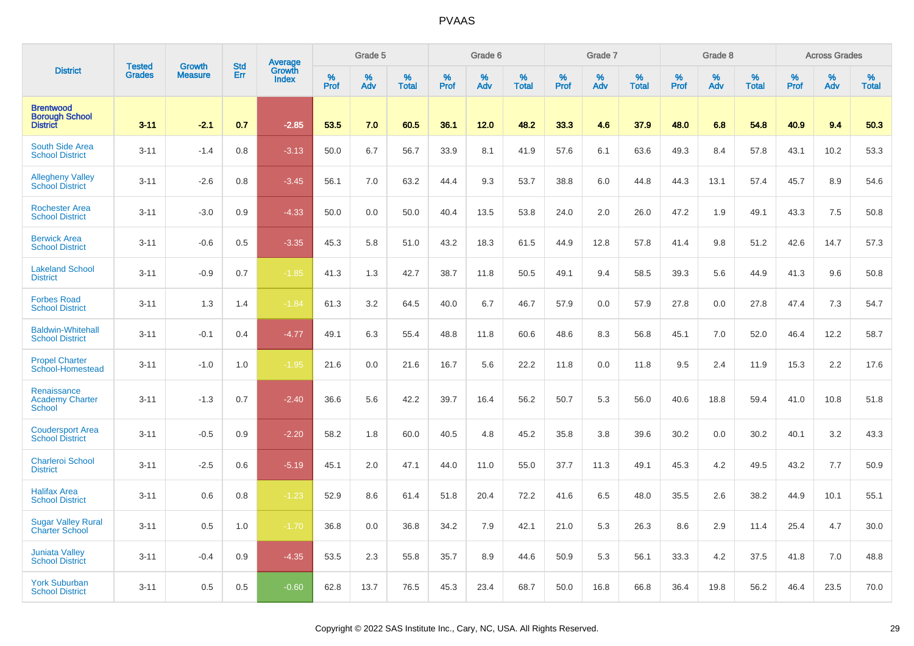# PVAAS

| District | Tested Grades | Growth Measure | Std Err | Average Growth Index | Grade 5 | | | Grade 6 | | | Grade 7 | | | Grade 8 | | | Across Grades | | |
|---|---|---|---|---|---|---|---|---|---|---|---|---|---|---|---|---|---|---|---|
| | | | | | % Prof | % Adv | % Total | % Prof | % Adv | % Total | % Prof | % Adv | % Total | % Prof | % Adv | % Total | % Prof | % Adv | % Total |
| **Brentwood Borough School District** | **3-11** | **-2.1** | **0.7** | **-2.85** | **53.5** | **7.0** | **60.5** | **36.1** | **12.0** | **48.2** | **33.3** | **4.6** | **37.9** | **48.0** | **6.8** | **54.8** | **40.9** | **9.4** | **50.3** |
| South Side Area School District | 3-11 | -1.4 | 0.8 | -3.13 | 50.0 | 6.7 | 56.7 | 33.9 | 8.1 | 41.9 | 57.6 | 6.1 | 63.6 | 49.3 | 8.4 | 57.8 | 43.1 | 10.2 | 53.3 |
| Allegheny Valley School District | 3-11 | -2.6 | 0.8 | -3.45 | 56.1 | 7.0 | 63.2 | 44.4 | 9.3 | 53.7 | 38.8 | 6.0 | 44.8 | 44.3 | 13.1 | 57.4 | 45.7 | 8.9 | 54.6 |
| Rochester Area School District | 3-11 | -3.0 | 0.9 | -4.33 | 50.0 | 0.0 | 50.0 | 40.4 | 13.5 | 53.8 | 24.0 | 2.0 | 26.0 | 47.2 | 1.9 | 49.1 | 43.3 | 7.5 | 50.8 |
| Berwick Area School District | 3-11 | -0.6 | 0.5 | -3.35 | 45.3 | 5.8 | 51.0 | 43.2 | 18.3 | 61.5 | 44.9 | 12.8 | 57.8 | 41.4 | 9.8 | 51.2 | 42.6 | 14.7 | 57.3 |
| Lakeland School District | 3-11 | -0.9 | 0.7 | -1.85 | 41.3 | 1.3 | 42.7 | 38.7 | 11.8 | 50.5 | 49.1 | 9.4 | 58.5 | 39.3 | 5.6 | 44.9 | 41.3 | 9.6 | 50.8 |
| Forbes Road School District | 3-11 | 1.3 | 1.4 | -1.84 | 61.3 | 3.2 | 64.5 | 40.0 | 6.7 | 46.7 | 57.9 | 0.0 | 57.9 | 27.8 | 0.0 | 27.8 | 47.4 | 7.3 | 54.7 |
| Baldwin-Whitehall School District | 3-11 | -0.1 | 0.4 | -4.77 | 49.1 | 6.3 | 55.4 | 48.8 | 11.8 | 60.6 | 48.6 | 8.3 | 56.8 | 45.1 | 7.0 | 52.0 | 46.4 | 12.2 | 58.7 |
| Propel Charter School-Homestead | 3-11 | -1.0 | 1.0 | -1.95 | 21.6 | 0.0 | 21.6 | 16.7 | 5.6 | 22.2 | 11.8 | 0.0 | 11.8 | 9.5 | 2.4 | 11.9 | 15.3 | 2.2 | 17.6 |
| Renaissance Academy Charter School | 3-11 | -1.3 | 0.7 | -2.40 | 36.6 | 5.6 | 42.2 | 39.7 | 16.4 | 56.2 | 50.7 | 5.3 | 56.0 | 40.6 | 18.8 | 59.4 | 41.0 | 10.8 | 51.8 |
| Coudersport Area School District | 3-11 | -0.5 | 0.9 | -2.20 | 58.2 | 1.8 | 60.0 | 40.5 | 4.8 | 45.2 | 35.8 | 3.8 | 39.6 | 30.2 | 0.0 | 30.2 | 40.1 | 3.2 | 43.3 |
| Charleroi School District | 3-11 | -2.5 | 0.6 | -5.19 | 45.1 | 2.0 | 47.1 | 44.0 | 11.0 | 55.0 | 37.7 | 11.3 | 49.1 | 45.3 | 4.2 | 49.5 | 43.2 | 7.7 | 50.9 |
| Halifax Area School District | 3-11 | 0.6 | 0.8 | -1.23 | 52.9 | 8.6 | 61.4 | 51.8 | 20.4 | 72.2 | 41.6 | 6.5 | 48.0 | 35.5 | 2.6 | 38.2 | 44.9 | 10.1 | 55.1 |
| Sugar Valley Rural Charter School | 3-11 | 0.5 | 1.0 | -1.70 | 36.8 | 0.0 | 36.8 | 34.2 | 7.9 | 42.1 | 21.0 | 5.3 | 26.3 | 8.6 | 2.9 | 11.4 | 25.4 | 4.7 | 30.0 |
| Juniata Valley School District | 3-11 | -0.4 | 0.9 | -4.35 | 53.5 | 2.3 | 55.8 | 35.7 | 8.9 | 44.6 | 50.9 | 5.3 | 56.1 | 33.3 | 4.2 | 37.5 | 41.8 | 7.0 | 48.8 |
| York Suburban School District | 3-11 | 0.5 | 0.5 | -0.60 | 62.8 | 13.7 | 76.5 | 45.3 | 23.4 | 68.7 | 50.0 | 16.8 | 66.8 | 36.4 | 19.8 | 56.2 | 46.4 | 23.5 | 70.0 |

Copyright © 2022 SAS Institute Inc., Cary, NC, USA. All Rights Reserved.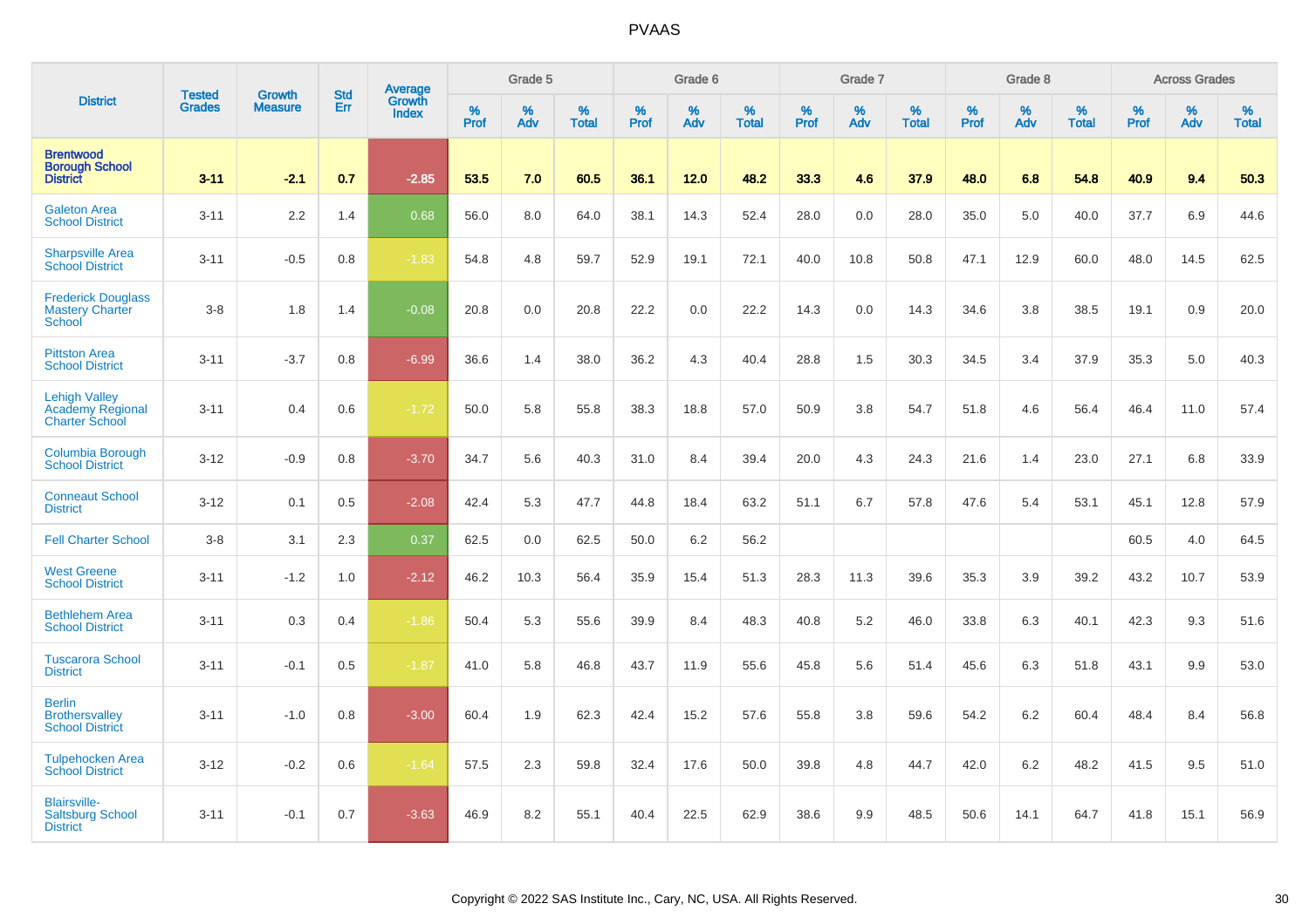# PVAAS

| District | Tested Grades | Growth Measure | Std Err | Average Growth Index | Grade 5 | | | Grade 6 | | | Grade 7 | | | Grade 8 | | | Across Grades | | |
|---|---|---|---|---|---|---|---|---|---|---|---|---|---|---|---|---|---|---|---|
| | | | | | % Prof | % Adv | % Total | % Prof | % Adv | % Total | % Prof | % Adv | % Total | % Prof | % Adv | % Total | % Prof | % Adv | % Total |
| **Brentwood Borough School District** | **3-11** | **-2.1** | **0.7** | **-2.85** | **53.5** | **7.0** | **60.5** | **36.1** | **12.0** | **48.2** | **33.3** | **4.6** | **37.9** | **48.0** | **6.8** | **54.8** | **40.9** | **9.4** | **50.3** |
| Galeton Area School District | 3-11 | 2.2 | 1.4 | 0.68 | 56.0 | 8.0 | 64.0 | 38.1 | 14.3 | 52.4 | 28.0 | 0.0 | 28.0 | 35.0 | 5.0 | 40.0 | 37.7 | 6.9 | 44.6 |
| Sharpsville Area School District | 3-11 | -0.5 | 0.8 | -1.83 | 54.8 | 4.8 | 59.7 | 52.9 | 19.1 | 72.1 | 40.0 | 10.8 | 50.8 | 47.1 | 12.9 | 60.0 | 48.0 | 14.5 | 62.5 |
| Frederick Douglass Mastery Charter School | 3-8 | 1.8 | 1.4 | -0.08 | 20.8 | 0.0 | 20.8 | 22.2 | 0.0 | 22.2 | 14.3 | 0.0 | 14.3 | 34.6 | 3.8 | 38.5 | 19.1 | 0.9 | 20.0 |
| Pittston Area School District | 3-11 | -3.7 | 0.8 | -6.99 | 36.6 | 1.4 | 38.0 | 36.2 | 4.3 | 40.4 | 28.8 | 1.5 | 30.3 | 34.5 | 3.4 | 37.9 | 35.3 | 5.0 | 40.3 |
| Lehigh Valley Academy Regional Charter School | 3-11 | 0.4 | 0.6 | -1.72 | 50.0 | 5.8 | 55.8 | 38.3 | 18.8 | 57.0 | 50.9 | 3.8 | 54.7 | 51.8 | 4.6 | 56.4 | 46.4 | 11.0 | 57.4 |
| Columbia Borough School District | 3-12 | -0.9 | 0.8 | -3.70 | 34.7 | 5.6 | 40.3 | 31.0 | 8.4 | 39.4 | 20.0 | 4.3 | 24.3 | 21.6 | 1.4 | 23.0 | 27.1 | 6.8 | 33.9 |
| Conneaut School District | 3-12 | 0.1 | 0.5 | -2.08 | 42.4 | 5.3 | 47.7 | 44.8 | 18.4 | 63.2 | 51.1 | 6.7 | 57.8 | 47.6 | 5.4 | 53.1 | 45.1 | 12.8 | 57.9 |
| Fell Charter School | 3-8 | 3.1 | 2.3 | 0.37 | 62.5 | 0.0 | 62.5 | 50.0 | 6.2 | 56.2 | | | | | | | 60.5 | 4.0 | 64.5 |
| West Greene School District | 3-11 | -1.2 | 1.0 | -2.12 | 46.2 | 10.3 | 56.4 | 35.9 | 15.4 | 51.3 | 28.3 | 11.3 | 39.6 | 35.3 | 3.9 | 39.2 | 43.2 | 10.7 | 53.9 |
| Bethlehem Area School District | 3-11 | 0.3 | 0.4 | -1.86 | 50.4 | 5.3 | 55.6 | 39.9 | 8.4 | 48.3 | 40.8 | 5.2 | 46.0 | 33.8 | 6.3 | 40.1 | 42.3 | 9.3 | 51.6 |
| Tuscarora School District | 3-11 | -0.1 | 0.5 | -1.87 | 41.0 | 5.8 | 46.8 | 43.7 | 11.9 | 55.6 | 45.8 | 5.6 | 51.4 | 45.6 | 6.3 | 51.8 | 43.1 | 9.9 | 53.0 |
| Berlin Brothersvalley School District | 3-11 | -1.0 | 0.8 | -3.00 | 60.4 | 1.9 | 62.3 | 42.4 | 15.2 | 57.6 | 55.8 | 3.8 | 59.6 | 54.2 | 6.2 | 60.4 | 48.4 | 8.4 | 56.8 |
| Tulpehocken Area School District | 3-12 | -0.2 | 0.6 | -1.64 | 57.5 | 2.3 | 59.8 | 32.4 | 17.6 | 50.0 | 39.8 | 4.8 | 44.7 | 42.0 | 6.2 | 48.2 | 41.5 | 9.5 | 51.0 |
| Blairsville-Saltsburg School District | 3-11 | -0.1 | 0.7 | -3.63 | 46.9 | 8.2 | 55.1 | 40.4 | 22.5 | 62.9 | 38.6 | 9.9 | 48.5 | 50.6 | 14.1 | 64.7 | 41.8 | 15.1 | 56.9 |

Copyright © 2022 SAS Institute Inc., Cary, NC, USA. All Rights Reserved.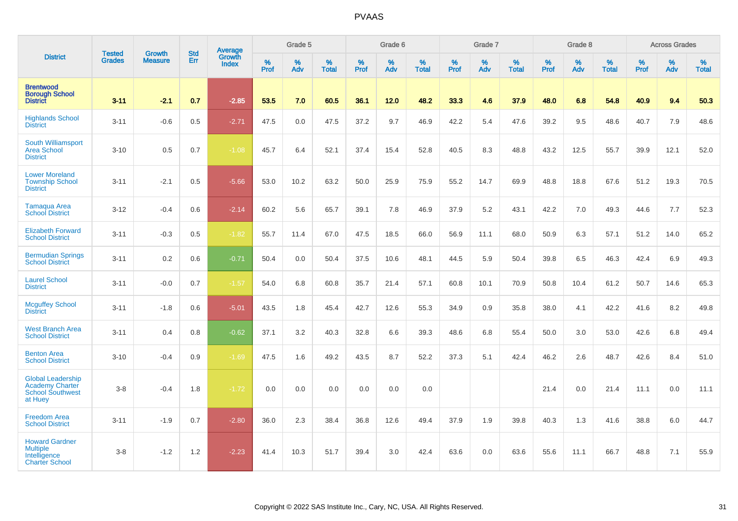| District | Tested Grades | Growth Measure | Std Err | Average Growth Index | Grade 5 | | | Grade 6 | | | Grade 7 | | | Grade 8 | | | Across Grades | | |
|---|---|---|---|---|---|---|---|---|---|---|---|---|---|---|---|---|---|---|---|
| | | | | | % Prof | % Adv | % Total | % Prof | % Adv | % Total | % Prof | % Adv | % Total | % Prof | % Adv | % Total | % Prof | % Adv | % Total |
| **Brentwood Borough School District** | **3-11** | **-2.1** | **0.7** | **-2.85** | **53.5** | **7.0** | **60.5** | **36.1** | **12.0** | **48.2** | **33.3** | **4.6** | **37.9** | **48.0** | **6.8** | **54.8** | **40.9** | **9.4** | **50.3** |
| Highlands School District | 3-11 | -0.6 | 0.5 | -2.71 | 47.5 | 0.0 | 47.5 | 37.2 | 9.7 | 46.9 | 42.2 | 5.4 | 47.6 | 39.2 | 9.5 | 48.6 | 40.7 | 7.9 | 48.6 |
| South Williamsport Area School District | 3-10 | 0.5 | 0.7 | -1.08 | 45.7 | 6.4 | 52.1 | 37.4 | 15.4 | 52.8 | 40.5 | 8.3 | 48.8 | 43.2 | 12.5 | 55.7 | 39.9 | 12.1 | 52.0 |
| Lower Moreland Township School District | 3-11 | -2.1 | 0.5 | -5.66 | 53.0 | 10.2 | 63.2 | 50.0 | 25.9 | 75.9 | 55.2 | 14.7 | 69.9 | 48.8 | 18.8 | 67.6 | 51.2 | 19.3 | 70.5 |
| Tamaqua Area School District | 3-12 | -0.4 | 0.6 | -2.14 | 60.2 | 5.6 | 65.7 | 39.1 | 7.8 | 46.9 | 37.9 | 5.2 | 43.1 | 42.2 | 7.0 | 49.3 | 44.6 | 7.7 | 52.3 |
| Elizabeth Forward School District | 3-11 | -0.3 | 0.5 | -1.82 | 55.7 | 11.4 | 67.0 | 47.5 | 18.5 | 66.0 | 56.9 | 11.1 | 68.0 | 50.9 | 6.3 | 57.1 | 51.2 | 14.0 | 65.2 |
| Bermudian Springs School District | 3-11 | 0.2 | 0.6 | -0.71 | 50.4 | 0.0 | 50.4 | 37.5 | 10.6 | 48.1 | 44.5 | 5.9 | 50.4 | 39.8 | 6.5 | 46.3 | 42.4 | 6.9 | 49.3 |
| Laurel School District | 3-11 | -0.0 | 0.7 | -1.57 | 54.0 | 6.8 | 60.8 | 35.7 | 21.4 | 57.1 | 60.8 | 10.1 | 70.9 | 50.8 | 10.4 | 61.2 | 50.7 | 14.6 | 65.3 |
| Mcguffey School District | 3-11 | -1.8 | 0.6 | -5.01 | 43.5 | 1.8 | 45.4 | 42.7 | 12.6 | 55.3 | 34.9 | 0.9 | 35.8 | 38.0 | 4.1 | 42.2 | 41.6 | 8.2 | 49.8 |
| West Branch Area School District | 3-11 | 0.4 | 0.8 | -0.62 | 37.1 | 3.2 | 40.3 | 32.8 | 6.6 | 39.3 | 48.6 | 6.8 | 55.4 | 50.0 | 3.0 | 53.0 | 42.6 | 6.8 | 49.4 |
| Benton Area School District | 3-10 | -0.4 | 0.9 | -1.69 | 47.5 | 1.6 | 49.2 | 43.5 | 8.7 | 52.2 | 37.3 | 5.1 | 42.4 | 46.2 | 2.6 | 48.7 | 42.6 | 8.4 | 51.0 |
| Global Leadership Academy Charter School Southwest at Huey | 3-8 | -0.4 | 1.8 | -1.72 | 0.0 | 0.0 | 0.0 | 0.0 | 0.0 | 0.0 | | | | 21.4 | 0.0 | 21.4 | 11.1 | 0.0 | 11.1 |
| Freedom Area School District | 3-11 | -1.9 | 0.7 | -2.80 | 36.0 | 2.3 | 38.4 | 36.8 | 12.6 | 49.4 | 37.9 | 1.9 | 39.8 | 40.3 | 1.3 | 41.6 | 38.8 | 6.0 | 44.7 |
| Howard Gardner Multiple Intelligence Charter School | 3-8 | -1.2 | 1.2 | -2.23 | 41.4 | 10.3 | 51.7 | 39.4 | 3.0 | 42.4 | 63.6 | 0.0 | 63.6 | 55.6 | 11.1 | 66.7 | 48.8 | 7.1 | 55.9 |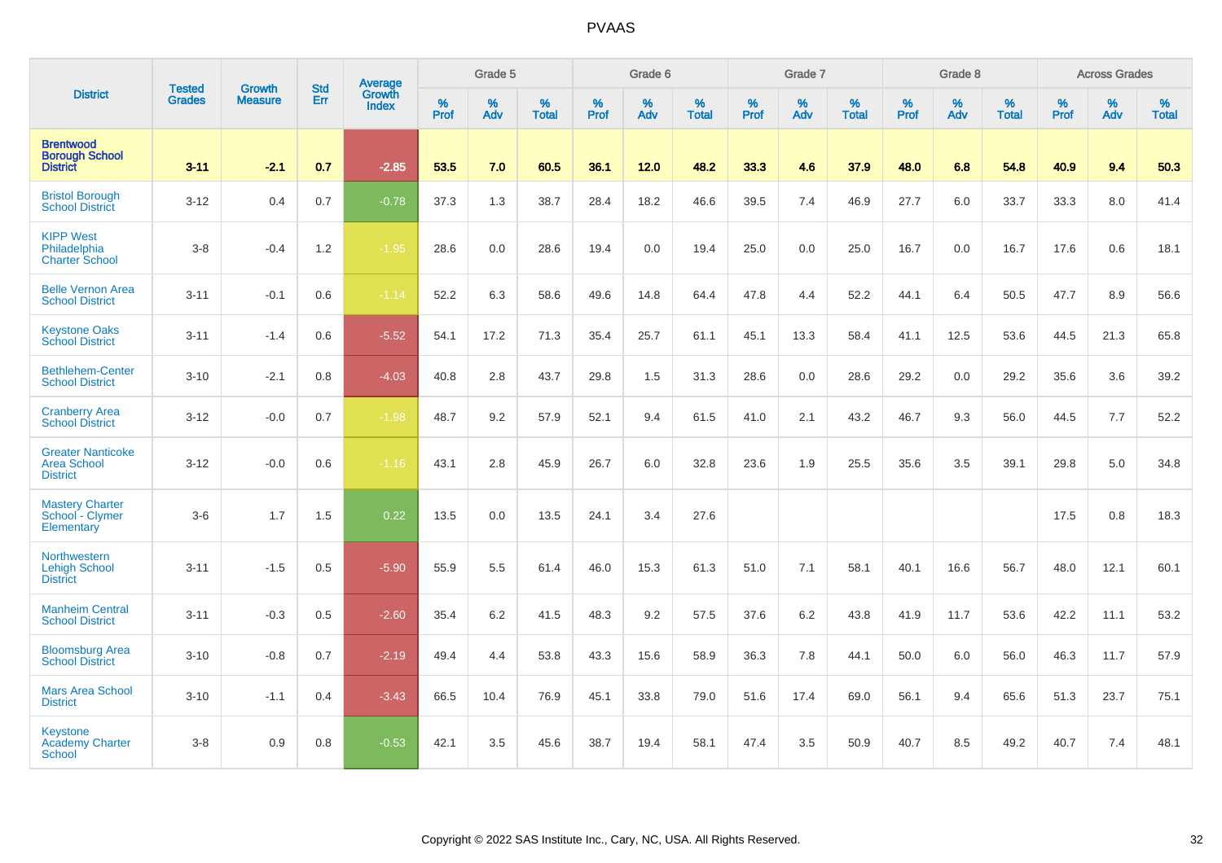# PVAAS

| District | Tested Grades | Growth Measure | Std Err | Average Growth Index | Grade 5 | | | Grade 6 | | | Grade 7 | | | Grade 8 | | | Across Grades | | |
|---|---|---|---|---|---|---|---|---|---|---|---|---|---|---|---|---|---|---|---|
| | | | | | % Prof | % Adv | % Total | % Prof | % Adv | % Total | % Prof | % Adv | % Total | % Prof | % Adv | % Total | % Prof | % Adv | % Total |
| **Brentwood Borough School District** | **3-11** | **-2.1** | **0.7** | **-2.85** | **53.5** | **7.0** | **60.5** | **36.1** | **12.0** | **48.2** | **33.3** | **4.6** | **37.9** | **48.0** | **6.8** | **54.8** | **40.9** | **9.4** | **50.3** |
| Bristol Borough School District | 3-12 | 0.4 | 0.7 | -0.78 | 37.3 | 1.3 | 38.7 | 28.4 | 18.2 | 46.6 | 39.5 | 7.4 | 46.9 | 27.7 | 6.0 | 33.7 | 33.3 | 8.0 | 41.4 |
| KIPP West Philadelphia Charter School | 3-8 | -0.4 | 1.2 | -1.95 | 28.6 | 0.0 | 28.6 | 19.4 | 0.0 | 19.4 | 25.0 | 0.0 | 25.0 | 16.7 | 0.0 | 16.7 | 17.6 | 0.6 | 18.1 |
| Belle Vernon Area School District | 3-11 | -0.1 | 0.6 | -1.14 | 52.2 | 6.3 | 58.6 | 49.6 | 14.8 | 64.4 | 47.8 | 4.4 | 52.2 | 44.1 | 6.4 | 50.5 | 47.7 | 8.9 | 56.6 |
| Keystone Oaks School District | 3-11 | -1.4 | 0.6 | -5.52 | 54.1 | 17.2 | 71.3 | 35.4 | 25.7 | 61.1 | 45.1 | 13.3 | 58.4 | 41.1 | 12.5 | 53.6 | 44.5 | 21.3 | 65.8 |
| Bethlehem-Center School District | 3-10 | -2.1 | 0.8 | -4.03 | 40.8 | 2.8 | 43.7 | 29.8 | 1.5 | 31.3 | 28.6 | 0.0 | 28.6 | 29.2 | 0.0 | 29.2 | 35.6 | 3.6 | 39.2 |
| Cranberry Area School District | 3-12 | -0.0 | 0.7 | -1.98 | 48.7 | 9.2 | 57.9 | 52.1 | 9.4 | 61.5 | 41.0 | 2.1 | 43.2 | 46.7 | 9.3 | 56.0 | 44.5 | 7.7 | 52.2 |
| Greater Nanticoke Area School District | 3-12 | -0.0 | 0.6 | -1.16 | 43.1 | 2.8 | 45.9 | 26.7 | 6.0 | 32.8 | 23.6 | 1.9 | 25.5 | 35.6 | 3.5 | 39.1 | 29.8 | 5.0 | 34.8 |
| Mastery Charter School - Clymer Elementary | 3-6 | 1.7 | 1.5 | 0.22 | 13.5 | 0.0 | 13.5 | 24.1 | 3.4 | 27.6 | | | | | | | 17.5 | 0.8 | 18.3 |
| Northwestern Lehigh School District | 3-11 | -1.5 | 0.5 | -5.90 | 55.9 | 5.5 | 61.4 | 46.0 | 15.3 | 61.3 | 51.0 | 7.1 | 58.1 | 40.1 | 16.6 | 56.7 | 48.0 | 12.1 | 60.1 |
| Manheim Central School District | 3-11 | -0.3 | 0.5 | -2.60 | 35.4 | 6.2 | 41.5 | 48.3 | 9.2 | 57.5 | 37.6 | 6.2 | 43.8 | 41.9 | 11.7 | 53.6 | 42.2 | 11.1 | 53.2 |
| Bloomsburg Area School District | 3-10 | -0.8 | 0.7 | -2.19 | 49.4 | 4.4 | 53.8 | 43.3 | 15.6 | 58.9 | 36.3 | 7.8 | 44.1 | 50.0 | 6.0 | 56.0 | 46.3 | 11.7 | 57.9 |
| Mars Area School District | 3-10 | -1.1 | 0.4 | -3.43 | 66.5 | 10.4 | 76.9 | 45.1 | 33.8 | 79.0 | 51.6 | 17.4 | 69.0 | 56.1 | 9.4 | 65.6 | 51.3 | 23.7 | 75.1 |
| Keystone Academy Charter School | 3-8 | 0.9 | 0.8 | -0.53 | 42.1 | 3.5 | 45.6 | 38.7 | 19.4 | 58.1 | 47.4 | 3.5 | 50.9 | 40.7 | 8.5 | 49.2 | 40.7 | 7.4 | 48.1 |

Copyright © 2022 SAS Institute Inc., Cary, NC, USA. All Rights Reserved.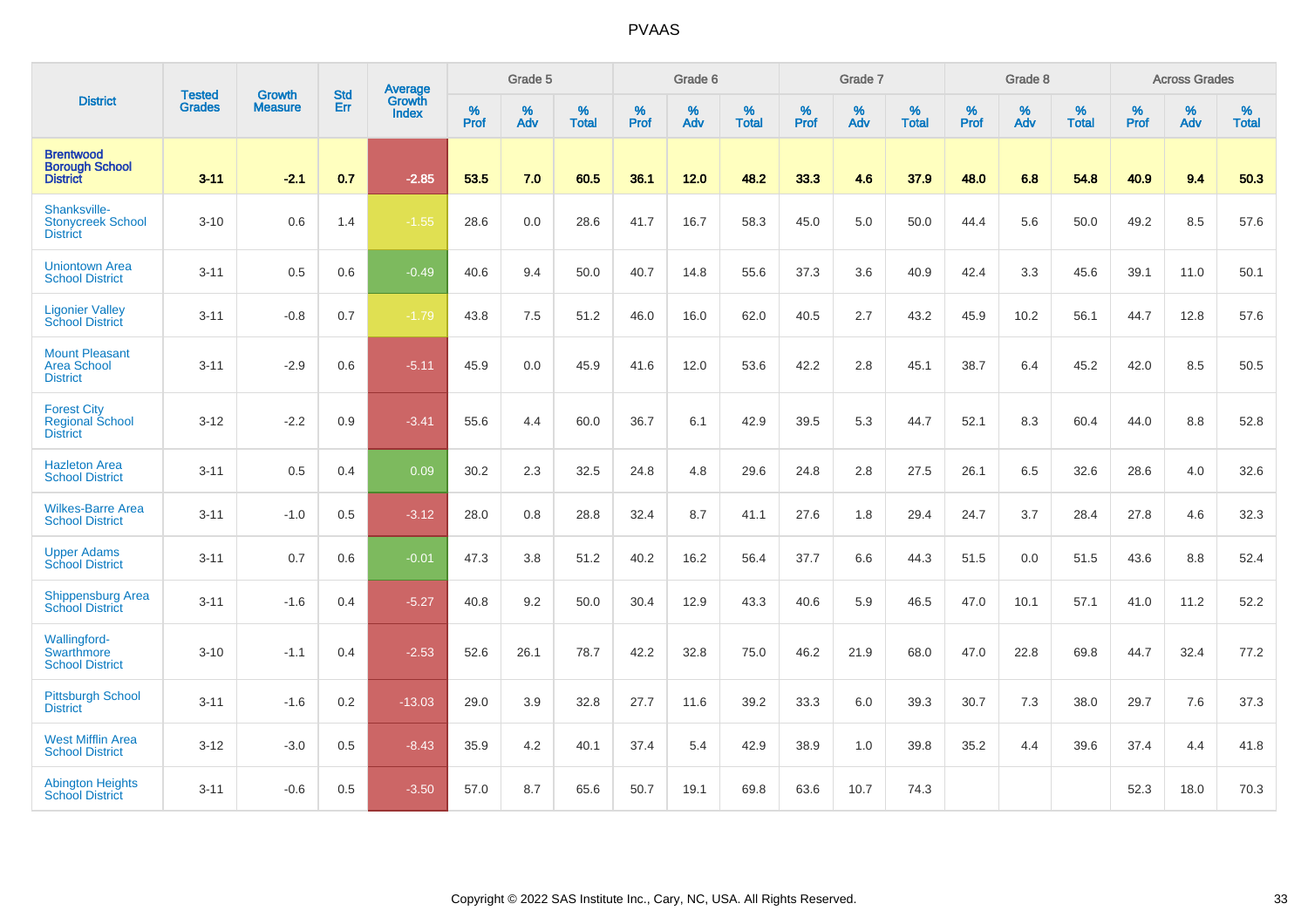| District | Tested Grades | Growth Measure | Std Err | Average Growth Index | Grade 5 | | | Grade 6 | | | Grade 7 | | | Grade 8 | | | Across Grades | | |
|---|---|---|---|---|---|---|---|---|---|---|---|---|---|---|---|---|---|---|---|
| | | | | | % Prof | % Adv | % Total | % Prof | % Adv | % Total | % Prof | % Adv | % Total | % Prof | % Adv | % Total | % Prof | % Adv | % Total |
| **Brentwood Borough School District** | **3-11** | **-2.1** | **0.7** | **-2.85** | **53.5** | **7.0** | **60.5** | **36.1** | **12.0** | **48.2** | **33.3** | **4.6** | **37.9** | **48.0** | **6.8** | **54.8** | **40.9** | **9.4** | **50.3** |
| Shanksville-Stonycreek School District | 3-10 | 0.6 | 1.4 | -1.55 | 28.6 | 0.0 | 28.6 | 41.7 | 16.7 | 58.3 | 45.0 | 5.0 | 50.0 | 44.4 | 5.6 | 50.0 | 49.2 | 8.5 | 57.6 |
| Uniontown Area School District | 3-11 | 0.5 | 0.6 | -0.49 | 40.6 | 9.4 | 50.0 | 40.7 | 14.8 | 55.6 | 37.3 | 3.6 | 40.9 | 42.4 | 3.3 | 45.6 | 39.1 | 11.0 | 50.1 |
| Ligonier Valley School District | 3-11 | -0.8 | 0.7 | -1.79 | 43.8 | 7.5 | 51.2 | 46.0 | 16.0 | 62.0 | 40.5 | 2.7 | 43.2 | 45.9 | 10.2 | 56.1 | 44.7 | 12.8 | 57.6 |
| Mount Pleasant Area School District | 3-11 | -2.9 | 0.6 | -5.11 | 45.9 | 0.0 | 45.9 | 41.6 | 12.0 | 53.6 | 42.2 | 2.8 | 45.1 | 38.7 | 6.4 | 45.2 | 42.0 | 8.5 | 50.5 |
| Forest City Regional School District | 3-12 | -2.2 | 0.9 | -3.41 | 55.6 | 4.4 | 60.0 | 36.7 | 6.1 | 42.9 | 39.5 | 5.3 | 44.7 | 52.1 | 8.3 | 60.4 | 44.0 | 8.8 | 52.8 |
| Hazleton Area School District | 3-11 | 0.5 | 0.4 | 0.09 | 30.2 | 2.3 | 32.5 | 24.8 | 4.8 | 29.6 | 24.8 | 2.8 | 27.5 | 26.1 | 6.5 | 32.6 | 28.6 | 4.0 | 32.6 |
| Wilkes-Barre Area School District | 3-11 | -1.0 | 0.5 | -3.12 | 28.0 | 0.8 | 28.8 | 32.4 | 8.7 | 41.1 | 27.6 | 1.8 | 29.4 | 24.7 | 3.7 | 28.4 | 27.8 | 4.6 | 32.3 |
| Upper Adams School District | 3-11 | 0.7 | 0.6 | -0.01 | 47.3 | 3.8 | 51.2 | 40.2 | 16.2 | 56.4 | 37.7 | 6.6 | 44.3 | 51.5 | 0.0 | 51.5 | 43.6 | 8.8 | 52.4 |
| Shippensburg Area School District | 3-11 | -1.6 | 0.4 | -5.27 | 40.8 | 9.2 | 50.0 | 30.4 | 12.9 | 43.3 | 40.6 | 5.9 | 46.5 | 47.0 | 10.1 | 57.1 | 41.0 | 11.2 | 52.2 |
| Wallingford-Swarthmore School District | 3-10 | -1.1 | 0.4 | -2.53 | 52.6 | 26.1 | 78.7 | 42.2 | 32.8 | 75.0 | 46.2 | 21.9 | 68.0 | 47.0 | 22.8 | 69.8 | 44.7 | 32.4 | 77.2 |
| Pittsburgh School District | 3-11 | -1.6 | 0.2 | -13.03 | 29.0 | 3.9 | 32.8 | 27.7 | 11.6 | 39.2 | 33.3 | 6.0 | 39.3 | 30.7 | 7.3 | 38.0 | 29.7 | 7.6 | 37.3 |
| West Mifflin Area School District | 3-12 | -3.0 | 0.5 | -8.43 | 35.9 | 4.2 | 40.1 | 37.4 | 5.4 | 42.9 | 38.9 | 1.0 | 39.8 | 35.2 | 4.4 | 39.6 | 37.4 | 4.4 | 41.8 |
| Abington Heights School District | 3-11 | -0.6 | 0.5 | -3.50 | 57.0 | 8.7 | 65.6 | 50.7 | 19.1 | 69.8 | 63.6 | 10.7 | 74.3 | | | | 52.3 | 18.0 | 70.3 |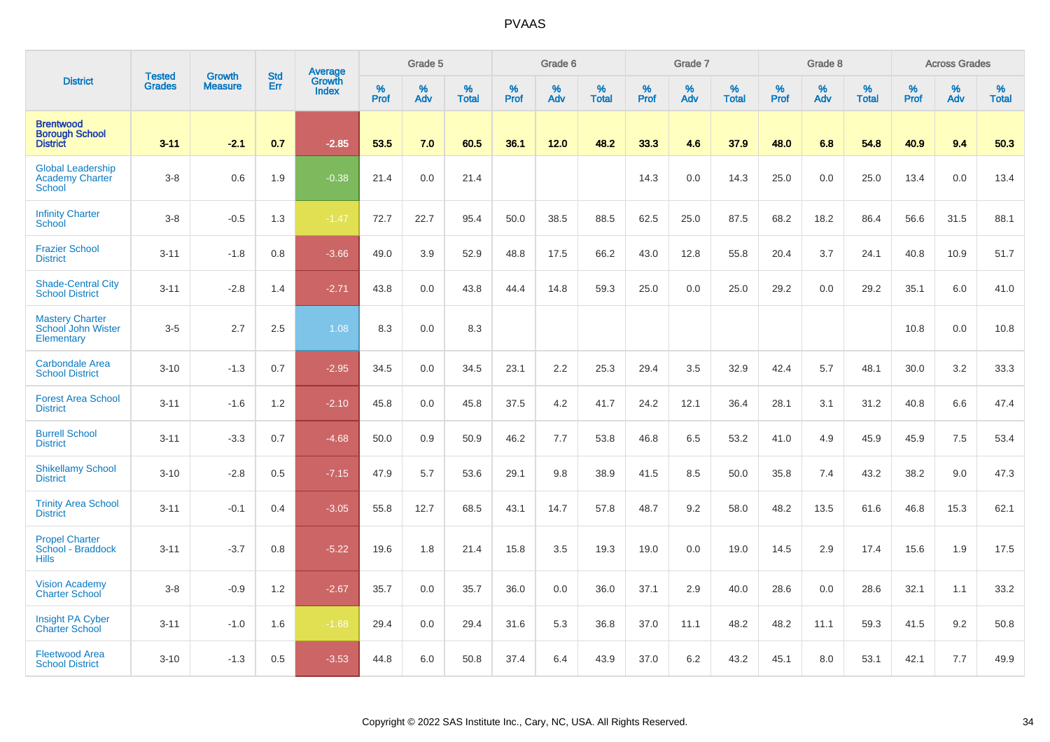| District | Tested Grades | Growth Measure | Std Err | Average Growth Index | Grade 5 | | | Grade 6 | | | Grade 7 | | | Grade 8 | | | Across Grades | | |
|---|---|---|---|---|---|---|---|---|---|---|---|---|---|---|---|---|---|---|---|
| | | | | | % Prof | % Adv | % Total | % Prof | % Adv | % Total | % Prof | % Adv | % Total | % Prof | % Adv | % Total | % Prof | % Adv | % Total |
| **Brentwood Borough School District** | **3-11** | **-2.1** | **0.7** | **-2.85** | **53.5** | **7.0** | **60.5** | **36.1** | **12.0** | **48.2** | **33.3** | **4.6** | **37.9** | **48.0** | **6.8** | **54.8** | **40.9** | **9.4** | **50.3** |
| Global Leadership Academy Charter School | 3-8 | 0.6 | 1.9 | -0.38 | 21.4 | 0.0 | 21.4 | | | | 14.3 | 0.0 | 14.3 | 25.0 | 0.0 | 25.0 | 13.4 | 0.0 | 13.4 |
| Infinity Charter School | 3-8 | -0.5 | 1.3 | -1.47 | 72.7 | 22.7 | 95.4 | 50.0 | 38.5 | 88.5 | 62.5 | 25.0 | 87.5 | 68.2 | 18.2 | 86.4 | 56.6 | 31.5 | 88.1 |
| Frazier School District | 3-11 | -1.8 | 0.8 | -3.66 | 49.0 | 3.9 | 52.9 | 48.8 | 17.5 | 66.2 | 43.0 | 12.8 | 55.8 | 20.4 | 3.7 | 24.1 | 40.8 | 10.9 | 51.7 |
| Shade-Central City School District | 3-11 | -2.8 | 1.4 | -2.71 | 43.8 | 0.0 | 43.8 | 44.4 | 14.8 | 59.3 | 25.0 | 0.0 | 25.0 | 29.2 | 0.0 | 29.2 | 35.1 | 6.0 | 41.0 |
| Mastery Charter School John Wister Elementary | 3-5 | 2.7 | 2.5 | 1.08 | 8.3 | 0.0 | 8.3 | | | | | | | | | | 10.8 | 0.0 | 10.8 |
| Carbondale Area School District | 3-10 | -1.3 | 0.7 | -2.95 | 34.5 | 0.0 | 34.5 | 23.1 | 2.2 | 25.3 | 29.4 | 3.5 | 32.9 | 42.4 | 5.7 | 48.1 | 30.0 | 3.2 | 33.3 |
| Forest Area School District | 3-11 | -1.6 | 1.2 | -2.10 | 45.8 | 0.0 | 45.8 | 37.5 | 4.2 | 41.7 | 24.2 | 12.1 | 36.4 | 28.1 | 3.1 | 31.2 | 40.8 | 6.6 | 47.4 |
| Burrell School District | 3-11 | -3.3 | 0.7 | -4.68 | 50.0 | 0.9 | 50.9 | 46.2 | 7.7 | 53.8 | 46.8 | 6.5 | 53.2 | 41.0 | 4.9 | 45.9 | 45.9 | 7.5 | 53.4 |
| Shikellamy School District | 3-10 | -2.8 | 0.5 | -7.15 | 47.9 | 5.7 | 53.6 | 29.1 | 9.8 | 38.9 | 41.5 | 8.5 | 50.0 | 35.8 | 7.4 | 43.2 | 38.2 | 9.0 | 47.3 |
| Trinity Area School District | 3-11 | -0.1 | 0.4 | -3.05 | 55.8 | 12.7 | 68.5 | 43.1 | 14.7 | 57.8 | 48.7 | 9.2 | 58.0 | 48.2 | 13.5 | 61.6 | 46.8 | 15.3 | 62.1 |
| Propel Charter School - Braddock Hills | 3-11 | -3.7 | 0.8 | -5.22 | 19.6 | 1.8 | 21.4 | 15.8 | 3.5 | 19.3 | 19.0 | 0.0 | 19.0 | 14.5 | 2.9 | 17.4 | 15.6 | 1.9 | 17.5 |
| Vision Academy Charter School | 3-8 | -0.9 | 1.2 | -2.67 | 35.7 | 0.0 | 35.7 | 36.0 | 0.0 | 36.0 | 37.1 | 2.9 | 40.0 | 28.6 | 0.0 | 28.6 | 32.1 | 1.1 | 33.2 |
| Insight PA Cyber Charter School | 3-11 | -1.0 | 1.6 | -1.68 | 29.4 | 0.0 | 29.4 | 31.6 | 5.3 | 36.8 | 37.0 | 11.1 | 48.2 | 48.2 | 11.1 | 59.3 | 41.5 | 9.2 | 50.8 |
| Fleetwood Area School District | 3-10 | -1.3 | 0.5 | -3.53 | 44.8 | 6.0 | 50.8 | 37.4 | 6.4 | 43.9 | 37.0 | 6.2 | 43.2 | 45.1 | 8.0 | 53.1 | 42.1 | 7.7 | 49.9 |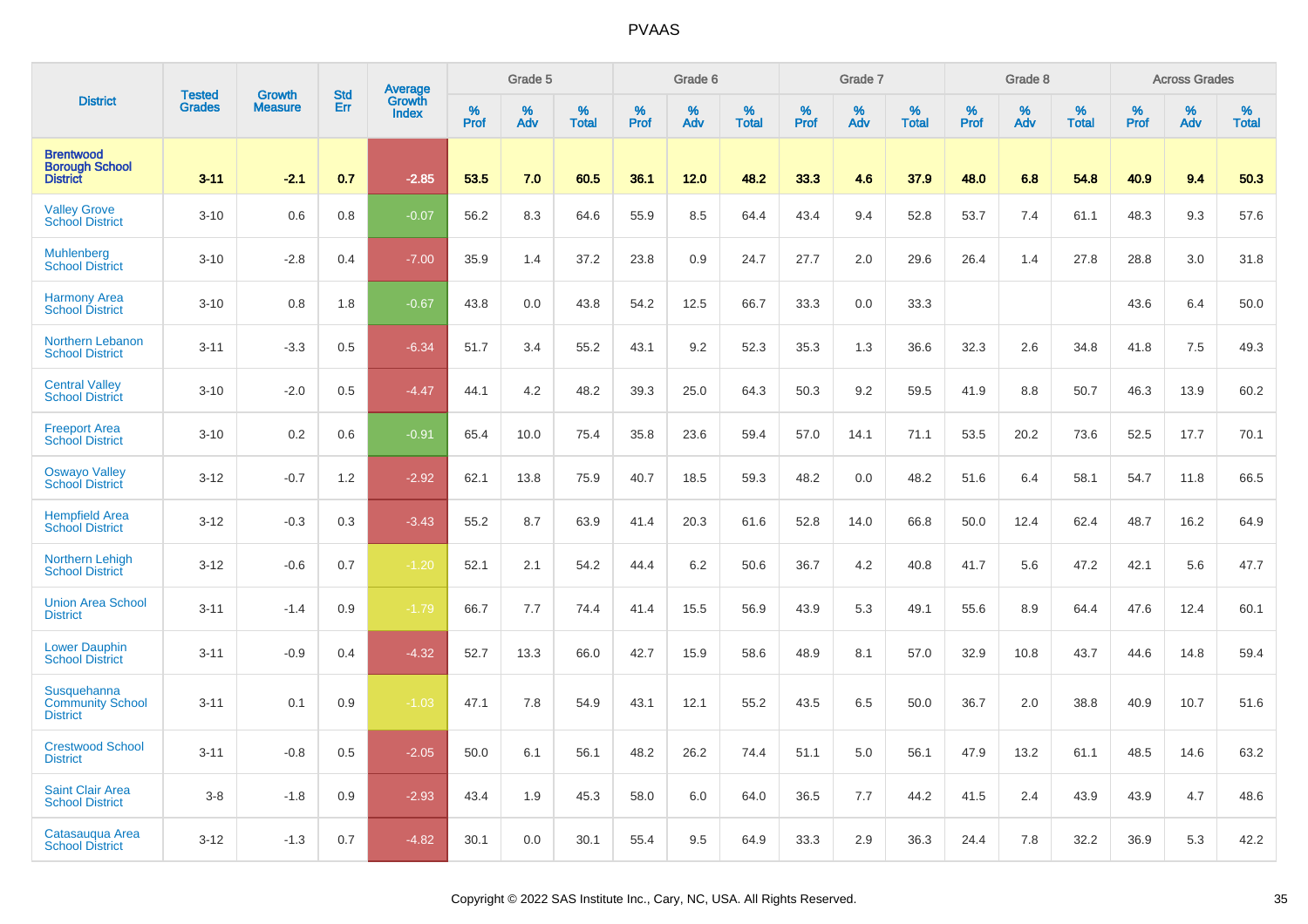| District | Tested Grades | Growth Measure | Std Err | Average Growth Index | Grade 5 | | | Grade 6 | | | Grade 7 | | | Grade 8 | | | Across Grades | | |
|---|---|---|---|---|---|---|---|---|---|---|---|---|---|---|---|---|---|---|---|
| | | | | | % Prof | % Adv | % Total | % Prof | % Adv | % Total | % Prof | % Adv | % Total | % Prof | % Adv | % Total | % Prof | % Adv | % Total |
| **Brentwood Borough School District** | **3-11** | **-2.1** | **0.7** | **-2.85** | **53.5** | **7.0** | **60.5** | **36.1** | **12.0** | **48.2** | **33.3** | **4.6** | **37.9** | **48.0** | **6.8** | **54.8** | **40.9** | **9.4** | **50.3** |
| Valley Grove School District | 3-10 | 0.6 | 0.8 | -0.07 | 56.2 | 8.3 | 64.6 | 55.9 | 8.5 | 64.4 | 43.4 | 9.4 | 52.8 | 53.7 | 7.4 | 61.1 | 48.3 | 9.3 | 57.6 |
| Muhlenberg School District | 3-10 | -2.8 | 0.4 | -7.00 | 35.9 | 1.4 | 37.2 | 23.8 | 0.9 | 24.7 | 27.7 | 2.0 | 29.6 | 26.4 | 1.4 | 27.8 | 28.8 | 3.0 | 31.8 |
| Harmony Area School District | 3-10 | 0.8 | 1.8 | -0.67 | 43.8 | 0.0 | 43.8 | 54.2 | 12.5 | 66.7 | 33.3 | 0.0 | 33.3 | | | | 43.6 | 6.4 | 50.0 |
| Northern Lebanon School District | 3-11 | -3.3 | 0.5 | -6.34 | 51.7 | 3.4 | 55.2 | 43.1 | 9.2 | 52.3 | 35.3 | 1.3 | 36.6 | 32.3 | 2.6 | 34.8 | 41.8 | 7.5 | 49.3 |
| Central Valley School District | 3-10 | -2.0 | 0.5 | -4.47 | 44.1 | 4.2 | 48.2 | 39.3 | 25.0 | 64.3 | 50.3 | 9.2 | 59.5 | 41.9 | 8.8 | 50.7 | 46.3 | 13.9 | 60.2 |
| Freeport Area School District | 3-10 | 0.2 | 0.6 | -0.91 | 65.4 | 10.0 | 75.4 | 35.8 | 23.6 | 59.4 | 57.0 | 14.1 | 71.1 | 53.5 | 20.2 | 73.6 | 52.5 | 17.7 | 70.1 |
| Oswayo Valley School District | 3-12 | -0.7 | 1.2 | -2.92 | 62.1 | 13.8 | 75.9 | 40.7 | 18.5 | 59.3 | 48.2 | 0.0 | 48.2 | 51.6 | 6.4 | 58.1 | 54.7 | 11.8 | 66.5 |
| Hempfield Area School District | 3-12 | -0.3 | 0.3 | -3.43 | 55.2 | 8.7 | 63.9 | 41.4 | 20.3 | 61.6 | 52.8 | 14.0 | 66.8 | 50.0 | 12.4 | 62.4 | 48.7 | 16.2 | 64.9 |
| Northern Lehigh School District | 3-12 | -0.6 | 0.7 | -1.20 | 52.1 | 2.1 | 54.2 | 44.4 | 6.2 | 50.6 | 36.7 | 4.2 | 40.8 | 41.7 | 5.6 | 47.2 | 42.1 | 5.6 | 47.7 |
| Union Area School District | 3-11 | -1.4 | 0.9 | -1.79 | 66.7 | 7.7 | 74.4 | 41.4 | 15.5 | 56.9 | 43.9 | 5.3 | 49.1 | 55.6 | 8.9 | 64.4 | 47.6 | 12.4 | 60.1 |
| Lower Dauphin School District | 3-11 | -0.9 | 0.4 | -4.32 | 52.7 | 13.3 | 66.0 | 42.7 | 15.9 | 58.6 | 48.9 | 8.1 | 57.0 | 32.9 | 10.8 | 43.7 | 44.6 | 14.8 | 59.4 |
| Susquehanna Community School District | 3-11 | 0.1 | 0.9 | -1.03 | 47.1 | 7.8 | 54.9 | 43.1 | 12.1 | 55.2 | 43.5 | 6.5 | 50.0 | 36.7 | 2.0 | 38.8 | 40.9 | 10.7 | 51.6 |
| Crestwood School District | 3-11 | -0.8 | 0.5 | -2.05 | 50.0 | 6.1 | 56.1 | 48.2 | 26.2 | 74.4 | 51.1 | 5.0 | 56.1 | 47.9 | 13.2 | 61.1 | 48.5 | 14.6 | 63.2 |
| Saint Clair Area School District | 3-8 | -1.8 | 0.9 | -2.93 | 43.4 | 1.9 | 45.3 | 58.0 | 6.0 | 64.0 | 36.5 | 7.7 | 44.2 | 41.5 | 2.4 | 43.9 | 43.9 | 4.7 | 48.6 |
| Catasauqua Area School District | 3-12 | -1.3 | 0.7 | -4.82 | 30.1 | 0.0 | 30.1 | 55.4 | 9.5 | 64.9 | 33.3 | 2.9 | 36.3 | 24.4 | 7.8 | 32.2 | 36.9 | 5.3 | 42.2 |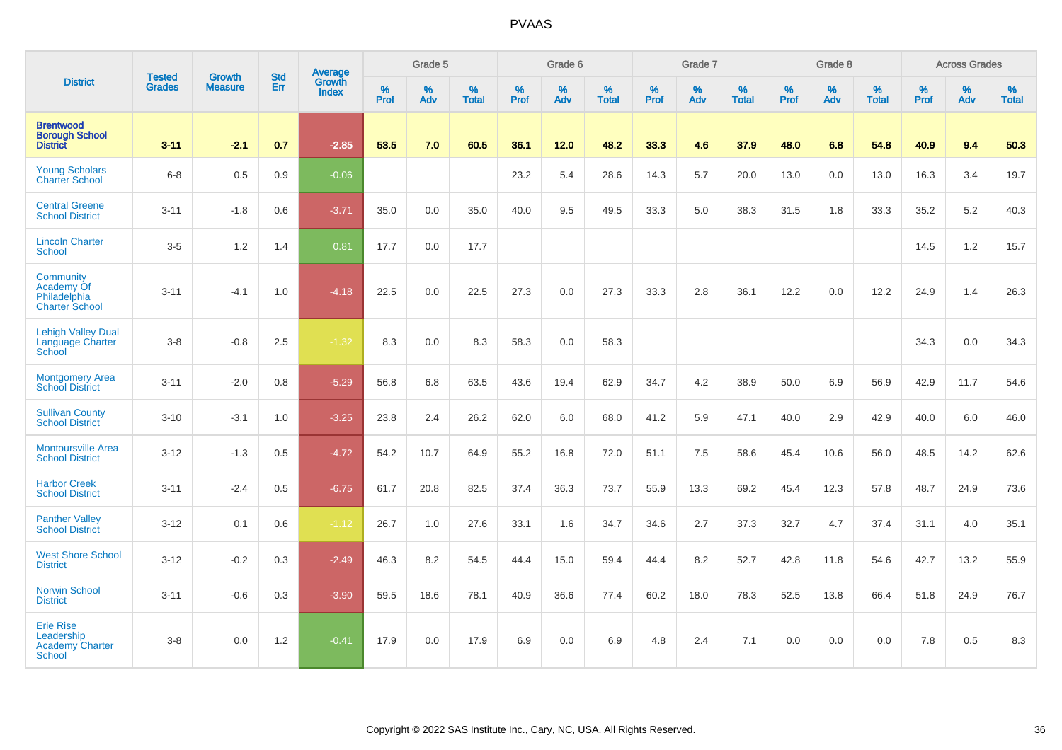# PVAAS

| District | Tested Grades | Growth Measure | Std Err | Average Growth Index | Grade 5 | | | Grade 6 | | | Grade 7 | | | Grade 8 | | | Across Grades | | |
|---|---|---|---|---|---|---|---|---|---|---|---|---|---|---|---|---|---|---|---|
| | | | | | % Prof | % Adv | % Total | % Prof | % Adv | % Total | % Prof | % Adv | % Total | % Prof | % Adv | % Total | % Prof | % Adv | % Total |
| **Brentwood Borough School District** | **3-11** | **-2.1** | **0.7** | **-2.85** | **53.5** | **7.0** | **60.5** | **36.1** | **12.0** | **48.2** | **33.3** | **4.6** | **37.9** | **48.0** | **6.8** | **54.8** | **40.9** | **9.4** | **50.3** |
| Young Scholars Charter School | 6-8 | 0.5 | 0.9 | -0.06 | | | | 23.2 | 5.4 | 28.6 | 14.3 | 5.7 | 20.0 | 13.0 | 0.0 | 13.0 | 16.3 | 3.4 | 19.7 |
| Central Greene School District | 3-11 | -1.8 | 0.6 | -3.71 | 35.0 | 0.0 | 35.0 | 40.0 | 9.5 | 49.5 | 33.3 | 5.0 | 38.3 | 31.5 | 1.8 | 33.3 | 35.2 | 5.2 | 40.3 |
| Lincoln Charter School | 3-5 | 1.2 | 1.4 | 0.81 | 17.7 | 0.0 | 17.7 | | | | | | | | | | 14.5 | 1.2 | 15.7 |
| Community Academy Of Philadelphia Charter School | 3-11 | -4.1 | 1.0 | -4.18 | 22.5 | 0.0 | 22.5 | 27.3 | 0.0 | 27.3 | 33.3 | 2.8 | 36.1 | 12.2 | 0.0 | 12.2 | 24.9 | 1.4 | 26.3 |
| Lehigh Valley Dual Language Charter School | 3-8 | -0.8 | 2.5 | -1.32 | 8.3 | 0.0 | 8.3 | 58.3 | 0.0 | 58.3 | | | | | | | 34.3 | 0.0 | 34.3 |
| Montgomery Area School District | 3-11 | -2.0 | 0.8 | -5.29 | 56.8 | 6.8 | 63.5 | 43.6 | 19.4 | 62.9 | 34.7 | 4.2 | 38.9 | 50.0 | 6.9 | 56.9 | 42.9 | 11.7 | 54.6 |
| Sullivan County School District | 3-10 | -3.1 | 1.0 | -3.25 | 23.8 | 2.4 | 26.2 | 62.0 | 6.0 | 68.0 | 41.2 | 5.9 | 47.1 | 40.0 | 2.9 | 42.9 | 40.0 | 6.0 | 46.0 |
| Montoursville Area School District | 3-12 | -1.3 | 0.5 | -4.72 | 54.2 | 10.7 | 64.9 | 55.2 | 16.8 | 72.0 | 51.1 | 7.5 | 58.6 | 45.4 | 10.6 | 56.0 | 48.5 | 14.2 | 62.6 |
| Harbor Creek School District | 3-11 | -2.4 | 0.5 | -6.75 | 61.7 | 20.8 | 82.5 | 37.4 | 36.3 | 73.7 | 55.9 | 13.3 | 69.2 | 45.4 | 12.3 | 57.8 | 48.7 | 24.9 | 73.6 |
| Panther Valley School District | 3-12 | 0.1 | 0.6 | -1.12 | 26.7 | 1.0 | 27.6 | 33.1 | 1.6 | 34.7 | 34.6 | 2.7 | 37.3 | 32.7 | 4.7 | 37.4 | 31.1 | 4.0 | 35.1 |
| West Shore School District | 3-12 | -0.2 | 0.3 | -2.49 | 46.3 | 8.2 | 54.5 | 44.4 | 15.0 | 59.4 | 44.4 | 8.2 | 52.7 | 42.8 | 11.8 | 54.6 | 42.7 | 13.2 | 55.9 |
| Norwin School District | 3-11 | -0.6 | 0.3 | -3.90 | 59.5 | 18.6 | 78.1 | 40.9 | 36.6 | 77.4 | 60.2 | 18.0 | 78.3 | 52.5 | 13.8 | 66.4 | 51.8 | 24.9 | 76.7 |
| Erie Rise Leadership Academy Charter School | 3-8 | 0.0 | 1.2 | -0.41 | 17.9 | 0.0 | 17.9 | 6.9 | 0.0 | 6.9 | 4.8 | 2.4 | 7.1 | 0.0 | 0.0 | 0.0 | 7.8 | 0.5 | 8.3 |

Copyright © 2022 SAS Institute Inc., Cary, NC, USA. All Rights Reserved.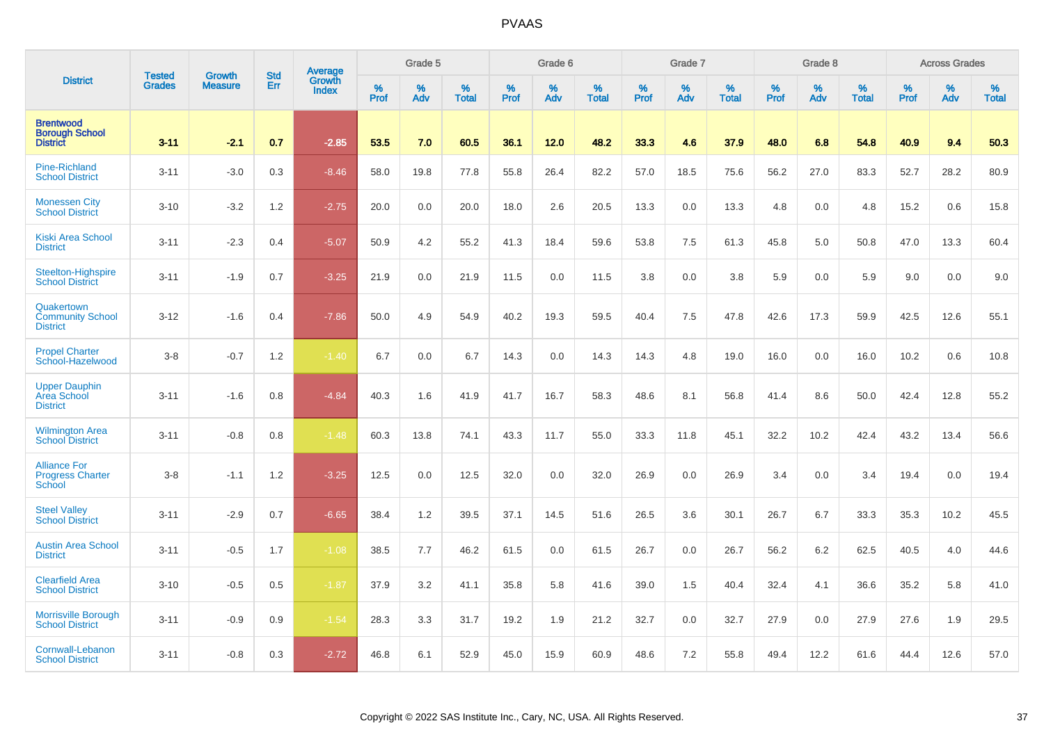# PVAAS

| District | Tested Grades | Growth Measure | Std Err | Average Growth Index | Grade 5 | | | Grade 6 | | | Grade 7 | | | Grade 8 | | | Across Grades | | |
|---|---|---|---|---|---|---|---|---|---|---|---|---|---|---|---|---|---|---|---|
| | | | | | % Prof | % Adv | % Total | % Prof | % Adv | % Total | % Prof | % Adv | % Total | % Prof | % Adv | % Total | % Prof | % Adv | % Total |
| **Brentwood Borough School District** | **3-11** | **-2.1** | **0.7** | **-2.85** | **53.5** | **7.0** | **60.5** | **36.1** | **12.0** | **48.2** | **33.3** | **4.6** | **37.9** | **48.0** | **6.8** | **54.8** | **40.9** | **9.4** | **50.3** |
| Pine-Richland School District | 3-11 | -3.0 | 0.3 | -8.46 | 58.0 | 19.8 | 77.8 | 55.8 | 26.4 | 82.2 | 57.0 | 18.5 | 75.6 | 56.2 | 27.0 | 83.3 | 52.7 | 28.2 | 80.9 |
| Monessen City School District | 3-10 | -3.2 | 1.2 | -2.75 | 20.0 | 0.0 | 20.0 | 18.0 | 2.6 | 20.5 | 13.3 | 0.0 | 13.3 | 4.8 | 0.0 | 4.8 | 15.2 | 0.6 | 15.8 |
| Kiski Area School District | 3-11 | -2.3 | 0.4 | -5.07 | 50.9 | 4.2 | 55.2 | 41.3 | 18.4 | 59.6 | 53.8 | 7.5 | 61.3 | 45.8 | 5.0 | 50.8 | 47.0 | 13.3 | 60.4 |
| Steelton-Highspire School District | 3-11 | -1.9 | 0.7 | -3.25 | 21.9 | 0.0 | 21.9 | 11.5 | 0.0 | 11.5 | 3.8 | 0.0 | 3.8 | 5.9 | 0.0 | 5.9 | 9.0 | 0.0 | 9.0 |
| Quakertown Community School District | 3-12 | -1.6 | 0.4 | -7.86 | 50.0 | 4.9 | 54.9 | 40.2 | 19.3 | 59.5 | 40.4 | 7.5 | 47.8 | 42.6 | 17.3 | 59.9 | 42.5 | 12.6 | 55.1 |
| Propel Charter School-Hazelwood | 3-8 | -0.7 | 1.2 | -1.40 | 6.7 | 0.0 | 6.7 | 14.3 | 0.0 | 14.3 | 14.3 | 4.8 | 19.0 | 16.0 | 0.0 | 16.0 | 10.2 | 0.6 | 10.8 |
| Upper Dauphin Area School District | 3-11 | -1.6 | 0.8 | -4.84 | 40.3 | 1.6 | 41.9 | 41.7 | 16.7 | 58.3 | 48.6 | 8.1 | 56.8 | 41.4 | 8.6 | 50.0 | 42.4 | 12.8 | 55.2 |
| Wilmington Area School District | 3-11 | -0.8 | 0.8 | -1.48 | 60.3 | 13.8 | 74.1 | 43.3 | 11.7 | 55.0 | 33.3 | 11.8 | 45.1 | 32.2 | 10.2 | 42.4 | 43.2 | 13.4 | 56.6 |
| Alliance For Progress Charter School | 3-8 | -1.1 | 1.2 | -3.25 | 12.5 | 0.0 | 12.5 | 32.0 | 0.0 | 32.0 | 26.9 | 0.0 | 26.9 | 3.4 | 0.0 | 3.4 | 19.4 | 0.0 | 19.4 |
| Steel Valley School District | 3-11 | -2.9 | 0.7 | -6.65 | 38.4 | 1.2 | 39.5 | 37.1 | 14.5 | 51.6 | 26.5 | 3.6 | 30.1 | 26.7 | 6.7 | 33.3 | 35.3 | 10.2 | 45.5 |
| Austin Area School District | 3-11 | -0.5 | 1.7 | -1.08 | 38.5 | 7.7 | 46.2 | 61.5 | 0.0 | 61.5 | 26.7 | 0.0 | 26.7 | 56.2 | 6.2 | 62.5 | 40.5 | 4.0 | 44.6 |
| Clearfield Area School District | 3-10 | -0.5 | 0.5 | -1.87 | 37.9 | 3.2 | 41.1 | 35.8 | 5.8 | 41.6 | 39.0 | 1.5 | 40.4 | 32.4 | 4.1 | 36.6 | 35.2 | 5.8 | 41.0 |
| Morrisville Borough School District | 3-11 | -0.9 | 0.9 | -1.54 | 28.3 | 3.3 | 31.7 | 19.2 | 1.9 | 21.2 | 32.7 | 0.0 | 32.7 | 27.9 | 0.0 | 27.9 | 27.6 | 1.9 | 29.5 |
| Cornwall-Lebanon School District | 3-11 | -0.8 | 0.3 | -2.72 | 46.8 | 6.1 | 52.9 | 45.0 | 15.9 | 60.9 | 48.6 | 7.2 | 55.8 | 49.4 | 12.2 | 61.6 | 44.4 | 12.6 | 57.0 |

Copyright © 2022 SAS Institute Inc., Cary, NC, USA. All Rights Reserved.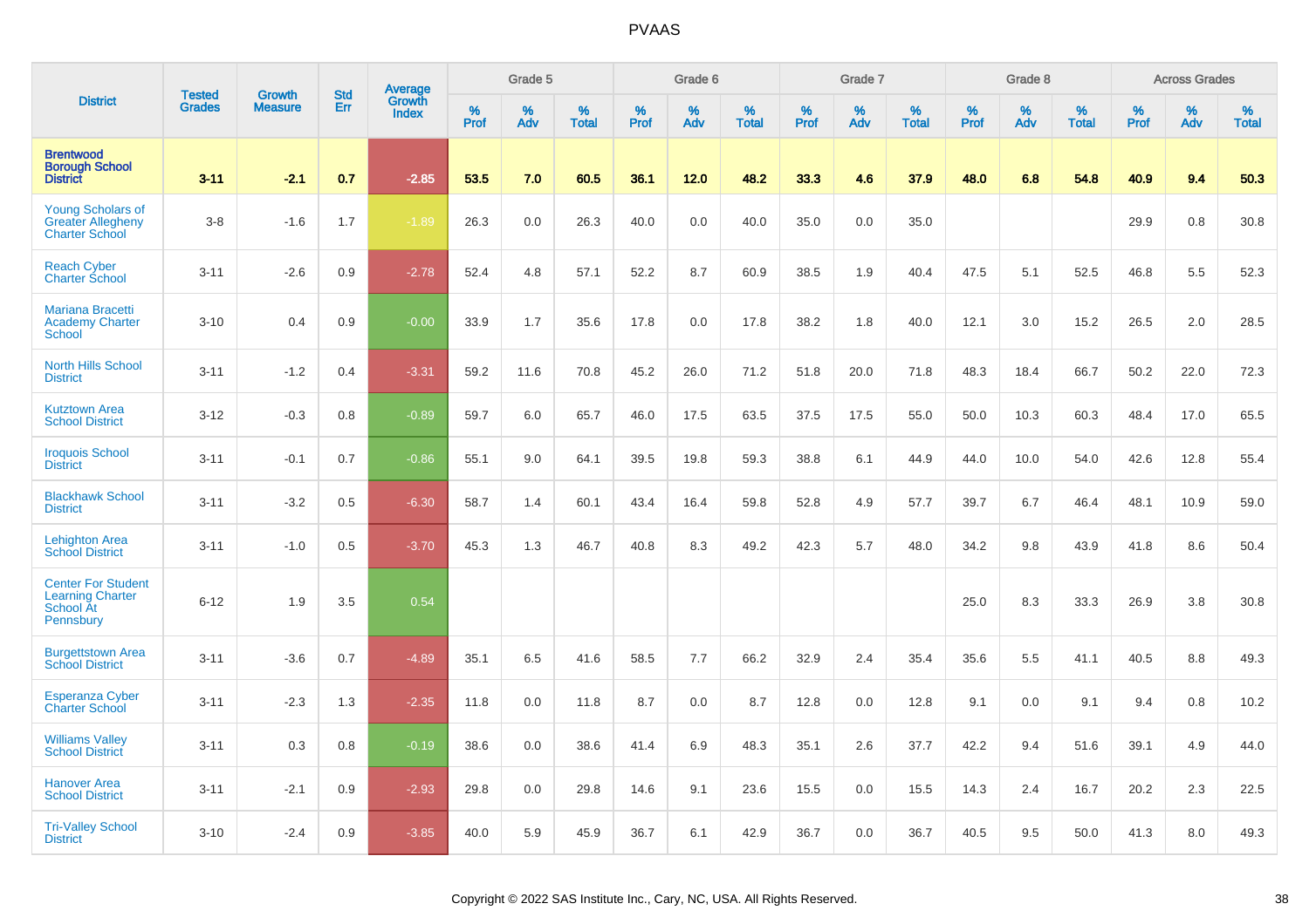| District | Tested Grades | Growth Measure | Std Err | Average Growth Index | Grade 5 | | | Grade 6 | | | Grade 7 | | | Grade 8 | | | Across Grades | | |
|---|---|---|---|---|---|---|---|---|---|---|---|---|---|---|---|---|---|---|---|
| | | | | | % Prof | % Adv | % Total | % Prof | % Adv | % Total | % Prof | % Adv | % Total | % Prof | % Adv | % Total | % Prof | % Adv | % Total |
| **Brentwood Borough School District** | **3-11** | **-2.1** | **0.7** | **-2.85** | **53.5** | **7.0** | **60.5** | **36.1** | **12.0** | **48.2** | **33.3** | **4.6** | **37.9** | **48.0** | **6.8** | **54.8** | **40.9** | **9.4** | **50.3** |
| Young Scholars of Greater Allegheny Charter School | 3-8 | -1.6 | 1.7 | -1.89 | 26.3 | 0.0 | 26.3 | 40.0 | 0.0 | 40.0 | 35.0 | 0.0 | 35.0 | | | | 29.9 | 0.8 | 30.8 |
| Reach Cyber Charter School | 3-11 | -2.6 | 0.9 | -2.78 | 52.4 | 4.8 | 57.1 | 52.2 | 8.7 | 60.9 | 38.5 | 1.9 | 40.4 | 47.5 | 5.1 | 52.5 | 46.8 | 5.5 | 52.3 |
| Mariana Bracetti Academy Charter School | 3-10 | 0.4 | 0.9 | -0.00 | 33.9 | 1.7 | 35.6 | 17.8 | 0.0 | 17.8 | 38.2 | 1.8 | 40.0 | 12.1 | 3.0 | 15.2 | 26.5 | 2.0 | 28.5 |
| North Hills School District | 3-11 | -1.2 | 0.4 | -3.31 | 59.2 | 11.6 | 70.8 | 45.2 | 26.0 | 71.2 | 51.8 | 20.0 | 71.8 | 48.3 | 18.4 | 66.7 | 50.2 | 22.0 | 72.3 |
| Kutztown Area School District | 3-12 | -0.3 | 0.8 | -0.89 | 59.7 | 6.0 | 65.7 | 46.0 | 17.5 | 63.5 | 37.5 | 17.5 | 55.0 | 50.0 | 10.3 | 60.3 | 48.4 | 17.0 | 65.5 |
| Iroquois School District | 3-11 | -0.1 | 0.7 | -0.86 | 55.1 | 9.0 | 64.1 | 39.5 | 19.8 | 59.3 | 38.8 | 6.1 | 44.9 | 44.0 | 10.0 | 54.0 | 42.6 | 12.8 | 55.4 |
| Blackhawk School District | 3-11 | -3.2 | 0.5 | -6.30 | 58.7 | 1.4 | 60.1 | 43.4 | 16.4 | 59.8 | 52.8 | 4.9 | 57.7 | 39.7 | 6.7 | 46.4 | 48.1 | 10.9 | 59.0 |
| Lehighton Area School District | 3-11 | -1.0 | 0.5 | -3.70 | 45.3 | 1.3 | 46.7 | 40.8 | 8.3 | 49.2 | 42.3 | 5.7 | 48.0 | 34.2 | 9.8 | 43.9 | 41.8 | 8.6 | 50.4 |
| Center For Student Learning Charter School At Pennsbury | 6-12 | 1.9 | 3.5 | 0.54 | | | | | | | | | | 25.0 | 8.3 | 33.3 | 26.9 | 3.8 | 30.8 |
| Burgettstown Area School District | 3-11 | -3.6 | 0.7 | -4.89 | 35.1 | 6.5 | 41.6 | 58.5 | 7.7 | 66.2 | 32.9 | 2.4 | 35.4 | 35.6 | 5.5 | 41.1 | 40.5 | 8.8 | 49.3 |
| Esperanza Cyber Charter School | 3-11 | -2.3 | 1.3 | -2.35 | 11.8 | 0.0 | 11.8 | 8.7 | 0.0 | 8.7 | 12.8 | 0.0 | 12.8 | 9.1 | 0.0 | 9.1 | 9.4 | 0.8 | 10.2 |
| Williams Valley School District | 3-11 | 0.3 | 0.8 | -0.19 | 38.6 | 0.0 | 38.6 | 41.4 | 6.9 | 48.3 | 35.1 | 2.6 | 37.7 | 42.2 | 9.4 | 51.6 | 39.1 | 4.9 | 44.0 |
| Hanover Area School District | 3-11 | -2.1 | 0.9 | -2.93 | 29.8 | 0.0 | 29.8 | 14.6 | 9.1 | 23.6 | 15.5 | 0.0 | 15.5 | 14.3 | 2.4 | 16.7 | 20.2 | 2.3 | 22.5 |
| Tri-Valley School District | 3-10 | -2.4 | 0.9 | -3.85 | 40.0 | 5.9 | 45.9 | 36.7 | 6.1 | 42.9 | 36.7 | 0.0 | 36.7 | 40.5 | 9.5 | 50.0 | 41.3 | 8.0 | 49.3 |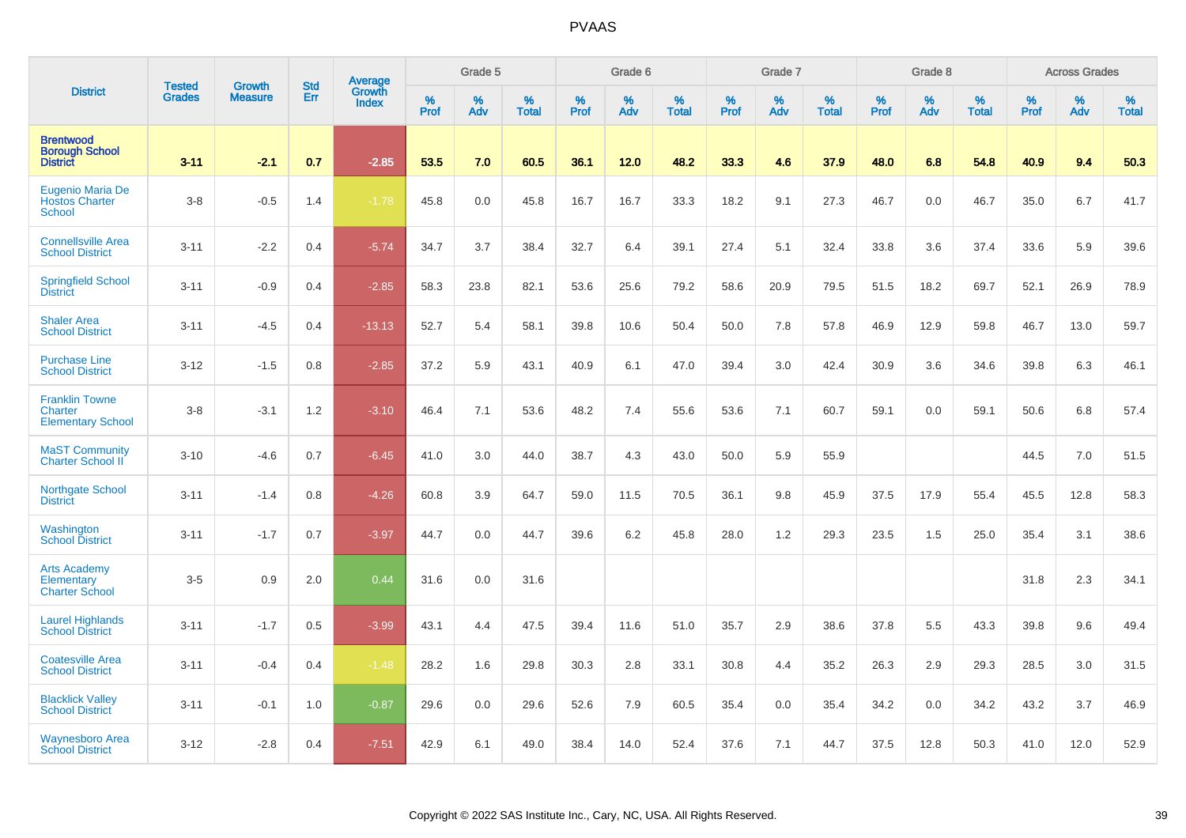| District | Tested Grades | Growth Measure | Std Err | Average Growth Index | Grade 5 | | | Grade 6 | | | Grade 7 | | | Grade 8 | | | Across Grades | | |
|---|---|---|---|---|---|---|---|---|---|---|---|---|---|---|---|---|---|---|---|
| | | | | | % Prof | % Adv | % Total | % Prof | % Adv | % Total | % Prof | % Adv | % Total | % Prof | % Adv | % Total | % Prof | % Adv | % Total |
| **Brentwood Borough School District** | **3-11** | **-2.1** | **0.7** | **-2.85** | **53.5** | **7.0** | **60.5** | **36.1** | **12.0** | **48.2** | **33.3** | **4.6** | **37.9** | **48.0** | **6.8** | **54.8** | **40.9** | **9.4** | **50.3** |
| Eugenio Maria De Hostos Charter School | 3-8 | -0.5 | 1.4 | -1.78 | 45.8 | 0.0 | 45.8 | 16.7 | 16.7 | 33.3 | 18.2 | 9.1 | 27.3 | 46.7 | 0.0 | 46.7 | 35.0 | 6.7 | 41.7 |
| Connellsville Area School District | 3-11 | -2.2 | 0.4 | -5.74 | 34.7 | 3.7 | 38.4 | 32.7 | 6.4 | 39.1 | 27.4 | 5.1 | 32.4 | 33.8 | 3.6 | 37.4 | 33.6 | 5.9 | 39.6 |
| Springfield School District | 3-11 | -0.9 | 0.4 | -2.85 | 58.3 | 23.8 | 82.1 | 53.6 | 25.6 | 79.2 | 58.6 | 20.9 | 79.5 | 51.5 | 18.2 | 69.7 | 52.1 | 26.9 | 78.9 |
| Shaler Area School District | 3-11 | -4.5 | 0.4 | -13.13 | 52.7 | 5.4 | 58.1 | 39.8 | 10.6 | 50.4 | 50.0 | 7.8 | 57.8 | 46.9 | 12.9 | 59.8 | 46.7 | 13.0 | 59.7 |
| Purchase Line School District | 3-12 | -1.5 | 0.8 | -2.85 | 37.2 | 5.9 | 43.1 | 40.9 | 6.1 | 47.0 | 39.4 | 3.0 | 42.4 | 30.9 | 3.6 | 34.6 | 39.8 | 6.3 | 46.1 |
| Franklin Towne Charter Elementary School | 3-8 | -3.1 | 1.2 | -3.10 | 46.4 | 7.1 | 53.6 | 48.2 | 7.4 | 55.6 | 53.6 | 7.1 | 60.7 | 59.1 | 0.0 | 59.1 | 50.6 | 6.8 | 57.4 |
| MaST Community Charter School II | 3-10 | -4.6 | 0.7 | -6.45 | 41.0 | 3.0 | 44.0 | 38.7 | 4.3 | 43.0 | 50.0 | 5.9 | 55.9 | | | | 44.5 | 7.0 | 51.5 |
| Northgate School District | 3-11 | -1.4 | 0.8 | -4.26 | 60.8 | 3.9 | 64.7 | 59.0 | 11.5 | 70.5 | 36.1 | 9.8 | 45.9 | 37.5 | 17.9 | 55.4 | 45.5 | 12.8 | 58.3 |
| Washington School District | 3-11 | -1.7 | 0.7 | -3.97 | 44.7 | 0.0 | 44.7 | 39.6 | 6.2 | 45.8 | 28.0 | 1.2 | 29.3 | 23.5 | 1.5 | 25.0 | 35.4 | 3.1 | 38.6 |
| Arts Academy Elementary Charter School | 3-5 | 0.9 | 2.0 | 0.44 | 31.6 | 0.0 | 31.6 | | | | | | | | | | 31.8 | 2.3 | 34.1 |
| Laurel Highlands School District | 3-11 | -1.7 | 0.5 | -3.99 | 43.1 | 4.4 | 47.5 | 39.4 | 11.6 | 51.0 | 35.7 | 2.9 | 38.6 | 37.8 | 5.5 | 43.3 | 39.8 | 9.6 | 49.4 |
| Coatesville Area School District | 3-11 | -0.4 | 0.4 | -1.48 | 28.2 | 1.6 | 29.8 | 30.3 | 2.8 | 33.1 | 30.8 | 4.4 | 35.2 | 26.3 | 2.9 | 29.3 | 28.5 | 3.0 | 31.5 |
| Blacklick Valley School District | 3-11 | -0.1 | 1.0 | -0.87 | 29.6 | 0.0 | 29.6 | 52.6 | 7.9 | 60.5 | 35.4 | 0.0 | 35.4 | 34.2 | 0.0 | 34.2 | 43.2 | 3.7 | 46.9 |
| Waynesboro Area School District | 3-12 | -2.8 | 0.4 | -7.51 | 42.9 | 6.1 | 49.0 | 38.4 | 14.0 | 52.4 | 37.6 | 7.1 | 44.7 | 37.5 | 12.8 | 50.3 | 41.0 | 12.0 | 52.9 |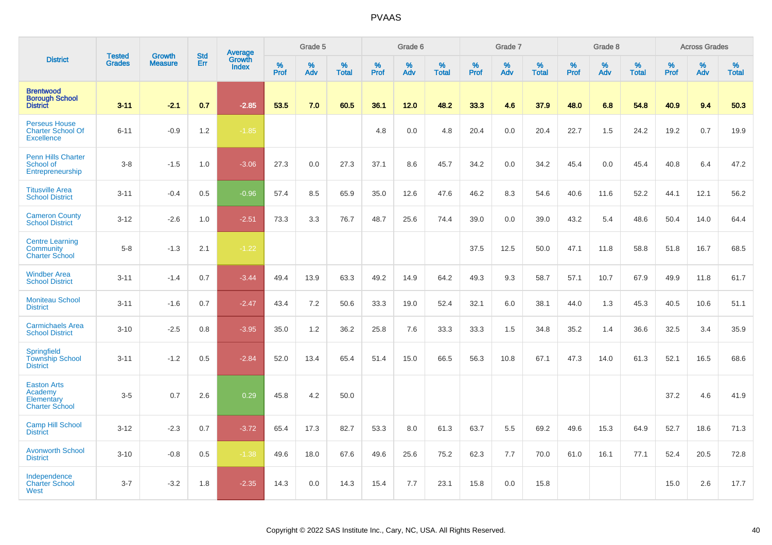# PVAAS

| District | Tested Grades | Growth Measure | Std Err | Average Growth Index | Grade 5 | | | Grade 6 | | | Grade 7 | | | Grade 8 | | | Across Grades | | |
|---|---|---|---|---|---|---|---|---|---|---|---|---|---|---|---|---|---|---|---|
| | | | | | % Prof | % Adv | % Total | % Prof | % Adv | % Total | % Prof | % Adv | % Total | % Prof | % Adv | % Total | % Prof | % Adv | % Total |
| **Brentwood Borough School District** | **3-11** | **-2.1** | **0.7** | **-2.85** | **53.5** | **7.0** | **60.5** | **36.1** | **12.0** | **48.2** | **33.3** | **4.6** | **37.9** | **48.0** | **6.8** | **54.8** | **40.9** | **9.4** | **50.3** |
| Perseus House Charter School Of Excellence | 6-11 | -0.9 | 1.2 | -1.85 | | | | 4.8 | 0.0 | 4.8 | 20.4 | 0.0 | 20.4 | 22.7 | 1.5 | 24.2 | 19.2 | 0.7 | 19.9 |
| Penn Hills Charter School of Entrepreneurship | 3-8 | -1.5 | 1.0 | -3.06 | 27.3 | 0.0 | 27.3 | 37.1 | 8.6 | 45.7 | 34.2 | 0.0 | 34.2 | 45.4 | 0.0 | 45.4 | 40.8 | 6.4 | 47.2 |
| Titusville Area School District | 3-11 | -0.4 | 0.5 | -0.96 | 57.4 | 8.5 | 65.9 | 35.0 | 12.6 | 47.6 | 46.2 | 8.3 | 54.6 | 40.6 | 11.6 | 52.2 | 44.1 | 12.1 | 56.2 |
| Cameron County School District | 3-12 | -2.6 | 1.0 | -2.51 | 73.3 | 3.3 | 76.7 | 48.7 | 25.6 | 74.4 | 39.0 | 0.0 | 39.0 | 43.2 | 5.4 | 48.6 | 50.4 | 14.0 | 64.4 |
| Centre Learning Community Charter School | 5-8 | -1.3 | 2.1 | -1.22 | | | | | | | 37.5 | 12.5 | 50.0 | 47.1 | 11.8 | 58.8 | 51.8 | 16.7 | 68.5 |
| Windber Area School District | 3-11 | -1.4 | 0.7 | -3.44 | 49.4 | 13.9 | 63.3 | 49.2 | 14.9 | 64.2 | 49.3 | 9.3 | 58.7 | 57.1 | 10.7 | 67.9 | 49.9 | 11.8 | 61.7 |
| Moniteau School District | 3-11 | -1.6 | 0.7 | -2.47 | 43.4 | 7.2 | 50.6 | 33.3 | 19.0 | 52.4 | 32.1 | 6.0 | 38.1 | 44.0 | 1.3 | 45.3 | 40.5 | 10.6 | 51.1 |
| Carmichaels Area School District | 3-10 | -2.5 | 0.8 | -3.95 | 35.0 | 1.2 | 36.2 | 25.8 | 7.6 | 33.3 | 33.3 | 1.5 | 34.8 | 35.2 | 1.4 | 36.6 | 32.5 | 3.4 | 35.9 |
| Springfield Township School District | 3-11 | -1.2 | 0.5 | -2.84 | 52.0 | 13.4 | 65.4 | 51.4 | 15.0 | 66.5 | 56.3 | 10.8 | 67.1 | 47.3 | 14.0 | 61.3 | 52.1 | 16.5 | 68.6 |
| Easton Arts Academy Elementary Charter School | 3-5 | 0.7 | 2.6 | 0.29 | 45.8 | 4.2 | 50.0 | | | | | | | | | | 37.2 | 4.6 | 41.9 |
| Camp Hill School District | 3-12 | -2.3 | 0.7 | -3.72 | 65.4 | 17.3 | 82.7 | 53.3 | 8.0 | 61.3 | 63.7 | 5.5 | 69.2 | 49.6 | 15.3 | 64.9 | 52.7 | 18.6 | 71.3 |
| Avonworth School District | 3-10 | -0.8 | 0.5 | -1.38 | 49.6 | 18.0 | 67.6 | 49.6 | 25.6 | 75.2 | 62.3 | 7.7 | 70.0 | 61.0 | 16.1 | 77.1 | 52.4 | 20.5 | 72.8 |
| Independence Charter School West | 3-7 | -3.2 | 1.8 | -2.35 | 14.3 | 0.0 | 14.3 | 15.4 | 7.7 | 23.1 | 15.8 | 0.0 | 15.8 | | | | 15.0 | 2.6 | 17.7 |

Copyright © 2022 SAS Institute Inc., Cary, NC, USA. All Rights Reserved.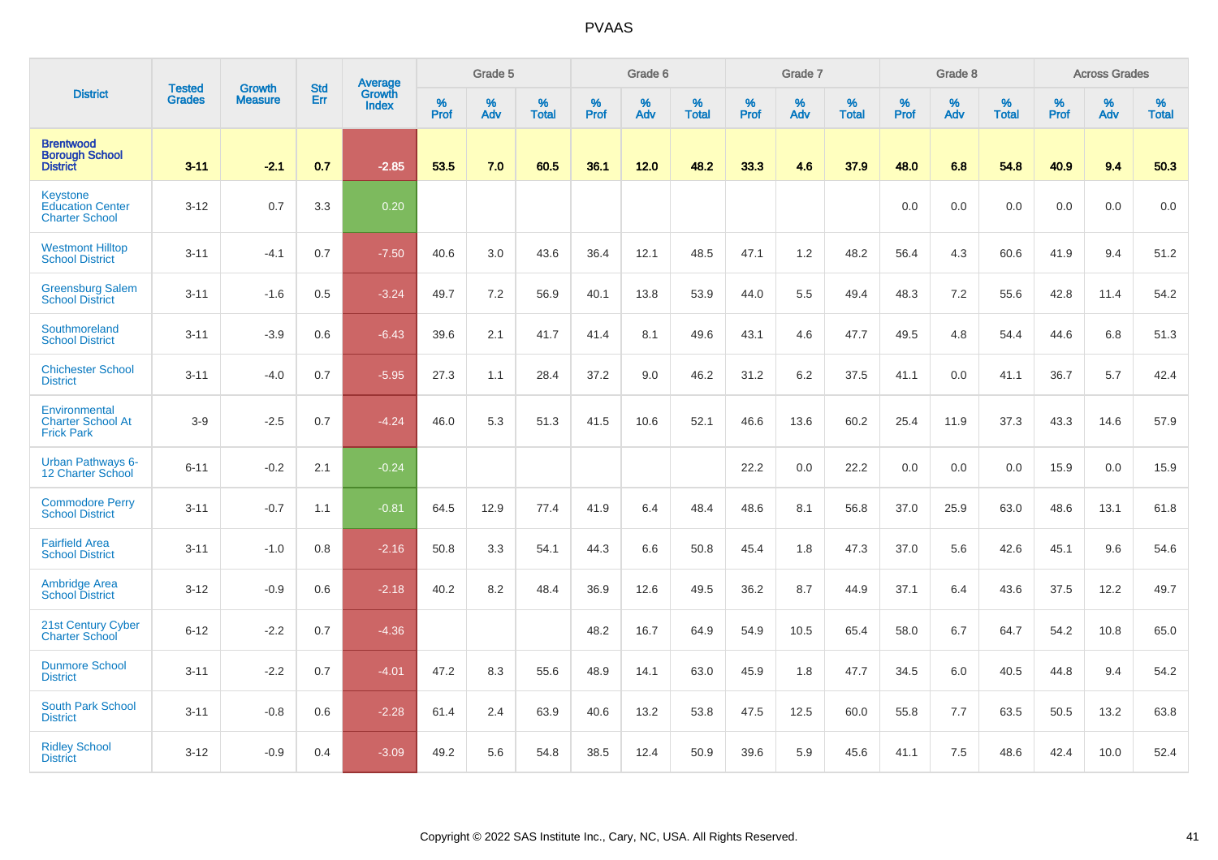| District | Tested Grades | Growth Measure | Std Err | Average Growth Index | Grade 5 | | | Grade 6 | | | Grade 7 | | | Grade 8 | | | Across Grades | | |
|---|---|---|---|---|---|---|---|---|---|---|---|---|---|---|---|---|---|---|---|
| | | | | | % Prof | % Adv | % Total | % Prof | % Adv | % Total | % Prof | % Adv | % Total | % Prof | % Adv | % Total | % Prof | % Adv | % Total |
| **Brentwood Borough School District** | **3-11** | **-2.1** | **0.7** | **-2.85** | **53.5** | **7.0** | **60.5** | **36.1** | **12.0** | **48.2** | **33.3** | **4.6** | **37.9** | **48.0** | **6.8** | **54.8** | **40.9** | **9.4** | **50.3** |
| Keystone Education Center Charter School | 3-12 | 0.7 | 3.3 | 0.20 | | | | | | | | | | 0.0 | 0.0 | 0.0 | 0.0 | 0.0 | 0.0 |
| Westmont Hilltop School District | 3-11 | -4.1 | 0.7 | -7.50 | 40.6 | 3.0 | 43.6 | 36.4 | 12.1 | 48.5 | 47.1 | 1.2 | 48.2 | 56.4 | 4.3 | 60.6 | 41.9 | 9.4 | 51.2 |
| Greensburg Salem School District | 3-11 | -1.6 | 0.5 | -3.24 | 49.7 | 7.2 | 56.9 | 40.1 | 13.8 | 53.9 | 44.0 | 5.5 | 49.4 | 48.3 | 7.2 | 55.6 | 42.8 | 11.4 | 54.2 |
| Southmoreland School District | 3-11 | -3.9 | 0.6 | -6.43 | 39.6 | 2.1 | 41.7 | 41.4 | 8.1 | 49.6 | 43.1 | 4.6 | 47.7 | 49.5 | 4.8 | 54.4 | 44.6 | 6.8 | 51.3 |
| Chichester School District | 3-11 | -4.0 | 0.7 | -5.95 | 27.3 | 1.1 | 28.4 | 37.2 | 9.0 | 46.2 | 31.2 | 6.2 | 37.5 | 41.1 | 0.0 | 41.1 | 36.7 | 5.7 | 42.4 |
| Environmental Charter School At Frick Park | 3-9 | -2.5 | 0.7 | -4.24 | 46.0 | 5.3 | 51.3 | 41.5 | 10.6 | 52.1 | 46.6 | 13.6 | 60.2 | 25.4 | 11.9 | 37.3 | 43.3 | 14.6 | 57.9 |
| Urban Pathways 6-12 Charter School | 6-11 | -0.2 | 2.1 | -0.24 | | | | | | | 22.2 | 0.0 | 22.2 | 0.0 | 0.0 | 0.0 | 15.9 | 0.0 | 15.9 |
| Commodore Perry School District | 3-11 | -0.7 | 1.1 | -0.81 | 64.5 | 12.9 | 77.4 | 41.9 | 6.4 | 48.4 | 48.6 | 8.1 | 56.8 | 37.0 | 25.9 | 63.0 | 48.6 | 13.1 | 61.8 |
| Fairfield Area School District | 3-11 | -1.0 | 0.8 | -2.16 | 50.8 | 3.3 | 54.1 | 44.3 | 6.6 | 50.8 | 45.4 | 1.8 | 47.3 | 37.0 | 5.6 | 42.6 | 45.1 | 9.6 | 54.6 |
| Ambridge Area School District | 3-12 | -0.9 | 0.6 | -2.18 | 40.2 | 8.2 | 48.4 | 36.9 | 12.6 | 49.5 | 36.2 | 8.7 | 44.9 | 37.1 | 6.4 | 43.6 | 37.5 | 12.2 | 49.7 |
| 21st Century Cyber Charter School | 6-12 | -2.2 | 0.7 | -4.36 | | | | 48.2 | 16.7 | 64.9 | 54.9 | 10.5 | 65.4 | 58.0 | 6.7 | 64.7 | 54.2 | 10.8 | 65.0 |
| Dunmore School District | 3-11 | -2.2 | 0.7 | -4.01 | 47.2 | 8.3 | 55.6 | 48.9 | 14.1 | 63.0 | 45.9 | 1.8 | 47.7 | 34.5 | 6.0 | 40.5 | 44.8 | 9.4 | 54.2 |
| South Park School District | 3-11 | -0.8 | 0.6 | -2.28 | 61.4 | 2.4 | 63.9 | 40.6 | 13.2 | 53.8 | 47.5 | 12.5 | 60.0 | 55.8 | 7.7 | 63.5 | 50.5 | 13.2 | 63.8 |
| Ridley School District | 3-12 | -0.9 | 0.4 | -3.09 | 49.2 | 5.6 | 54.8 | 38.5 | 12.4 | 50.9 | 39.6 | 5.9 | 45.6 | 41.1 | 7.5 | 48.6 | 42.4 | 10.0 | 52.4 |

Copyright © 2022 SAS Institute Inc., Cary, NC, USA. All Rights Reserved.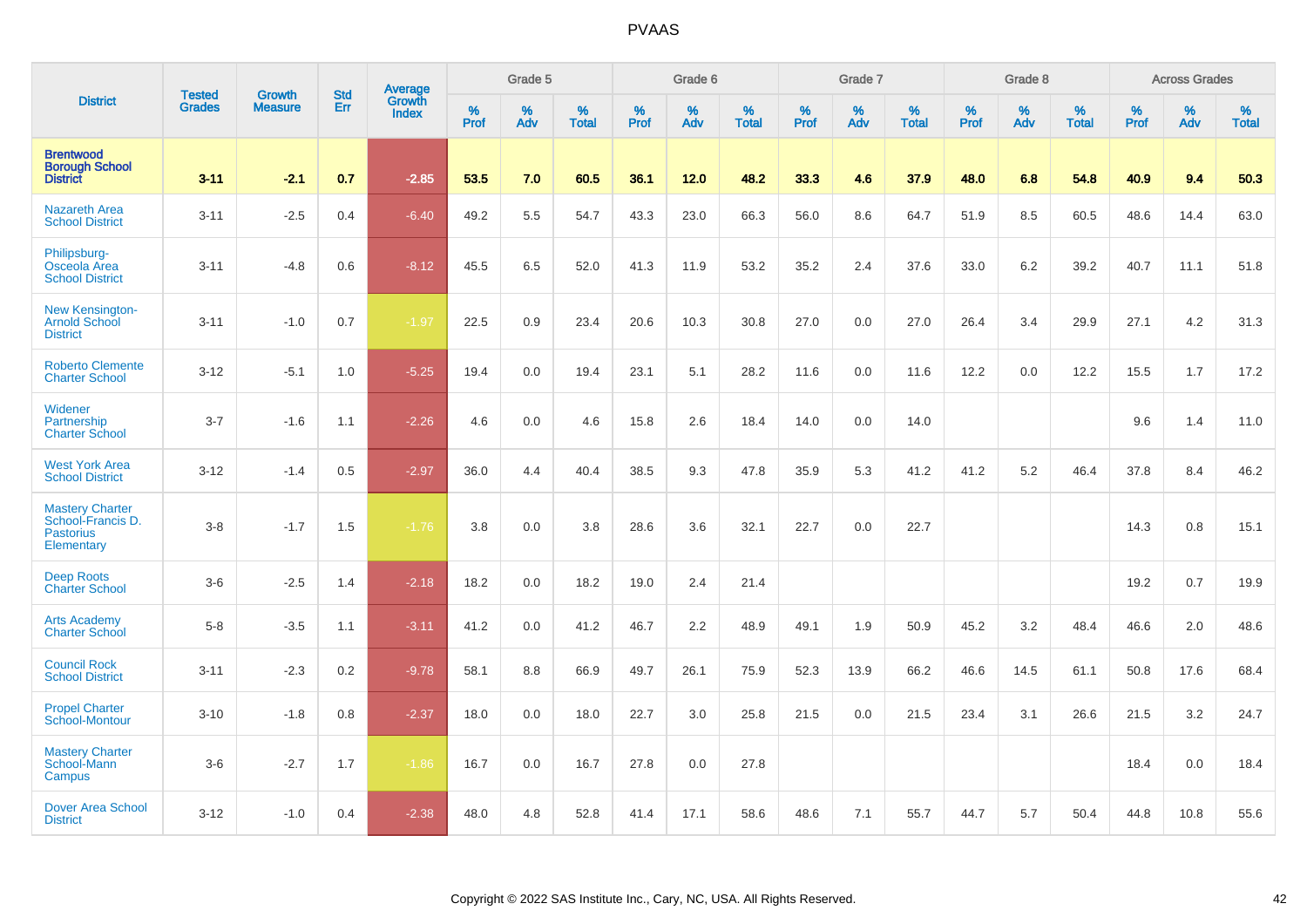| District | Tested Grades | Growth Measure | Std Err | Average Growth Index | Grade 5 | | | Grade 6 | | | Grade 7 | | | Grade 8 | | | Across Grades | | |
|---|---|---|---|---|---|---|---|---|---|---|---|---|---|---|---|---|---|---|---|
| | | | | | % Prof | % Adv | % Total | % Prof | % Adv | % Total | % Prof | % Adv | % Total | % Prof | % Adv | % Total | % Prof | % Adv | % Total |
| **Brentwood Borough School District** | **3-11** | **-2.1** | **0.7** | **-2.85** | **53.5** | **7.0** | **60.5** | **36.1** | **12.0** | **48.2** | **33.3** | **4.6** | **37.9** | **48.0** | **6.8** | **54.8** | **40.9** | **9.4** | **50.3** |
| Nazareth Area School District | 3-11 | -2.5 | 0.4 | -6.40 | 49.2 | 5.5 | 54.7 | 43.3 | 23.0 | 66.3 | 56.0 | 8.6 | 64.7 | 51.9 | 8.5 | 60.5 | 48.6 | 14.4 | 63.0 |
| Philipsburg-Osceola Area School District | 3-11 | -4.8 | 0.6 | -8.12 | 45.5 | 6.5 | 52.0 | 41.3 | 11.9 | 53.2 | 35.2 | 2.4 | 37.6 | 33.0 | 6.2 | 39.2 | 40.7 | 11.1 | 51.8 |
| New Kensington-Arnold School District | 3-11 | -1.0 | 0.7 | -1.97 | 22.5 | 0.9 | 23.4 | 20.6 | 10.3 | 30.8 | 27.0 | 0.0 | 27.0 | 26.4 | 3.4 | 29.9 | 27.1 | 4.2 | 31.3 |
| Roberto Clemente Charter School | 3-12 | -5.1 | 1.0 | -5.25 | 19.4 | 0.0 | 19.4 | 23.1 | 5.1 | 28.2 | 11.6 | 0.0 | 11.6 | 12.2 | 0.0 | 12.2 | 15.5 | 1.7 | 17.2 |
| Widener Partnership Charter School | 3-7 | -1.6 | 1.1 | -2.26 | 4.6 | 0.0 | 4.6 | 15.8 | 2.6 | 18.4 | 14.0 | 0.0 | 14.0 | | | | 9.6 | 1.4 | 11.0 |
| West York Area School District | 3-12 | -1.4 | 0.5 | -2.97 | 36.0 | 4.4 | 40.4 | 38.5 | 9.3 | 47.8 | 35.9 | 5.3 | 41.2 | 41.2 | 5.2 | 46.4 | 37.8 | 8.4 | 46.2 |
| Mastery Charter School-Francis D. Pastorius Elementary | 3-8 | -1.7 | 1.5 | -1.76 | 3.8 | 0.0 | 3.8 | 28.6 | 3.6 | 32.1 | 22.7 | 0.0 | 22.7 | | | | 14.3 | 0.8 | 15.1 |
| Deep Roots Charter School | 3-6 | -2.5 | 1.4 | -2.18 | 18.2 | 0.0 | 18.2 | 19.0 | 2.4 | 21.4 | | | | | | | 19.2 | 0.7 | 19.9 |
| Arts Academy Charter School | 5-8 | -3.5 | 1.1 | -3.11 | 41.2 | 0.0 | 41.2 | 46.7 | 2.2 | 48.9 | 49.1 | 1.9 | 50.9 | 45.2 | 3.2 | 48.4 | 46.6 | 2.0 | 48.6 |
| Council Rock School District | 3-11 | -2.3 | 0.2 | -9.78 | 58.1 | 8.8 | 66.9 | 49.7 | 26.1 | 75.9 | 52.3 | 13.9 | 66.2 | 46.6 | 14.5 | 61.1 | 50.8 | 17.6 | 68.4 |
| Propel Charter School-Montour | 3-10 | -1.8 | 0.8 | -2.37 | 18.0 | 0.0 | 18.0 | 22.7 | 3.0 | 25.8 | 21.5 | 0.0 | 21.5 | 23.4 | 3.1 | 26.6 | 21.5 | 3.2 | 24.7 |
| Mastery Charter School-Mann Campus | 3-6 | -2.7 | 1.7 | -1.86 | 16.7 | 0.0 | 16.7 | 27.8 | 0.0 | 27.8 | | | | | | | 18.4 | 0.0 | 18.4 |
| Dover Area School District | 3-12 | -1.0 | 0.4 | -2.38 | 48.0 | 4.8 | 52.8 | 41.4 | 17.1 | 58.6 | 48.6 | 7.1 | 55.7 | 44.7 | 5.7 | 50.4 | 44.8 | 10.8 | 55.6 |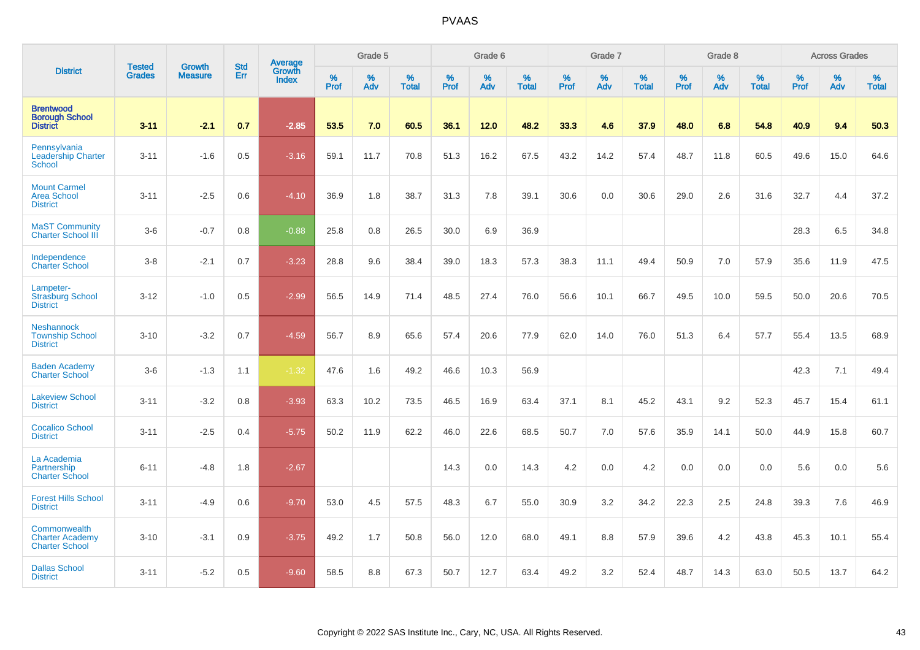PVAAS

| District | Tested Grades | Growth Measure | Std Err | Average Growth Index | Grade 5 | | | Grade 6 | | | Grade 7 | | | Grade 8 | | | Across Grades | | |
|---|---|---|---|---|---|---|---|---|---|---|---|---|---|---|---|---|---|---|---|
| | | | | | % Prof | % Adv | % Total | % Prof | % Adv | % Total | % Prof | % Adv | % Total | % Prof | % Adv | % Total | % Prof | % Adv | % Total |
| **Brentwood Borough School District** | **3-11** | **-2.1** | **0.7** | **-2.85** | **53.5** | **7.0** | **60.5** | **36.1** | **12.0** | **48.2** | **33.3** | **4.6** | **37.9** | **48.0** | **6.8** | **54.8** | **40.9** | **9.4** | **50.3** |
| Pennsylvania Leadership Charter School | 3-11 | -1.6 | 0.5 | -3.16 | 59.1 | 11.7 | 70.8 | 51.3 | 16.2 | 67.5 | 43.2 | 14.2 | 57.4 | 48.7 | 11.8 | 60.5 | 49.6 | 15.0 | 64.6 |
| Mount Carmel Area School District | 3-11 | -2.5 | 0.6 | -4.10 | 36.9 | 1.8 | 38.7 | 31.3 | 7.8 | 39.1 | 30.6 | 0.0 | 30.6 | 29.0 | 2.6 | 31.6 | 32.7 | 4.4 | 37.2 |
| MaST Community Charter School III | 3-6 | -0.7 | 0.8 | -0.88 | 25.8 | 0.8 | 26.5 | 30.0 | 6.9 | 36.9 | | | | | | | 28.3 | 6.5 | 34.8 |
| Independence Charter School | 3-8 | -2.1 | 0.7 | -3.23 | 28.8 | 9.6 | 38.4 | 39.0 | 18.3 | 57.3 | 38.3 | 11.1 | 49.4 | 50.9 | 7.0 | 57.9 | 35.6 | 11.9 | 47.5 |
| Lampeter-Strasburg School District | 3-12 | -1.0 | 0.5 | -2.99 | 56.5 | 14.9 | 71.4 | 48.5 | 27.4 | 76.0 | 56.6 | 10.1 | 66.7 | 49.5 | 10.0 | 59.5 | 50.0 | 20.6 | 70.5 |
| Neshannock Township School District | 3-10 | -3.2 | 0.7 | -4.59 | 56.7 | 8.9 | 65.6 | 57.4 | 20.6 | 77.9 | 62.0 | 14.0 | 76.0 | 51.3 | 6.4 | 57.7 | 55.4 | 13.5 | 68.9 |
| Baden Academy Charter School | 3-6 | -1.3 | 1.1 | -1.32 | 47.6 | 1.6 | 49.2 | 46.6 | 10.3 | 56.9 | | | | | | | 42.3 | 7.1 | 49.4 |
| Lakeview School District | 3-11 | -3.2 | 0.8 | -3.93 | 63.3 | 10.2 | 73.5 | 46.5 | 16.9 | 63.4 | 37.1 | 8.1 | 45.2 | 43.1 | 9.2 | 52.3 | 45.7 | 15.4 | 61.1 |
| Cocalico School District | 3-11 | -2.5 | 0.4 | -5.75 | 50.2 | 11.9 | 62.2 | 46.0 | 22.6 | 68.5 | 50.7 | 7.0 | 57.6 | 35.9 | 14.1 | 50.0 | 44.9 | 15.8 | 60.7 |
| La Academia Partnership Charter School | 6-11 | -4.8 | 1.8 | -2.67 | | | | 14.3 | 0.0 | 14.3 | 4.2 | 0.0 | 4.2 | 0.0 | 0.0 | 0.0 | 5.6 | 0.0 | 5.6 |
| Forest Hills School District | 3-11 | -4.9 | 0.6 | -9.70 | 53.0 | 4.5 | 57.5 | 48.3 | 6.7 | 55.0 | 30.9 | 3.2 | 34.2 | 22.3 | 2.5 | 24.8 | 39.3 | 7.6 | 46.9 |
| Commonwealth Charter Academy Charter School | 3-10 | -3.1 | 0.9 | -3.75 | 49.2 | 1.7 | 50.8 | 56.0 | 12.0 | 68.0 | 49.1 | 8.8 | 57.9 | 39.6 | 4.2 | 43.8 | 45.3 | 10.1 | 55.4 |
| Dallas School District | 3-11 | -5.2 | 0.5 | -9.60 | 58.5 | 8.8 | 67.3 | 50.7 | 12.7 | 63.4 | 49.2 | 3.2 | 52.4 | 48.7 | 14.3 | 63.0 | 50.5 | 13.7 | 64.2 |

Copyright © 2022 SAS Institute Inc., Cary, NC, USA. All Rights Reserved.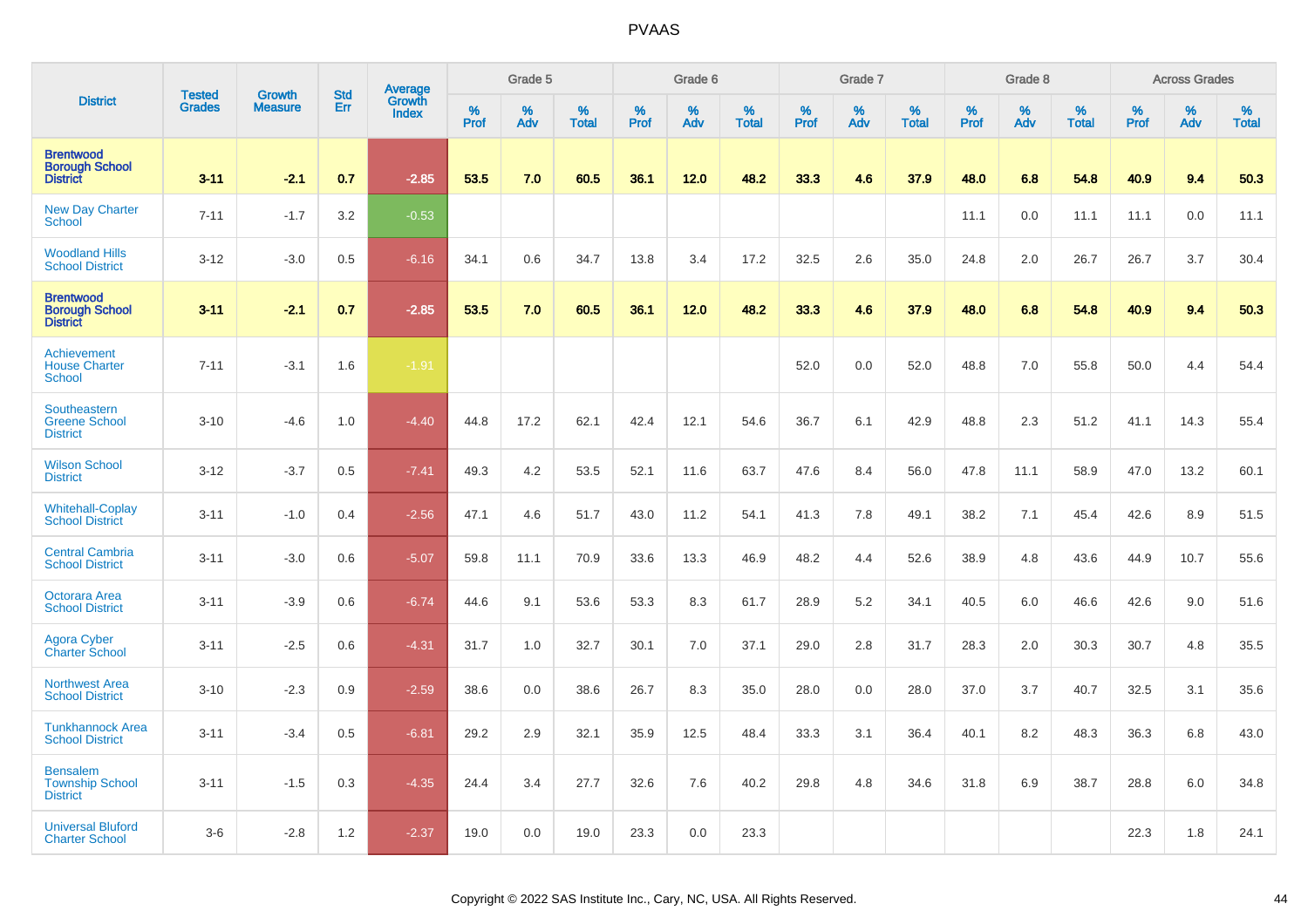| District | Tested Grades | Growth Measure | Std Err | Average Growth Index | Grade 5 | | | Grade 6 | | | Grade 7 | | | Grade 8 | | | Across Grades | | |
|---|---|---|---|---|---|---|---|---|---|---|---|---|---|---|---|---|---|---|---|
| | | | | | % Prof | % Adv | % Total | % Prof | % Adv | % Total | % Prof | % Adv | % Total | % Prof | % Adv | % Total | % Prof | % Adv | % Total |
| **Brentwood Borough School District** | **3-11** | **-2.1** | **0.7** | **-2.85** | **53.5** | **7.0** | **60.5** | **36.1** | **12.0** | **48.2** | **33.3** | **4.6** | **37.9** | **48.0** | **6.8** | **54.8** | **40.9** | **9.4** | **50.3** |
| New Day Charter School | 7-11 | -1.7 | 3.2 | -0.53 | | | | | | | | | | 11.1 | 0.0 | 11.1 | 11.1 | 0.0 | 11.1 |
| Woodland Hills School District | 3-12 | -3.0 | 0.5 | -6.16 | 34.1 | 0.6 | 34.7 | 13.8 | 3.4 | 17.2 | 32.5 | 2.6 | 35.0 | 24.8 | 2.0 | 26.7 | 26.7 | 3.7 | 30.4 |
| **Brentwood Borough School District** | **3-11** | **-2.1** | **0.7** | **-2.85** | **53.5** | **7.0** | **60.5** | **36.1** | **12.0** | **48.2** | **33.3** | **4.6** | **37.9** | **48.0** | **6.8** | **54.8** | **40.9** | **9.4** | **50.3** |
| Achievement House Charter School | 7-11 | -3.1 | 1.6 | -1.91 | | | | | | | 52.0 | 0.0 | 52.0 | 48.8 | 7.0 | 55.8 | 50.0 | 4.4 | 54.4 |
| Southeastern Greene School District | 3-10 | -4.6 | 1.0 | -4.40 | 44.8 | 17.2 | 62.1 | 42.4 | 12.1 | 54.6 | 36.7 | 6.1 | 42.9 | 48.8 | 2.3 | 51.2 | 41.1 | 14.3 | 55.4 |
| Wilson School District | 3-12 | -3.7 | 0.5 | -7.41 | 49.3 | 4.2 | 53.5 | 52.1 | 11.6 | 63.7 | 47.6 | 8.4 | 56.0 | 47.8 | 11.1 | 58.9 | 47.0 | 13.2 | 60.1 |
| Whitehall-Coplay School District | 3-11 | -1.0 | 0.4 | -2.56 | 47.1 | 4.6 | 51.7 | 43.0 | 11.2 | 54.1 | 41.3 | 7.8 | 49.1 | 38.2 | 7.1 | 45.4 | 42.6 | 8.9 | 51.5 |
| Central Cambria School District | 3-11 | -3.0 | 0.6 | -5.07 | 59.8 | 11.1 | 70.9 | 33.6 | 13.3 | 46.9 | 48.2 | 4.4 | 52.6 | 38.9 | 4.8 | 43.6 | 44.9 | 10.7 | 55.6 |
| Octorara Area School District | 3-11 | -3.9 | 0.6 | -6.74 | 44.6 | 9.1 | 53.6 | 53.3 | 8.3 | 61.7 | 28.9 | 5.2 | 34.1 | 40.5 | 6.0 | 46.6 | 42.6 | 9.0 | 51.6 |
| Agora Cyber Charter School | 3-11 | -2.5 | 0.6 | -4.31 | 31.7 | 1.0 | 32.7 | 30.1 | 7.0 | 37.1 | 29.0 | 2.8 | 31.7 | 28.3 | 2.0 | 30.3 | 30.7 | 4.8 | 35.5 |
| Northwest Area School District | 3-10 | -2.3 | 0.9 | -2.59 | 38.6 | 0.0 | 38.6 | 26.7 | 8.3 | 35.0 | 28.0 | 0.0 | 28.0 | 37.0 | 3.7 | 40.7 | 32.5 | 3.1 | 35.6 |
| Tunkhannock Area School District | 3-11 | -3.4 | 0.5 | -6.81 | 29.2 | 2.9 | 32.1 | 35.9 | 12.5 | 48.4 | 33.3 | 3.1 | 36.4 | 40.1 | 8.2 | 48.3 | 36.3 | 6.8 | 43.0 |
| Bensalem Township School District | 3-11 | -1.5 | 0.3 | -4.35 | 24.4 | 3.4 | 27.7 | 32.6 | 7.6 | 40.2 | 29.8 | 4.8 | 34.6 | 31.8 | 6.9 | 38.7 | 28.8 | 6.0 | 34.8 |
| Universal Bluford Charter School | 3-6 | -2.8 | 1.2 | -2.37 | 19.0 | 0.0 | 19.0 | 23.3 | 0.0 | 23.3 | | | | | | | 22.3 | 1.8 | 24.1 |

Copyright © 2022 SAS Institute Inc., Cary, NC, USA. All Rights Reserved.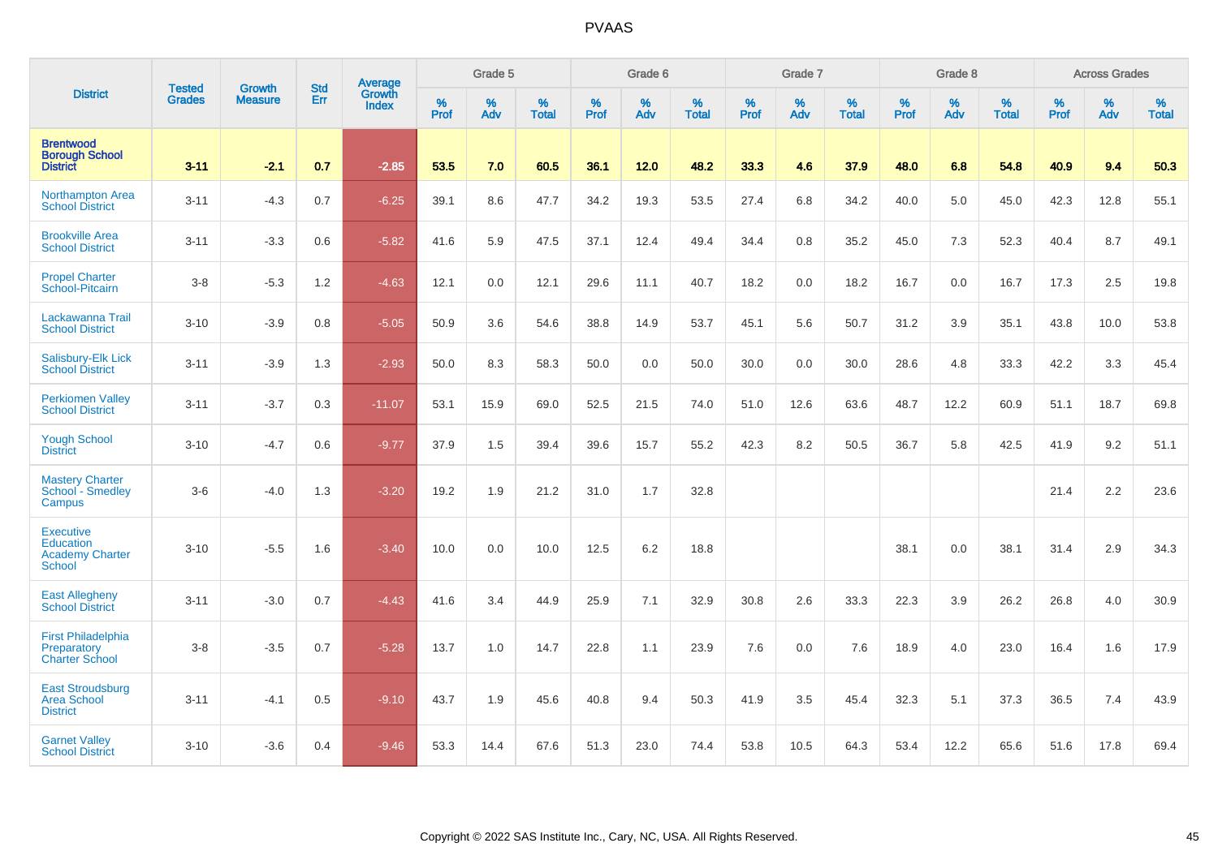# PVAAS

| District | Tested Grades | Growth Measure | Std Err | Average Growth Index | Grade 5 | | | Grade 6 | | | Grade 7 | | | Grade 8 | | | Across Grades | | |
|---|---|---|---|---|---|---|---|---|---|---|---|---|---|---|---|---|---|---|---|
| | | | | | % Prof | % Adv | % Total | % Prof | % Adv | % Total | % Prof | % Adv | % Total | % Prof | % Adv | % Total | % Prof | % Adv | % Total |
| **Brentwood Borough School District** | **3-11** | **-2.1** | **0.7** | **-2.85** | **53.5** | **7.0** | **60.5** | **36.1** | **12.0** | **48.2** | **33.3** | **4.6** | **37.9** | **48.0** | **6.8** | **54.8** | **40.9** | **9.4** | **50.3** |
| Northampton Area School District | 3-11 | -4.3 | 0.7 | -6.25 | 39.1 | 8.6 | 47.7 | 34.2 | 19.3 | 53.5 | 27.4 | 6.8 | 34.2 | 40.0 | 5.0 | 45.0 | 42.3 | 12.8 | 55.1 |
| Brookville Area School District | 3-11 | -3.3 | 0.6 | -5.82 | 41.6 | 5.9 | 47.5 | 37.1 | 12.4 | 49.4 | 34.4 | 0.8 | 35.2 | 45.0 | 7.3 | 52.3 | 40.4 | 8.7 | 49.1 |
| Propel Charter School-Pitcairn | 3-8 | -5.3 | 1.2 | -4.63 | 12.1 | 0.0 | 12.1 | 29.6 | 11.1 | 40.7 | 18.2 | 0.0 | 18.2 | 16.7 | 0.0 | 16.7 | 17.3 | 2.5 | 19.8 |
| Lackawanna Trail School District | 3-10 | -3.9 | 0.8 | -5.05 | 50.9 | 3.6 | 54.6 | 38.8 | 14.9 | 53.7 | 45.1 | 5.6 | 50.7 | 31.2 | 3.9 | 35.1 | 43.8 | 10.0 | 53.8 |
| Salisbury-Elk Lick School District | 3-11 | -3.9 | 1.3 | -2.93 | 50.0 | 8.3 | 58.3 | 50.0 | 0.0 | 50.0 | 30.0 | 0.0 | 30.0 | 28.6 | 4.8 | 33.3 | 42.2 | 3.3 | 45.4 |
| Perkiomen Valley School District | 3-11 | -3.7 | 0.3 | -11.07 | 53.1 | 15.9 | 69.0 | 52.5 | 21.5 | 74.0 | 51.0 | 12.6 | 63.6 | 48.7 | 12.2 | 60.9 | 51.1 | 18.7 | 69.8 |
| Yough School District | 3-10 | -4.7 | 0.6 | -9.77 | 37.9 | 1.5 | 39.4 | 39.6 | 15.7 | 55.2 | 42.3 | 8.2 | 50.5 | 36.7 | 5.8 | 42.5 | 41.9 | 9.2 | 51.1 |
| Mastery Charter School - Smedley Campus | 3-6 | -4.0 | 1.3 | -3.20 | 19.2 | 1.9 | 21.2 | 31.0 | 1.7 | 32.8 | | | | | | | 21.4 | 2.2 | 23.6 |
| Executive Education Academy Charter School | 3-10 | -5.5 | 1.6 | -3.40 | 10.0 | 0.0 | 10.0 | 12.5 | 6.2 | 18.8 | | | | 38.1 | 0.0 | 38.1 | 31.4 | 2.9 | 34.3 |
| East Allegheny School District | 3-11 | -3.0 | 0.7 | -4.43 | 41.6 | 3.4 | 44.9 | 25.9 | 7.1 | 32.9 | 30.8 | 2.6 | 33.3 | 22.3 | 3.9 | 26.2 | 26.8 | 4.0 | 30.9 |
| First Philadelphia Preparatory Charter School | 3-8 | -3.5 | 0.7 | -5.28 | 13.7 | 1.0 | 14.7 | 22.8 | 1.1 | 23.9 | 7.6 | 0.0 | 7.6 | 18.9 | 4.0 | 23.0 | 16.4 | 1.6 | 17.9 |
| East Stroudsburg Area School District | 3-11 | -4.1 | 0.5 | -9.10 | 43.7 | 1.9 | 45.6 | 40.8 | 9.4 | 50.3 | 41.9 | 3.5 | 45.4 | 32.3 | 5.1 | 37.3 | 36.5 | 7.4 | 43.9 |
| Garnet Valley School District | 3-10 | -3.6 | 0.4 | -9.46 | 53.3 | 14.4 | 67.6 | 51.3 | 23.0 | 74.4 | 53.8 | 10.5 | 64.3 | 53.4 | 12.2 | 65.6 | 51.6 | 17.8 | 69.4 |

Copyright © 2022 SAS Institute Inc., Cary, NC, USA. All Rights Reserved.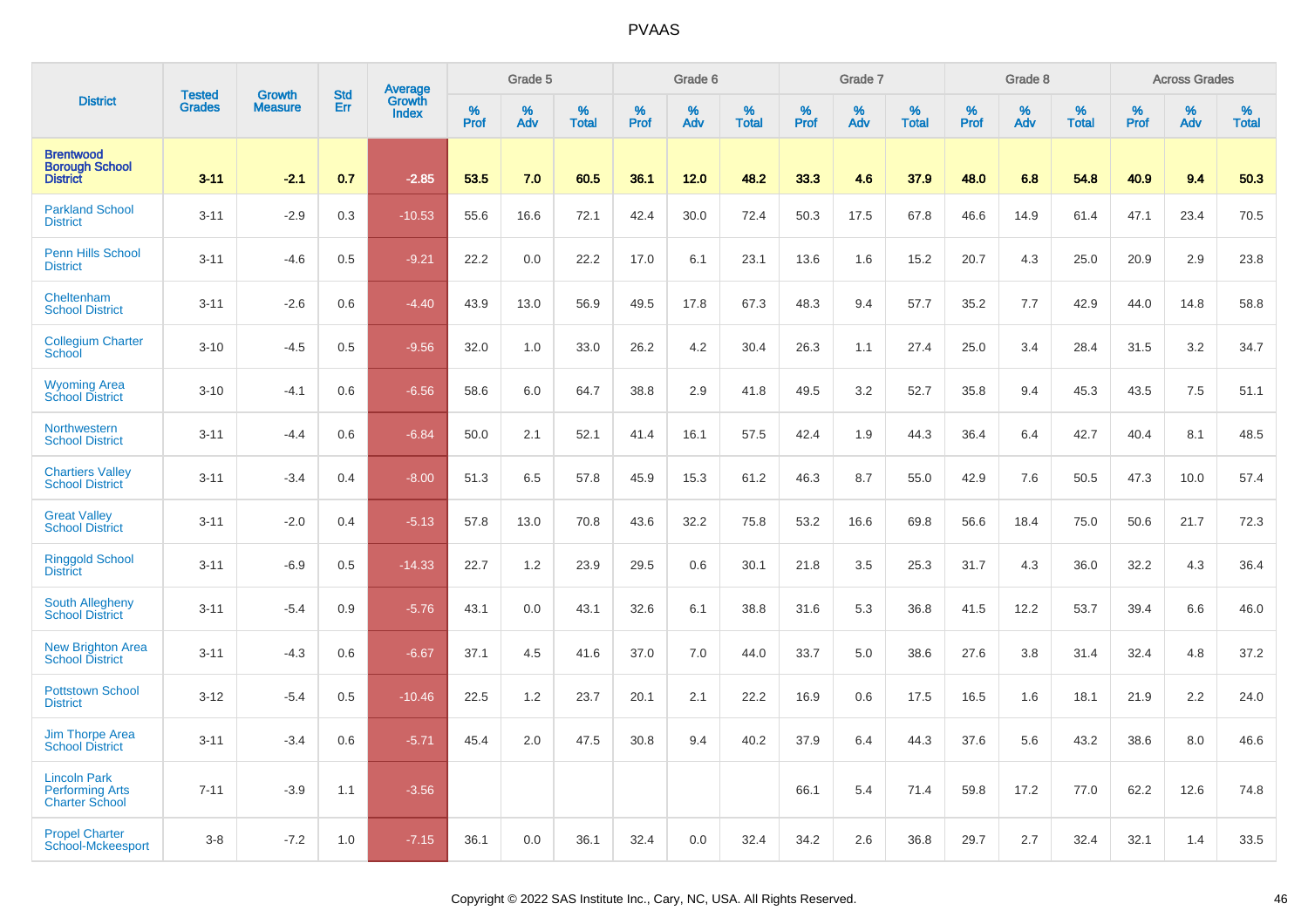# PVAAS

| District | Tested Grades | Growth Measure | Std Err | Average Growth Index | Grade 5 | | | Grade 6 | | | Grade 7 | | | Grade 8 | | | Across Grades | | |
|---|---|---|---|---|---|---|---|---|---|---|---|---|---|---|---|---|---|---|---|
| | | | | | % Prof | % Adv | % Total | % Prof | % Adv | % Total | % Prof | % Adv | % Total | % Prof | % Adv | % Total | % Prof | % Adv | % Total |
| **Brentwood Borough School District** | **3-11** | **-2.1** | **0.7** | **-2.85** | **53.5** | **7.0** | **60.5** | **36.1** | **12.0** | **48.2** | **33.3** | **4.6** | **37.9** | **48.0** | **6.8** | **54.8** | **40.9** | **9.4** | **50.3** |
| Parkland School District | 3-11 | -2.9 | 0.3 | -10.53 | 55.6 | 16.6 | 72.1 | 42.4 | 30.0 | 72.4 | 50.3 | 17.5 | 67.8 | 46.6 | 14.9 | 61.4 | 47.1 | 23.4 | 70.5 |
| Penn Hills School District | 3-11 | -4.6 | 0.5 | -9.21 | 22.2 | 0.0 | 22.2 | 17.0 | 6.1 | 23.1 | 13.6 | 1.6 | 15.2 | 20.7 | 4.3 | 25.0 | 20.9 | 2.9 | 23.8 |
| Cheltenham School District | 3-11 | -2.6 | 0.6 | -4.40 | 43.9 | 13.0 | 56.9 | 49.5 | 17.8 | 67.3 | 48.3 | 9.4 | 57.7 | 35.2 | 7.7 | 42.9 | 44.0 | 14.8 | 58.8 |
| Collegium Charter School | 3-10 | -4.5 | 0.5 | -9.56 | 32.0 | 1.0 | 33.0 | 26.2 | 4.2 | 30.4 | 26.3 | 1.1 | 27.4 | 25.0 | 3.4 | 28.4 | 31.5 | 3.2 | 34.7 |
| Wyoming Area School District | 3-10 | -4.1 | 0.6 | -6.56 | 58.6 | 6.0 | 64.7 | 38.8 | 2.9 | 41.8 | 49.5 | 3.2 | 52.7 | 35.8 | 9.4 | 45.3 | 43.5 | 7.5 | 51.1 |
| Northwestern School District | 3-11 | -4.4 | 0.6 | -6.84 | 50.0 | 2.1 | 52.1 | 41.4 | 16.1 | 57.5 | 42.4 | 1.9 | 44.3 | 36.4 | 6.4 | 42.7 | 40.4 | 8.1 | 48.5 |
| Chartiers Valley School District | 3-11 | -3.4 | 0.4 | -8.00 | 51.3 | 6.5 | 57.8 | 45.9 | 15.3 | 61.2 | 46.3 | 8.7 | 55.0 | 42.9 | 7.6 | 50.5 | 47.3 | 10.0 | 57.4 |
| Great Valley School District | 3-11 | -2.0 | 0.4 | -5.13 | 57.8 | 13.0 | 70.8 | 43.6 | 32.2 | 75.8 | 53.2 | 16.6 | 69.8 | 56.6 | 18.4 | 75.0 | 50.6 | 21.7 | 72.3 |
| Ringgold School District | 3-11 | -6.9 | 0.5 | -14.33 | 22.7 | 1.2 | 23.9 | 29.5 | 0.6 | 30.1 | 21.8 | 3.5 | 25.3 | 31.7 | 4.3 | 36.0 | 32.2 | 4.3 | 36.4 |
| South Allegheny School District | 3-11 | -5.4 | 0.9 | -5.76 | 43.1 | 0.0 | 43.1 | 32.6 | 6.1 | 38.8 | 31.6 | 5.3 | 36.8 | 41.5 | 12.2 | 53.7 | 39.4 | 6.6 | 46.0 |
| New Brighton Area School District | 3-11 | -4.3 | 0.6 | -6.67 | 37.1 | 4.5 | 41.6 | 37.0 | 7.0 | 44.0 | 33.7 | 5.0 | 38.6 | 27.6 | 3.8 | 31.4 | 32.4 | 4.8 | 37.2 |
| Pottstown School District | 3-12 | -5.4 | 0.5 | -10.46 | 22.5 | 1.2 | 23.7 | 20.1 | 2.1 | 22.2 | 16.9 | 0.6 | 17.5 | 16.5 | 1.6 | 18.1 | 21.9 | 2.2 | 24.0 |
| Jim Thorpe Area School District | 3-11 | -3.4 | 0.6 | -5.71 | 45.4 | 2.0 | 47.5 | 30.8 | 9.4 | 40.2 | 37.9 | 6.4 | 44.3 | 37.6 | 5.6 | 43.2 | 38.6 | 8.0 | 46.6 |
| Lincoln Park Performing Arts Charter School | 7-11 | -3.9 | 1.1 | -3.56 | | | | | | | 66.1 | 5.4 | 71.4 | 59.8 | 17.2 | 77.0 | 62.2 | 12.6 | 74.8 |
| Propel Charter School-Mckeesport | 3-8 | -7.2 | 1.0 | -7.15 | 36.1 | 0.0 | 36.1 | 32.4 | 0.0 | 32.4 | 34.2 | 2.6 | 36.8 | 29.7 | 2.7 | 32.4 | 32.1 | 1.4 | 33.5 |

Copyright © 2022 SAS Institute Inc., Cary, NC, USA. All Rights Reserved.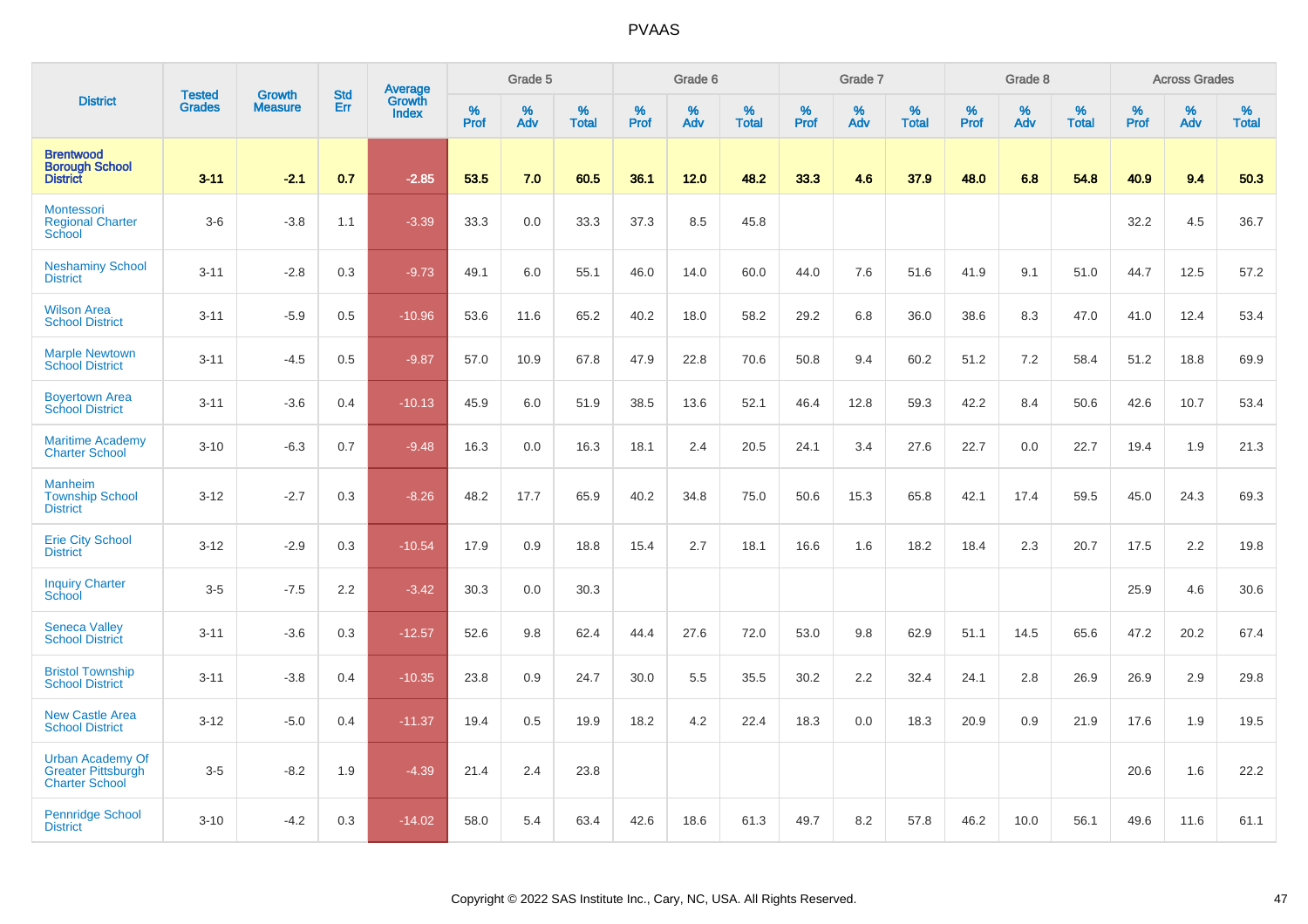# PVAAS

| District | Tested Grades | Growth Measure | Std Err | Average Growth Index | Grade 5 | | | Grade 6 | | | Grade 7 | | | Grade 8 | | | Across Grades | | |
|---|---|---|---|---|---|---|---|---|---|---|---|---|---|---|---|---|---|---|---|
| | | | | | % Prof | % Adv | % Total | % Prof | % Adv | % Total | % Prof | % Adv | % Total | % Prof | % Adv | % Total | % Prof | % Adv | % Total |
| **Brentwood Borough School District** | **3-11** | **-2.1** | **0.7** | **-2.85** | **53.5** | **7.0** | **60.5** | **36.1** | **12.0** | **48.2** | **33.3** | **4.6** | **37.9** | **48.0** | **6.8** | **54.8** | **40.9** | **9.4** | **50.3** |
| Montessori Regional Charter School | 3-6 | -3.8 | 1.1 | -3.39 | 33.3 | 0.0 | 33.3 | 37.3 | 8.5 | 45.8 | | | | | | | 32.2 | 4.5 | 36.7 |
| Neshaminy School District | 3-11 | -2.8 | 0.3 | -9.73 | 49.1 | 6.0 | 55.1 | 46.0 | 14.0 | 60.0 | 44.0 | 7.6 | 51.6 | 41.9 | 9.1 | 51.0 | 44.7 | 12.5 | 57.2 |
| Wilson Area School District | 3-11 | -5.9 | 0.5 | -10.96 | 53.6 | 11.6 | 65.2 | 40.2 | 18.0 | 58.2 | 29.2 | 6.8 | 36.0 | 38.6 | 8.3 | 47.0 | 41.0 | 12.4 | 53.4 |
| Marple Newtown School District | 3-11 | -4.5 | 0.5 | -9.87 | 57.0 | 10.9 | 67.8 | 47.9 | 22.8 | 70.6 | 50.8 | 9.4 | 60.2 | 51.2 | 7.2 | 58.4 | 51.2 | 18.8 | 69.9 |
| Boyertown Area School District | 3-11 | -3.6 | 0.4 | -10.13 | 45.9 | 6.0 | 51.9 | 38.5 | 13.6 | 52.1 | 46.4 | 12.8 | 59.3 | 42.2 | 8.4 | 50.6 | 42.6 | 10.7 | 53.4 |
| Maritime Academy Charter School | 3-10 | -6.3 | 0.7 | -9.48 | 16.3 | 0.0 | 16.3 | 18.1 | 2.4 | 20.5 | 24.1 | 3.4 | 27.6 | 22.7 | 0.0 | 22.7 | 19.4 | 1.9 | 21.3 |
| Manheim Township School District | 3-12 | -2.7 | 0.3 | -8.26 | 48.2 | 17.7 | 65.9 | 40.2 | 34.8 | 75.0 | 50.6 | 15.3 | 65.8 | 42.1 | 17.4 | 59.5 | 45.0 | 24.3 | 69.3 |
| Erie City School District | 3-12 | -2.9 | 0.3 | -10.54 | 17.9 | 0.9 | 18.8 | 15.4 | 2.7 | 18.1 | 16.6 | 1.6 | 18.2 | 18.4 | 2.3 | 20.7 | 17.5 | 2.2 | 19.8 |
| Inquiry Charter School | 3-5 | -7.5 | 2.2 | -3.42 | 30.3 | 0.0 | 30.3 | | | | | | | | | | 25.9 | 4.6 | 30.6 |
| Seneca Valley School District | 3-11 | -3.6 | 0.3 | -12.57 | 52.6 | 9.8 | 62.4 | 44.4 | 27.6 | 72.0 | 53.0 | 9.8 | 62.9 | 51.1 | 14.5 | 65.6 | 47.2 | 20.2 | 67.4 |
| Bristol Township School District | 3-11 | -3.8 | 0.4 | -10.35 | 23.8 | 0.9 | 24.7 | 30.0 | 5.5 | 35.5 | 30.2 | 2.2 | 32.4 | 24.1 | 2.8 | 26.9 | 26.9 | 2.9 | 29.8 |
| New Castle Area School District | 3-12 | -5.0 | 0.4 | -11.37 | 19.4 | 0.5 | 19.9 | 18.2 | 4.2 | 22.4 | 18.3 | 0.0 | 18.3 | 20.9 | 0.9 | 21.9 | 17.6 | 1.9 | 19.5 |
| Urban Academy Of Greater Pittsburgh Charter School | 3-5 | -8.2 | 1.9 | -4.39 | 21.4 | 2.4 | 23.8 | | | | | | | | | | 20.6 | 1.6 | 22.2 |
| Pennridge School District | 3-10 | -4.2 | 0.3 | -14.02 | 58.0 | 5.4 | 63.4 | 42.6 | 18.6 | 61.3 | 49.7 | 8.2 | 57.8 | 46.2 | 10.0 | 56.1 | 49.6 | 11.6 | 61.1 |

Copyright © 2022 SAS Institute Inc., Cary, NC, USA. All Rights Reserved.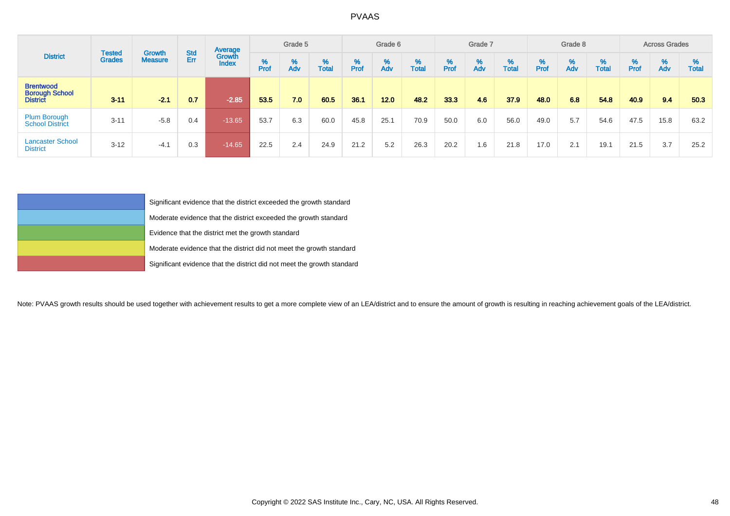# PVAAS

| District | Tested Grades | Growth Measure | Std Err | Average Growth Index | Grade 5 | | | Grade 6 | | | Grade 7 | | | Grade 8 | | | Across Grades | | |
|---|---|---|---|---|---|---|---|---|---|---|---|---|---|---|---|---|---|---|---|
| | | | | | % Prof | % Adv | % Total | % Prof | % Adv | % Total | % Prof | % Adv | % Total | % Prof | % Adv | % Total | % Prof | % Adv | % Total |
| **Brentwood Borough School District** | **3-11** | **-2.1** | **0.7** | **-2.85** | **53.5** | **7.0** | **60.5** | **36.1** | **12.0** | **48.2** | **33.3** | **4.6** | **37.9** | **48.0** | **6.8** | **54.8** | **40.9** | **9.4** | **50.3** |
| Plum Borough School District | 3-11 | -5.8 | 0.4 | -13.65 | 53.7 | 6.3 | 60.0 | 45.8 | 25.1 | 70.9 | 50.0 | 6.0 | 56.0 | 49.0 | 5.7 | 54.6 | 47.5 | 15.8 | 63.2 |
| Lancaster School District | 3-12 | -4.1 | 0.3 | -14.65 | 22.5 | 2.4 | 24.9 | 21.2 | 5.2 | 26.3 | 20.2 | 1.6 | 21.8 | 17.0 | 2.1 | 19.1 | 21.5 | 3.7 | 25.2 |

- Significant evidence that the district exceeded the growth standard
- Moderate evidence that the district exceeded the growth standard
- Evidence that the district met the growth standard
- Moderate evidence that the district did not meet the growth standard
- Significant evidence that the district did not meet the growth standard

Note: PVAAS growth results should be used together with achievement results to get a more complete view of an LEA/district and to ensure the amount of growth is resulting in reaching achievement goals of the LEA/district.

Copyright © 2022 SAS Institute Inc., Cary, NC, USA. All Rights Reserved.